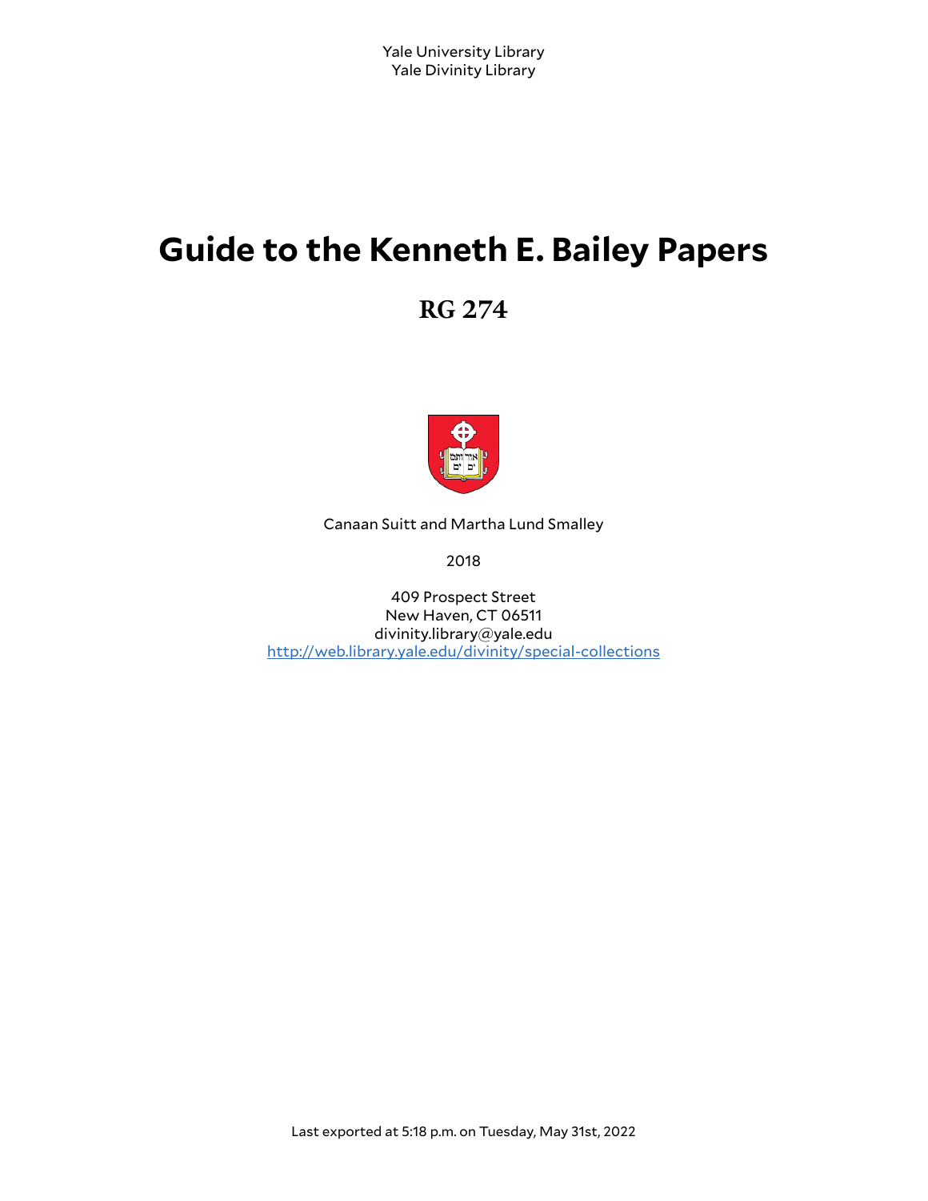Yale University Library
Yale Divinity Library

# Guide to the Kenneth E. Bailey Papers

## RG 274

Canaan Suitt and Martha Lund Smalley

2018

409 Prospect Street
New Haven, CT 06511
divinity.library@yale.edu
http://web.library.yale.edu/divinity/special-collections

Last exported at 5:18 p.m. on Tuesday, May 31st, 2022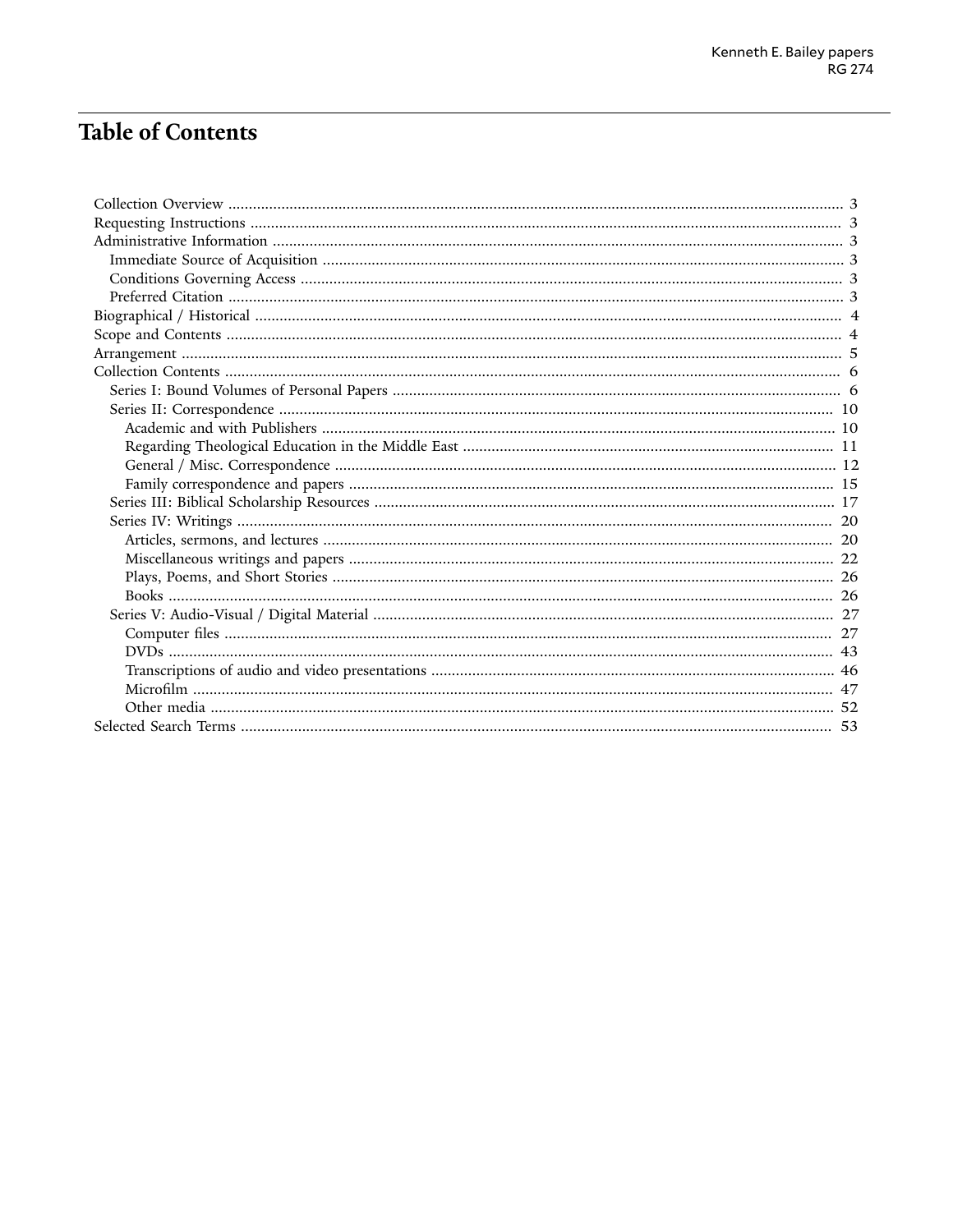# Table of Contents

- Collection Overview ... 3
- Requesting Instructions ... 3
- Administrative Information ... 3
  - Immediate Source of Acquisition ... 3
  - Conditions Governing Access ... 3
  - Preferred Citation ... 3
- Biographical / Historical ... 4
- Scope and Contents ... 4
- Arrangement ... 5
- Collection Contents ... 6
  - Series I: Bound Volumes of Personal Papers ... 6
  - Series II: Correspondence ... 10
    - Academic and with Publishers ... 10
    - Regarding Theological Education in the Middle East ... 11
    - General / Misc. Correspondence ... 12
    - Family correspondence and papers ... 15
  - Series III: Biblical Scholarship Resources ... 17
  - Series IV: Writings ... 20
    - Articles, sermons, and lectures ... 20
    - Miscellaneous writings and papers ... 22
    - Plays, Poems, and Short Stories ... 26
    - Books ... 26
  - Series V: Audio-Visual / Digital Material ... 27
    - Computer files ... 27
    - DVDs ... 43
    - Transcriptions of audio and video presentations ... 46
    - Microfilm ... 47
    - Other media ... 52
- Selected Search Terms ... 53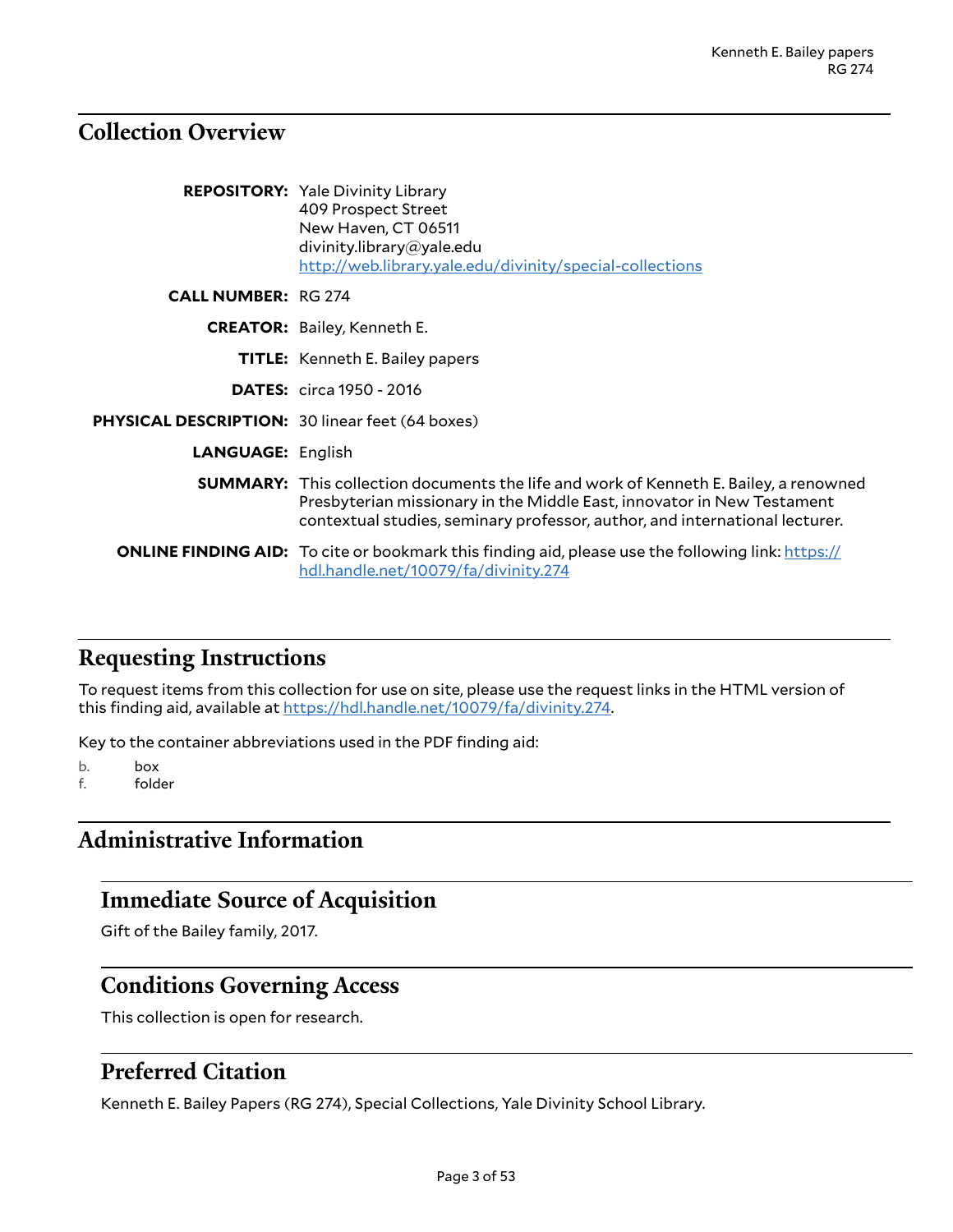## Collection Overview

**REPOSITORY:** Yale Divinity Library
409 Prospect Street
New Haven, CT 06511
divinity.library@yale.edu
http://web.library.yale.edu/divinity/special-collections

**CALL NUMBER:** RG 274

**CREATOR:** Bailey, Kenneth E.

**TITLE:** Kenneth E. Bailey papers

**DATES:** circa 1950 - 2016

**PHYSICAL DESCRIPTION:** 30 linear feet (64 boxes)

**LANGUAGE:** English

**SUMMARY:** This collection documents the life and work of Kenneth E. Bailey, a renowned Presbyterian missionary in the Middle East, innovator in New Testament contextual studies, seminary professor, author, and international lecturer.

**ONLINE FINDING AID:** To cite or bookmark this finding aid, please use the following link: https://hdl.handle.net/10079/fa/divinity.274

## Requesting Instructions

To request items from this collection for use on site, please use the request links in the HTML version of this finding aid, available at https://hdl.handle.net/10079/fa/divinity.274.

Key to the container abbreviations used in the PDF finding aid:

b. box
f. folder

## Administrative Information

### Immediate Source of Acquisition

Gift of the Bailey family, 2017.

### Conditions Governing Access

This collection is open for research.

### Preferred Citation

Kenneth E. Bailey Papers (RG 274), Special Collections, Yale Divinity School Library.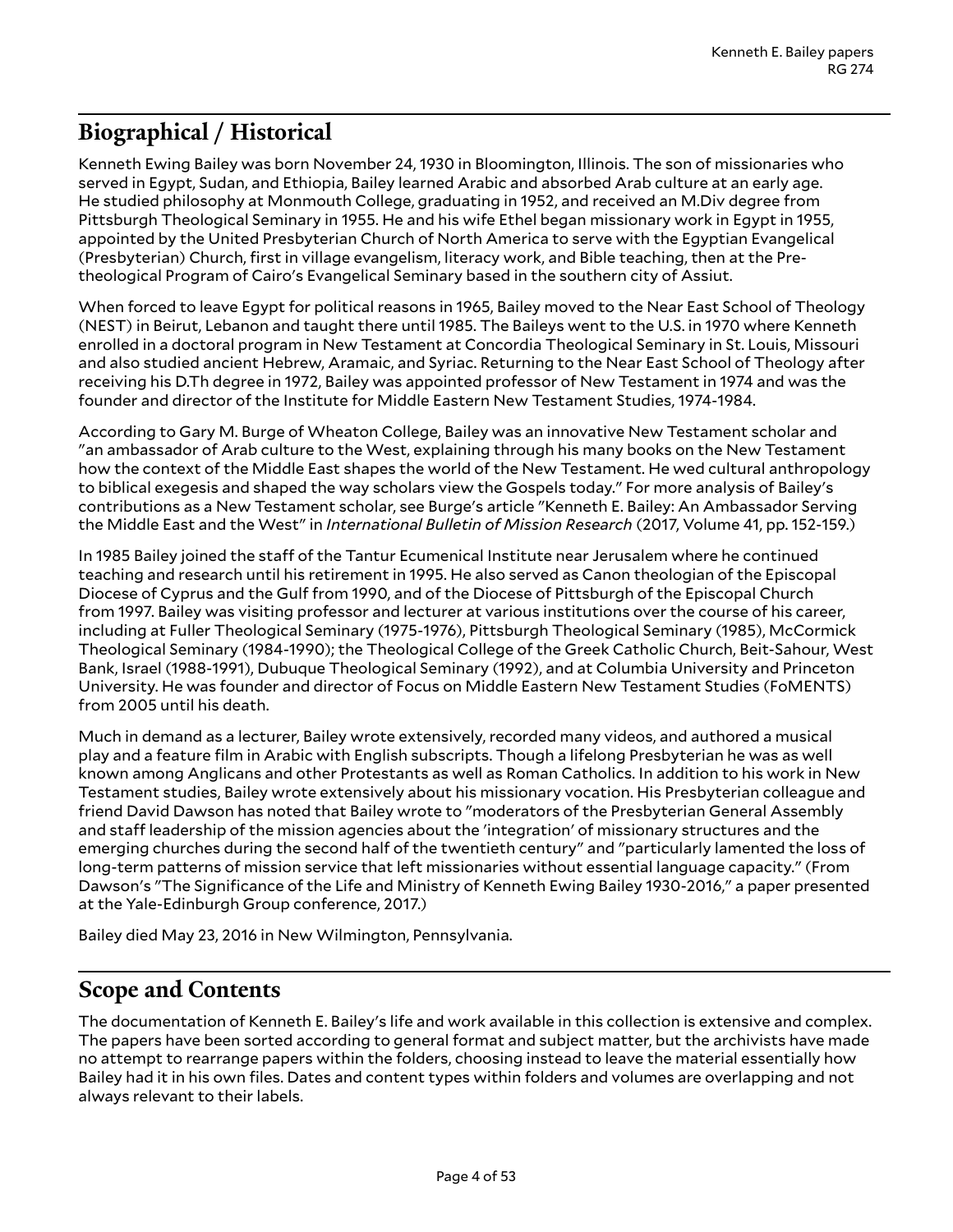## Biographical / Historical

Kenneth Ewing Bailey was born November 24, 1930 in Bloomington, Illinois. The son of missionaries who served in Egypt, Sudan, and Ethiopia, Bailey learned Arabic and absorbed Arab culture at an early age. He studied philosophy at Monmouth College, graduating in 1952, and received an M.Div degree from Pittsburgh Theological Seminary in 1955. He and his wife Ethel began missionary work in Egypt in 1955, appointed by the United Presbyterian Church of North America to serve with the Egyptian Evangelical (Presbyterian) Church, first in village evangelism, literacy work, and Bible teaching, then at the Pre-theological Program of Cairo's Evangelical Seminary based in the southern city of Assiut.

When forced to leave Egypt for political reasons in 1965, Bailey moved to the Near East School of Theology (NEST) in Beirut, Lebanon and taught there until 1985. The Baileys went to the U.S. in 1970 where Kenneth enrolled in a doctoral program in New Testament at Concordia Theological Seminary in St. Louis, Missouri and also studied ancient Hebrew, Aramaic, and Syriac. Returning to the Near East School of Theology after receiving his D.Th degree in 1972, Bailey was appointed professor of New Testament in 1974 and was the founder and director of the Institute for Middle Eastern New Testament Studies, 1974-1984.

According to Gary M. Burge of Wheaton College, Bailey was an innovative New Testament scholar and "an ambassador of Arab culture to the West, explaining through his many books on the New Testament how the context of the Middle East shapes the world of the New Testament. He wed cultural anthropology to biblical exegesis and shaped the way scholars view the Gospels today." For more analysis of Bailey's contributions as a New Testament scholar, see Burge's article "Kenneth E. Bailey: An Ambassador Serving the Middle East and the West" in *International Bulletin of Mission Research* (2017, Volume 41, pp. 152-159.)

In 1985 Bailey joined the staff of the Tantur Ecumenical Institute near Jerusalem where he continued teaching and research until his retirement in 1995. He also served as Canon theologian of the Episcopal Diocese of Cyprus and the Gulf from 1990, and of the Diocese of Pittsburgh of the Episcopal Church from 1997. Bailey was visiting professor and lecturer at various institutions over the course of his career, including at Fuller Theological Seminary (1975-1976), Pittsburgh Theological Seminary (1985), McCormick Theological Seminary (1984-1990); the Theological College of the Greek Catholic Church, Beit-Sahour, West Bank, Israel (1988-1991), Dubuque Theological Seminary (1992), and at Columbia University and Princeton University. He was founder and director of Focus on Middle Eastern New Testament Studies (FoMENTS) from 2005 until his death.

Much in demand as a lecturer, Bailey wrote extensively, recorded many videos, and authored a musical play and a feature film in Arabic with English subscripts. Though a lifelong Presbyterian he was as well known among Anglicans and other Protestants as well as Roman Catholics. In addition to his work in New Testament studies, Bailey wrote extensively about his missionary vocation. His Presbyterian colleague and friend David Dawson has noted that Bailey wrote to "moderators of the Presbyterian General Assembly and staff leadership of the mission agencies about the 'integration' of missionary structures and the emerging churches during the second half of the twentieth century" and "particularly lamented the loss of long-term patterns of mission service that left missionaries without essential language capacity." (From Dawson's "The Significance of the Life and Ministry of Kenneth Ewing Bailey 1930-2016," a paper presented at the Yale-Edinburgh Group conference, 2017.)

Bailey died May 23, 2016 in New Wilmington, Pennsylvania.

## Scope and Contents

The documentation of Kenneth E. Bailey's life and work available in this collection is extensive and complex. The papers have been sorted according to general format and subject matter, but the archivists have made no attempt to rearrange papers within the folders, choosing instead to leave the material essentially how Bailey had it in his own files. Dates and content types within folders and volumes are overlapping and not always relevant to their labels.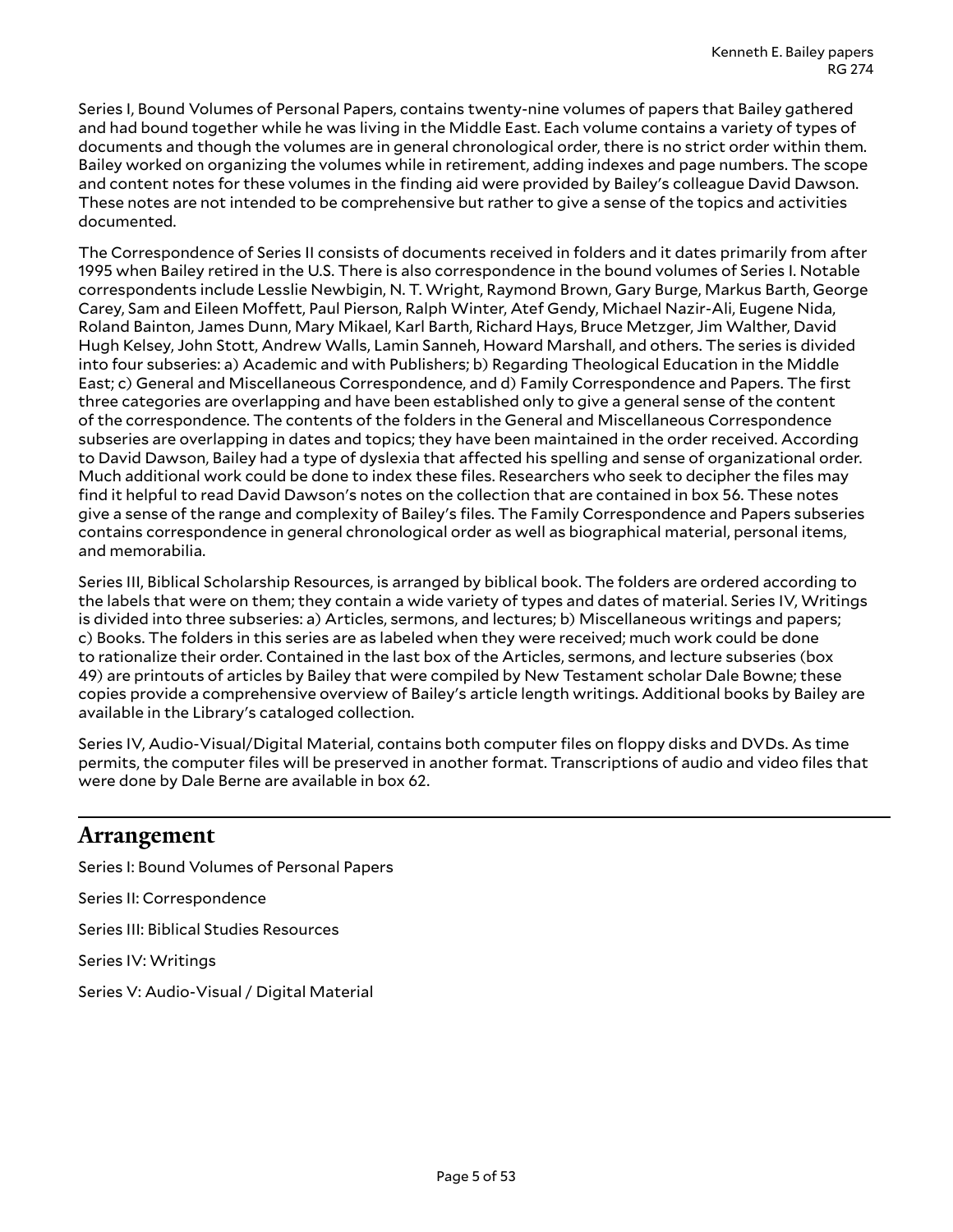Series I, Bound Volumes of Personal Papers, contains twenty-nine volumes of papers that Bailey gathered and had bound together while he was living in the Middle East. Each volume contains a variety of types of documents and though the volumes are in general chronological order, there is no strict order within them. Bailey worked on organizing the volumes while in retirement, adding indexes and page numbers. The scope and content notes for these volumes in the finding aid were provided by Bailey's colleague David Dawson. These notes are not intended to be comprehensive but rather to give a sense of the topics and activities documented.

The Correspondence of Series II consists of documents received in folders and it dates primarily from after 1995 when Bailey retired in the U.S. There is also correspondence in the bound volumes of Series I. Notable correspondents include Lesslie Newbigin, N. T. Wright, Raymond Brown, Gary Burge, Markus Barth, George Carey, Sam and Eileen Moffett, Paul Pierson, Ralph Winter, Atef Gendy, Michael Nazir-Ali, Eugene Nida, Roland Bainton, James Dunn, Mary Mikael, Karl Barth, Richard Hays, Bruce Metzger, Jim Walther, David Hugh Kelsey, John Stott, Andrew Walls, Lamin Sanneh, Howard Marshall, and others. The series is divided into four subseries: a) Academic and with Publishers; b) Regarding Theological Education in the Middle East; c) General and Miscellaneous Correspondence, and d) Family Correspondence and Papers. The first three categories are overlapping and have been established only to give a general sense of the content of the correspondence. The contents of the folders in the General and Miscellaneous Correspondence subseries are overlapping in dates and topics; they have been maintained in the order received. According to David Dawson, Bailey had a type of dyslexia that affected his spelling and sense of organizational order. Much additional work could be done to index these files. Researchers who seek to decipher the files may find it helpful to read David Dawson's notes on the collection that are contained in box 56. These notes give a sense of the range and complexity of Bailey's files. The Family Correspondence and Papers subseries contains correspondence in general chronological order as well as biographical material, personal items, and memorabilia.

Series III, Biblical Scholarship Resources, is arranged by biblical book. The folders are ordered according to the labels that were on them; they contain a wide variety of types and dates of material. Series IV, Writings is divided into three subseries: a) Articles, sermons, and lectures; b) Miscellaneous writings and papers; c) Books. The folders in this series are as labeled when they were received; much work could be done to rationalize their order. Contained in the last box of the Articles, sermons, and lecture subseries (box 49) are printouts of articles by Bailey that were compiled by New Testament scholar Dale Bowne; these copies provide a comprehensive overview of Bailey's article length writings. Additional books by Bailey are available in the Library's cataloged collection.

Series IV, Audio-Visual/Digital Material, contains both computer files on floppy disks and DVDs. As time permits, the computer files will be preserved in another format. Transcriptions of audio and video files that were done by Dale Berne are available in box 62.

## Arrangement

Series I: Bound Volumes of Personal Papers

Series II: Correspondence

Series III: Biblical Studies Resources

Series IV: Writings

Series V: Audio-Visual / Digital Material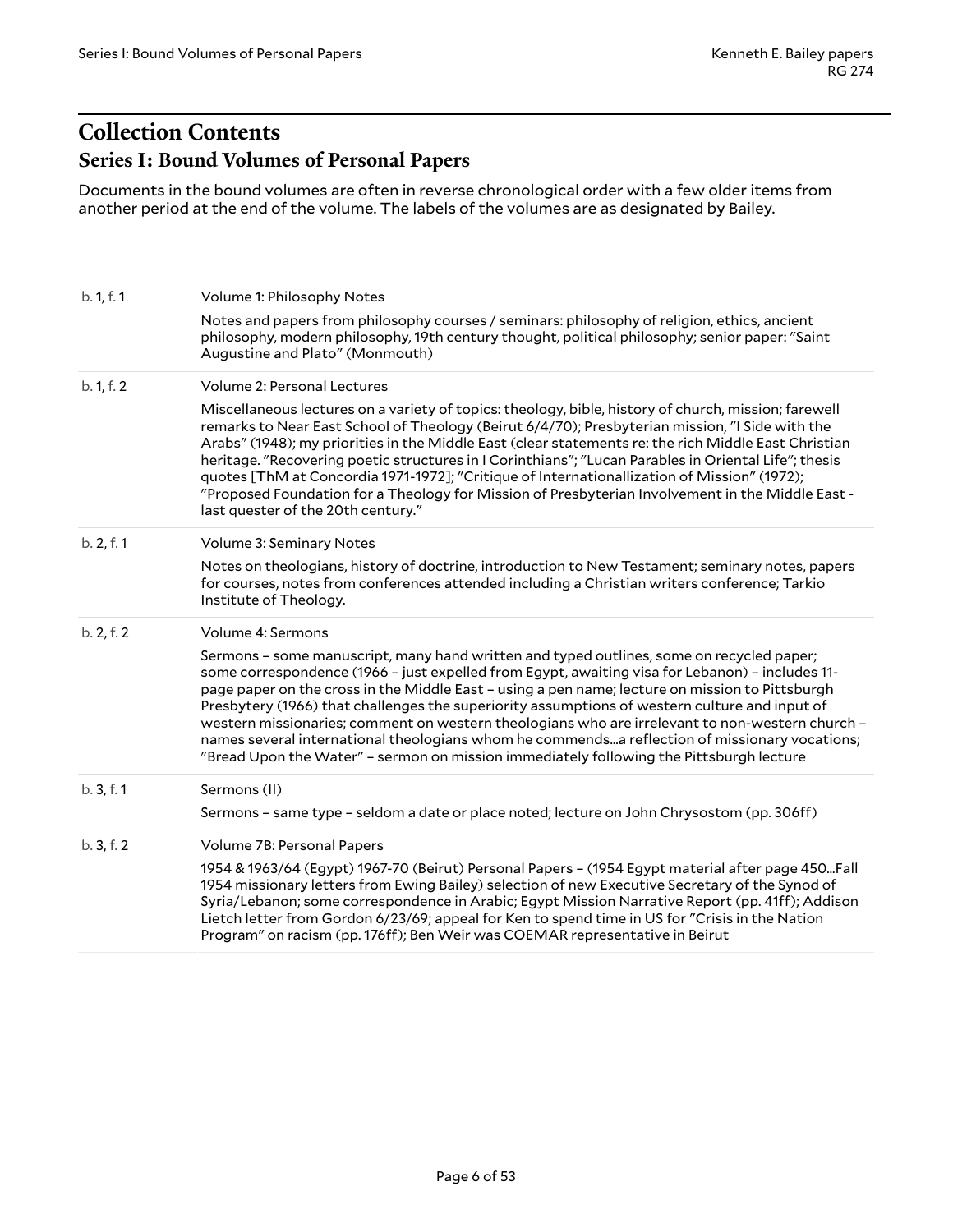# Collection Contents

## Series I: Bound Volumes of Personal Papers

Documents in the bound volumes are often in reverse chronological order with a few older items from another period at the end of the volume. The labels of the volumes are as designated by Bailey.

| | |
|---|---|
| b. 1, f. 1 | Volume 1: Philosophy Notes<br><br>Notes and papers from philosophy courses / seminars: philosophy of religion, ethics, ancient philosophy, modern philosophy, 19th century thought, political philosophy; senior paper: "Saint Augustine and Plato" (Monmouth) |
| b. 1, f. 2 | Volume 2: Personal Lectures<br><br>Miscellaneous lectures on a variety of topics: theology, bible, history of church, mission; farewell remarks to Near East School of Theology (Beirut 6/4/70); Presbyterian mission, "I Side with the Arabs" (1948); my priorities in the Middle East (clear statements re: the rich Middle East Christian heritage. "Recovering poetic structures in I Corinthians"; "Lucan Parables in Oriental Life"; thesis quotes [ThM at Concordia 1971-1972]; "Critique of Internationallization of Mission" (1972); "Proposed Foundation for a Theology for Mission of Presbyterian Involvement in the Middle East - last quester of the 20th century." |
| b. 2, f. 1 | Volume 3: Seminary Notes<br><br>Notes on theologians, history of doctrine, introduction to New Testament; seminary notes, papers for courses, notes from conferences attended including a Christian writers conference; Tarkio Institute of Theology. |
| b. 2, f. 2 | Volume 4: Sermons<br><br>Sermons – some manuscript, many hand written and typed outlines, some on recycled paper; some correspondence (1966 – just expelled from Egypt, awaiting visa for Lebanon) – includes 11-page paper on the cross in the Middle East – using a pen name; lecture on mission to Pittsburgh Presbytery (1966) that challenges the superiority assumptions of western culture and input of western missionaries; comment on western theologians who are irrelevant to non-western church – names several international theologians whom he commends...a reflection of missionary vocations; "Bread Upon the Water" – sermon on mission immediately following the Pittsburgh lecture |
| b. 3, f. 1 | Sermons (II)<br><br>Sermons – same type – seldom a date or place noted; lecture on John Chrysostom (pp. 306ff) |
| b. 3, f. 2 | Volume 7B: Personal Papers<br><br>1954 & 1963/64 (Egypt) 1967-70 (Beirut) Personal Papers – (1954 Egypt material after page 450...Fall 1954 missionary letters from Ewing Bailey) selection of new Executive Secretary of the Synod of Syria/Lebanon; some correspondence in Arabic; Egypt Mission Narrative Report (pp. 41ff); Addison Lietch letter from Gordon 6/23/69; appeal for Ken to spend time in US for "Crisis in the Nation Program" on racism (pp. 176ff); Ben Weir was COEMAR representative in Beirut |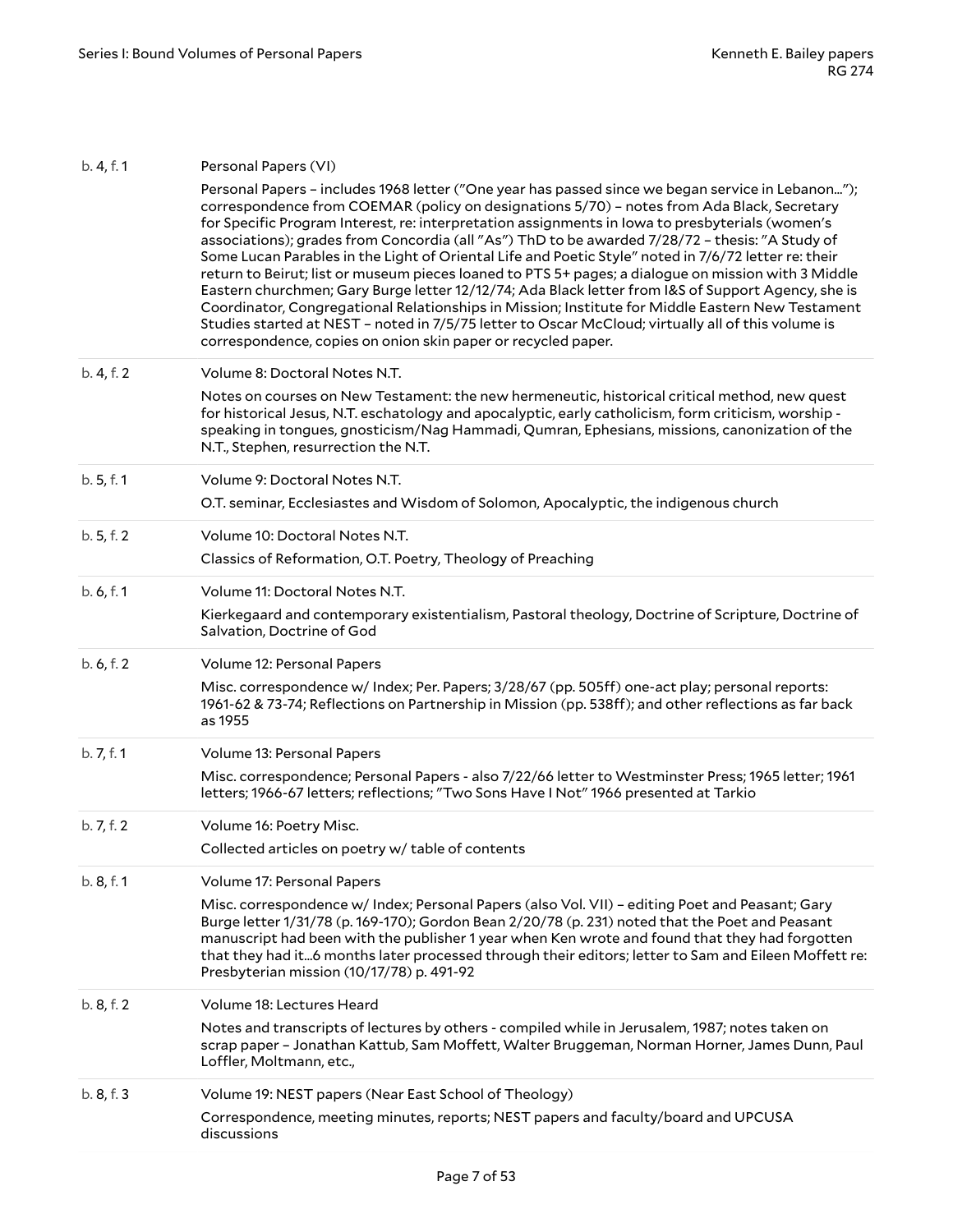| | |
|---|---|
| b. 4, f. 1 | Personal Papers (VI)<br><br>Personal Papers – includes 1968 letter ("One year has passed since we began service in Lebanon..."); correspondence from COEMAR (policy on designations 5/70) – notes from Ada Black, Secretary for Specific Program Interest, re: interpretation assignments in Iowa to presbyterials (women's associations); grades from Concordia (all "As") ThD to be awarded 7/28/72 – thesis: "A Study of Some Lucan Parables in the Light of Oriental Life and Poetic Style" noted in 7/6/72 letter re: their return to Beirut; list or museum pieces loaned to PTS 5+ pages; a dialogue on mission with 3 Middle Eastern churchmen; Gary Burge letter 12/12/74; Ada Black letter from I&S of Support Agency, she is Coordinator, Congregational Relationships in Mission; Institute for Middle Eastern New Testament Studies started at NEST – noted in 7/5/75 letter to Oscar McCloud; virtually all of this volume is correspondence, copies on onion skin paper or recycled paper. |
| b. 4, f. 2 | Volume 8: Doctoral Notes N.T.<br><br>Notes on courses on New Testament: the new hermeneutic, historical critical method, new quest for historical Jesus, N.T. eschatology and apocalyptic, early catholicism, form criticism, worship - speaking in tongues, gnosticism/Nag Hammadi, Qumran, Ephesians, missions, canonization of the N.T., Stephen, resurrection the N.T. |
| b. 5, f. 1 | Volume 9: Doctoral Notes N.T.<br><br>O.T. seminar, Ecclesiastes and Wisdom of Solomon, Apocalyptic, the indigenous church |
| b. 5, f. 2 | Volume 10: Doctoral Notes N.T.<br><br>Classics of Reformation, O.T. Poetry, Theology of Preaching |
| b. 6, f. 1 | Volume 11: Doctoral Notes N.T.<br><br>Kierkegaard and contemporary existentialism, Pastoral theology, Doctrine of Scripture, Doctrine of Salvation, Doctrine of God |
| b. 6, f. 2 | Volume 12: Personal Papers<br><br>Misc. correspondence w/ Index; Per. Papers; 3/28/67 (pp. 505ff) one-act play; personal reports: 1961-62 & 73-74; Reflections on Partnership in Mission (pp. 538ff); and other reflections as far back as 1955 |
| b. 7, f. 1 | Volume 13: Personal Papers<br><br>Misc. correspondence; Personal Papers - also 7/22/66 letter to Westminster Press; 1965 letter; 1961 letters; 1966-67 letters; reflections; "Two Sons Have I Not" 1966 presented at Tarkio |
| b. 7, f. 2 | Volume 16: Poetry Misc.<br><br>Collected articles on poetry w/ table of contents |
| b. 8, f. 1 | Volume 17: Personal Papers<br><br>Misc. correspondence w/ Index; Personal Papers (also Vol. VII) – editing Poet and Peasant; Gary Burge letter 1/31/78 (p. 169-170); Gordon Bean 2/20/78 (p. 231) noted that the Poet and Peasant manuscript had been with the publisher 1 year when Ken wrote and found that they had forgotten that they had it...6 months later processed through their editors; letter to Sam and Eileen Moffett re: Presbyterian mission (10/17/78) p. 491-92 |
| b. 8, f. 2 | Volume 18: Lectures Heard<br><br>Notes and transcripts of lectures by others - compiled while in Jerusalem, 1987; notes taken on scrap paper – Jonathan Kattub, Sam Moffett, Walter Bruggeman, Norman Horner, James Dunn, Paul Loffler, Moltmann, etc., |
| b. 8, f. 3 | Volume 19: NEST papers (Near East School of Theology)<br><br>Correspondence, meeting minutes, reports; NEST papers and faculty/board and UPCUSA discussions |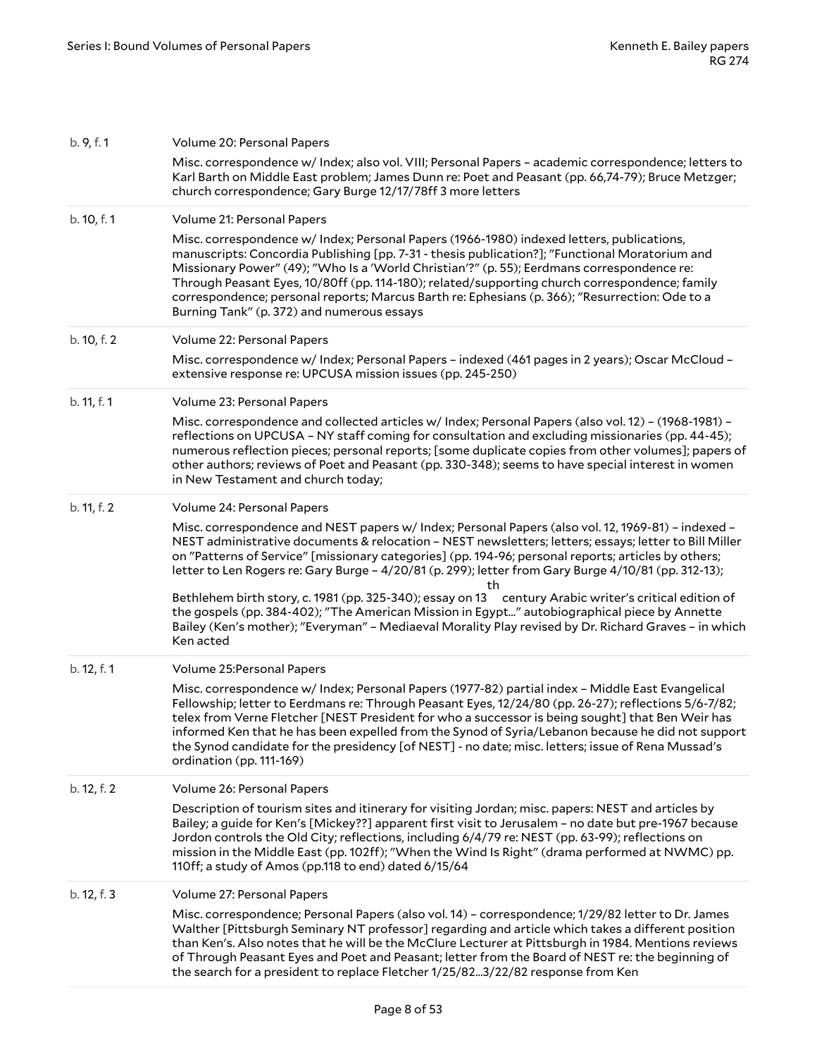| | |
|---|---|
| b. 9, f. 1 | Volume 20: Personal Papers<br><br>Misc. correspondence w/ Index; also vol. VIII; Personal Papers – academic correspondence; letters to Karl Barth on Middle East problem; James Dunn re: Poet and Peasant (pp. 66,74-79); Bruce Metzger; church correspondence; Gary Burge 12/17/78ff 3 more letters |
| b. 10, f. 1 | Volume 21: Personal Papers<br><br>Misc. correspondence w/ Index; Personal Papers (1966-1980) indexed letters, publications, manuscripts: Concordia Publishing [pp. 7-31 - thesis publication?]; "Functional Moratorium and Missionary Power" (49); "Who Is a 'World Christian'?" (p. 55); Eerdmans correspondence re: Through Peasant Eyes, 10/80ff (pp. 114-180); related/supporting church correspondence; family correspondence; personal reports; Marcus Barth re: Ephesians (p. 366); "Resurrection: Ode to a Burning Tank" (p. 372) and numerous essays |
| b. 10, f. 2 | Volume 22: Personal Papers<br><br>Misc. correspondence w/ Index; Personal Papers – indexed (461 pages in 2 years); Oscar McCloud – extensive response re: UPCUSA mission issues (pp. 245-250) |
| b. 11, f. 1 | Volume 23: Personal Papers<br><br>Misc. correspondence and collected articles w/ Index; Personal Papers (also vol. 12) – (1968-1981) – reflections on UPCUSA – NY staff coming for consultation and excluding missionaries (pp. 44-45); numerous reflection pieces; personal reports; [some duplicate copies from other volumes]; papers of other authors; reviews of Poet and Peasant (pp. 330-348); seems to have special interest in women in New Testament and church today; |
| b. 11, f. 2 | Volume 24: Personal Papers<br><br>Misc. correspondence and NEST papers w/ Index; Personal Papers (also vol. 12, 1969-81) – indexed – NEST administrative documents & relocation – NEST newsletters; letters; essays; letter to Bill Miller on "Patterns of Service" [missionary categories] (pp. 194-96; personal reports; articles by others; letter to Len Rogers re: Gary Burge – 4/20/81 (p. 299); letter from Gary Burge 4/10/81 (pp. 312-13); Bethlehem birth story, c. 1981 (pp. 325-340); essay on 13th century Arabic writer's critical edition of the gospels (pp. 384-402); "The American Mission in Egypt..." autobiographical piece by Annette Bailey (Ken's mother); "Everyman" – Mediaeval Morality Play revised by Dr. Richard Graves – in which Ken acted |
| b. 12, f. 1 | Volume 25:Personal Papers<br><br>Misc. correspondence w/ Index; Personal Papers (1977-82) partial index – Middle East Evangelical Fellowship; letter to Eerdmans re: Through Peasant Eyes, 12/24/80 (pp. 26-27); reflections 5/6-7/82; telex from Verne Fletcher [NEST President for who a successor is being sought] that Ben Weir has informed Ken that he has been expelled from the Synod of Syria/Lebanon because he did not support the Synod candidate for the presidency [of NEST] - no date; misc. letters; issue of Rena Mussad's ordination (pp. 111-169) |
| b. 12, f. 2 | Volume 26: Personal Papers<br><br>Description of tourism sites and itinerary for visiting Jordan; misc. papers: NEST and articles by Bailey; a guide for Ken's [Mickey??] apparent first visit to Jerusalem – no date but pre-1967 because Jordon controls the Old City; reflections, including 6/4/79 re: NEST (pp. 63-99); reflections on mission in the Middle East (pp. 102ff); "When the Wind Is Right" (drama performed at NWMC) pp. 110ff; a study of Amos (pp.118 to end) dated 6/15/64 |
| b. 12, f. 3 | Volume 27: Personal Papers<br><br>Misc. correspondence; Personal Papers (also vol. 14) – correspondence; 1/29/82 letter to Dr. James Walther [Pittsburgh Seminary NT professor] regarding and article which takes a different position than Ken's. Also notes that he will be the McClure Lecturer at Pittsburgh in 1984. Mentions reviews of Through Peasant Eyes and Poet and Peasant; letter from the Board of NEST re: the beginning of the search for a president to replace Fletcher 1/25/82...3/22/82 response from Ken |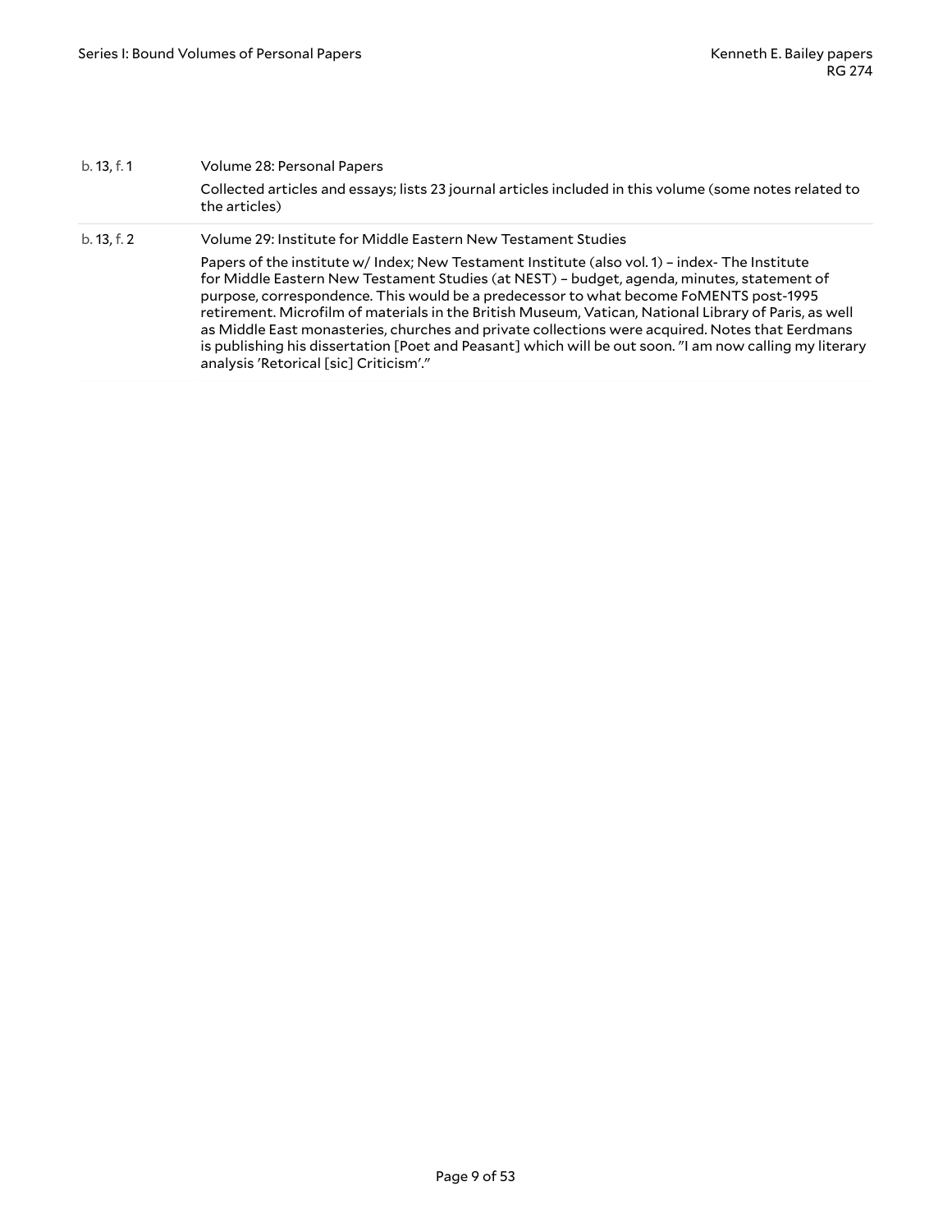| | |
|---|---|
| b. 13, f. 1 | Volume 28: Personal Papers<br><br>Collected articles and essays; lists 23 journal articles included in this volume (some notes related to the articles) |
| b. 13, f. 2 | Volume 29: Institute for Middle Eastern New Testament Studies<br><br>Papers of the institute w/ Index; New Testament Institute (also vol. 1) – index- The Institute for Middle Eastern New Testament Studies (at NEST) – budget, agenda, minutes, statement of purpose, correspondence. This would be a predecessor to what become FoMENTS post-1995 retirement. Microfilm of materials in the British Museum, Vatican, National Library of Paris, as well as Middle East monasteries, churches and private collections were acquired. Notes that Eerdmans is publishing his dissertation [Poet and Peasant] which will be out soon. "I am now calling my literary analysis 'Retorical [sic] Criticism'." |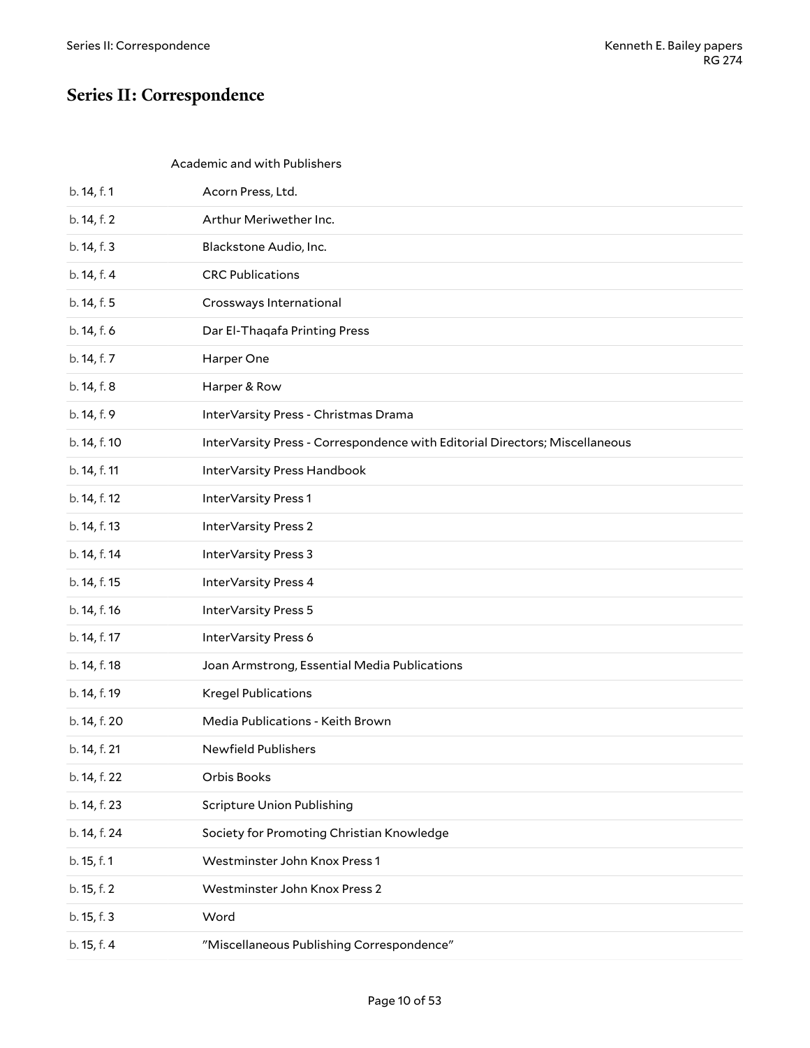## Series II: Correspondence

Academic and with Publishers

| | |
|---|---|
| b. 14, f. 1 | Acorn Press, Ltd. |
| b. 14, f. 2 | Arthur Meriwether Inc. |
| b. 14, f. 3 | Blackstone Audio, Inc. |
| b. 14, f. 4 | CRC Publications |
| b. 14, f. 5 | Crossways International |
| b. 14, f. 6 | Dar El-Thaqafa Printing Press |
| b. 14, f. 7 | Harper One |
| b. 14, f. 8 | Harper & Row |
| b. 14, f. 9 | InterVarsity Press - Christmas Drama |
| b. 14, f. 10 | InterVarsity Press - Correspondence with Editorial Directors; Miscellaneous |
| b. 14, f. 11 | InterVarsity Press Handbook |
| b. 14, f. 12 | InterVarsity Press 1 |
| b. 14, f. 13 | InterVarsity Press 2 |
| b. 14, f. 14 | InterVarsity Press 3 |
| b. 14, f. 15 | InterVarsity Press 4 |
| b. 14, f. 16 | InterVarsity Press 5 |
| b. 14, f. 17 | InterVarsity Press 6 |
| b. 14, f. 18 | Joan Armstrong, Essential Media Publications |
| b. 14, f. 19 | Kregel Publications |
| b. 14, f. 20 | Media Publications - Keith Brown |
| b. 14, f. 21 | Newfield Publishers |
| b. 14, f. 22 | Orbis Books |
| b. 14, f. 23 | Scripture Union Publishing |
| b. 14, f. 24 | Society for Promoting Christian Knowledge |
| b. 15, f. 1 | Westminster John Knox Press 1 |
| b. 15, f. 2 | Westminster John Knox Press 2 |
| b. 15, f. 3 | Word |
| b. 15, f. 4 | "Miscellaneous Publishing Correspondence" |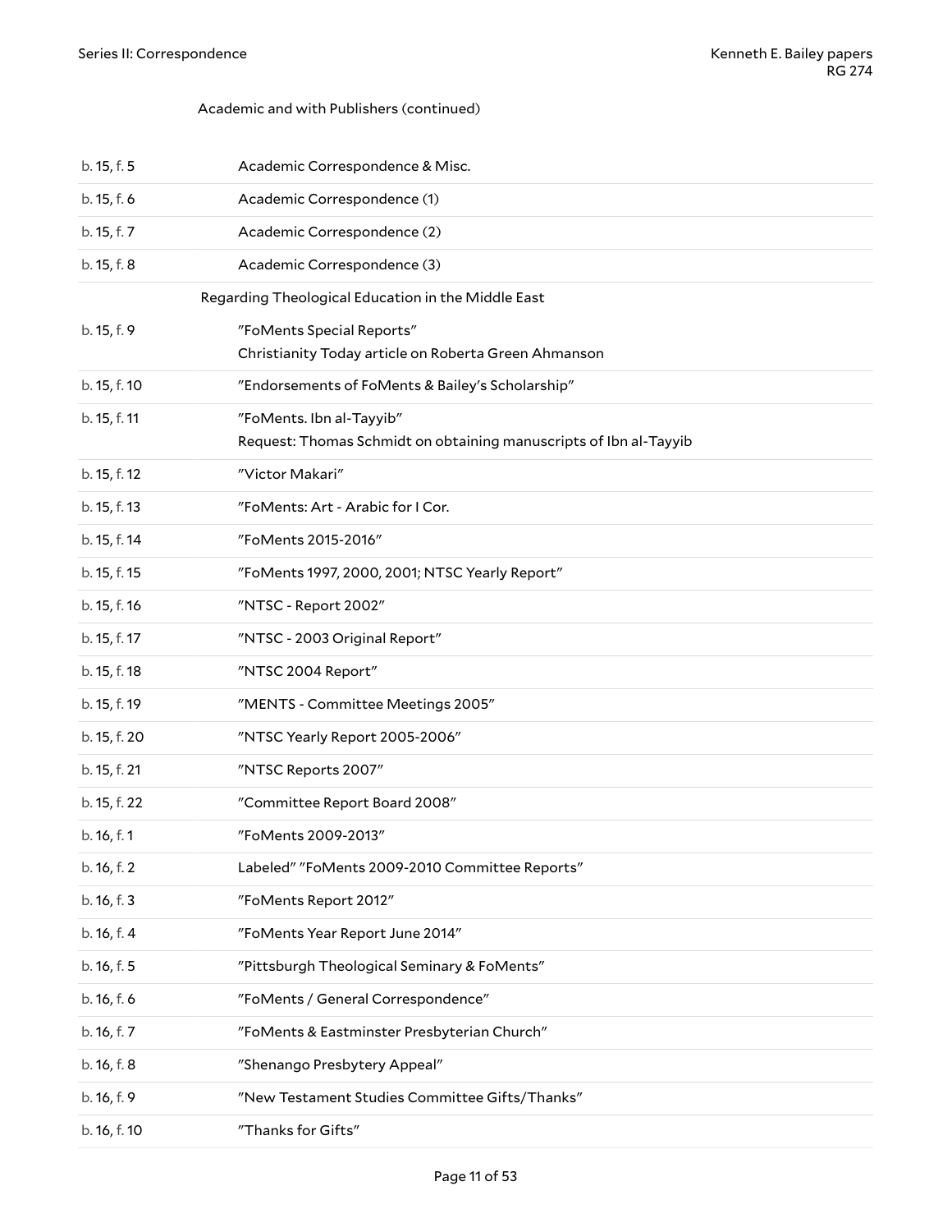Academic and with Publishers (continued)

| | |
|---|---|
| b. 15, f. 5 | Academic Correspondence & Misc. |
| b. 15, f. 6 | Academic Correspondence (1) |
| b. 15, f. 7 | Academic Correspondence (2) |
| b. 15, f. 8 | Academic Correspondence (3) |

Regarding Theological Education in the Middle East

| | |
|---|---|
| b. 15, f. 9 | "FoMents Special Reports"<br>Christianity Today article on Roberta Green Ahmanson |
| b. 15, f. 10 | "Endorsements of FoMents & Bailey's Scholarship" |
| b. 15, f. 11 | "FoMents. Ibn al-Tayyib"<br>Request: Thomas Schmidt on obtaining manuscripts of Ibn al-Tayyib |
| b. 15, f. 12 | "Victor Makari" |
| b. 15, f. 13 | "FoMents: Art - Arabic for I Cor. |
| b. 15, f. 14 | "FoMents 2015-2016" |
| b. 15, f. 15 | "FoMents 1997, 2000, 2001; NTSC Yearly Report" |
| b. 15, f. 16 | "NTSC - Report 2002" |
| b. 15, f. 17 | "NTSC - 2003 Original Report" |
| b. 15, f. 18 | "NTSC 2004 Report" |
| b. 15, f. 19 | "MENTS - Committee Meetings 2005" |
| b. 15, f. 20 | "NTSC Yearly Report 2005-2006" |
| b. 15, f. 21 | "NTSC Reports 2007" |
| b. 15, f. 22 | "Committee Report Board 2008" |
| b. 16, f. 1 | "FoMents 2009-2013" |
| b. 16, f. 2 | Labeled" "FoMents 2009-2010 Committee Reports" |
| b. 16, f. 3 | "FoMents Report 2012" |
| b. 16, f. 4 | "FoMents Year Report June 2014" |
| b. 16, f. 5 | "Pittsburgh Theological Seminary & FoMents" |
| b. 16, f. 6 | "FoMents / General Correspondence" |
| b. 16, f. 7 | "FoMents & Eastminster Presbyterian Church" |
| b. 16, f. 8 | "Shenango Presbytery Appeal" |
| b. 16, f. 9 | "New Testament Studies Committee Gifts/Thanks" |
| b. 16, f. 10 | "Thanks for Gifts" |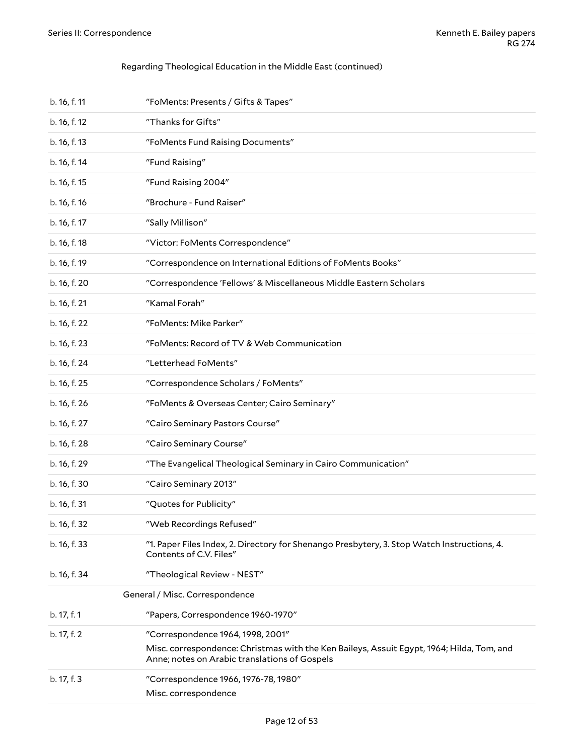Regarding Theological Education in the Middle East (continued)

| | |
|---|---|
| b. 16, f. 11 | "FoMents: Presents / Gifts & Tapes" |
| b. 16, f. 12 | "Thanks for Gifts" |
| b. 16, f. 13 | "FoMents Fund Raising Documents" |
| b. 16, f. 14 | "Fund Raising" |
| b. 16, f. 15 | "Fund Raising 2004" |
| b. 16, f. 16 | "Brochure - Fund Raiser" |
| b. 16, f. 17 | "Sally Millison" |
| b. 16, f. 18 | "Victor: FoMents Correspondence" |
| b. 16, f. 19 | "Correspondence on International Editions of FoMents Books" |
| b. 16, f. 20 | "Correspondence 'Fellows' & Miscellaneous Middle Eastern Scholars |
| b. 16, f. 21 | "Kamal Forah" |
| b. 16, f. 22 | "FoMents: Mike Parker" |
| b. 16, f. 23 | "FoMents: Record of TV & Web Communication |
| b. 16, f. 24 | "Letterhead FoMents" |
| b. 16, f. 25 | "Correspondence Scholars / FoMents" |
| b. 16, f. 26 | "FoMents & Overseas Center; Cairo Seminary" |
| b. 16, f. 27 | "Cairo Seminary Pastors Course" |
| b. 16, f. 28 | "Cairo Seminary Course" |
| b. 16, f. 29 | "The Evangelical Theological Seminary in Cairo Communication" |
| b. 16, f. 30 | "Cairo Seminary 2013" |
| b. 16, f. 31 | "Quotes for Publicity" |
| b. 16, f. 32 | "Web Recordings Refused" |
| b. 16, f. 33 | "1. Paper Files Index, 2. Directory for Shenango Presbytery, 3. Stop Watch Instructions, 4. Contents of C.V. Files" |
| b. 16, f. 34 | "Theological Review - NEST" |

General / Misc. Correspondence

| | |
|---|---|
| b. 17, f. 1 | "Papers, Correspondence 1960-1970" |
| b. 17, f. 2 | "Correspondence 1964, 1998, 2001"<br>Misc. correspondence: Christmas with the Ken Baileys, Assuit Egypt, 1964; Hilda, Tom, and Anne; notes on Arabic translations of Gospels |
| b. 17, f. 3 | "Correspondence 1966, 1976-78, 1980"<br>Misc. correspondence |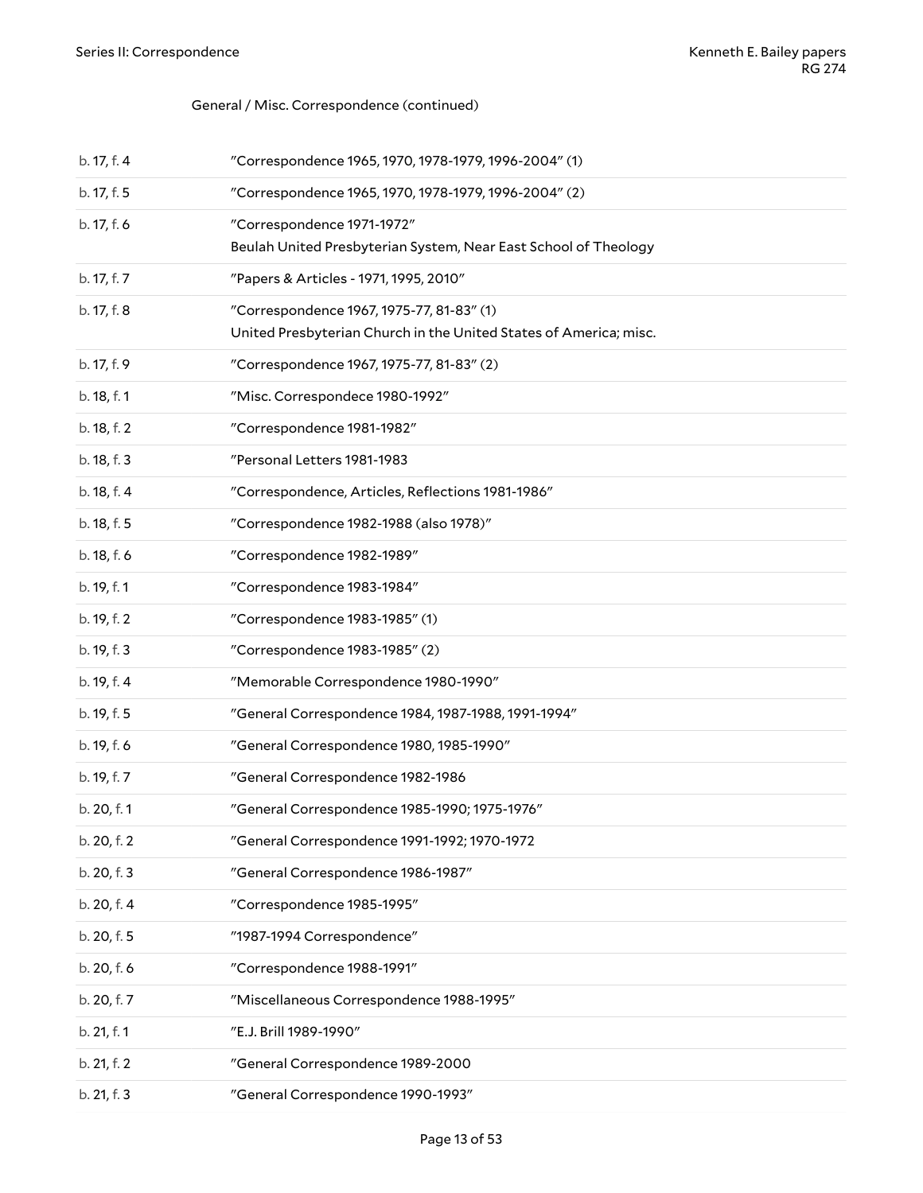General / Misc. Correspondence (continued)

| | |
|---|---|
| b. 17, f. 4 | "Correspondence 1965, 1970, 1978-1979, 1996-2004" (1) |
| b. 17, f. 5 | "Correspondence 1965, 1970, 1978-1979, 1996-2004" (2) |
| b. 17, f. 6 | "Correspondence 1971-1972"<br>Beulah United Presbyterian System, Near East School of Theology |
| b. 17, f. 7 | "Papers & Articles - 1971, 1995, 2010" |
| b. 17, f. 8 | "Correspondence 1967, 1975-77, 81-83" (1)<br>United Presbyterian Church in the United States of America; misc. |
| b. 17, f. 9 | "Correspondence 1967, 1975-77, 81-83" (2) |
| b. 18, f. 1 | "Misc. Correspondece 1980-1992" |
| b. 18, f. 2 | "Correspondence 1981-1982" |
| b. 18, f. 3 | "Personal Letters 1981-1983 |
| b. 18, f. 4 | "Correspondence, Articles, Reflections 1981-1986" |
| b. 18, f. 5 | "Correspondence 1982-1988 (also 1978)" |
| b. 18, f. 6 | "Correspondence 1982-1989" |
| b. 19, f. 1 | "Correspondence 1983-1984" |
| b. 19, f. 2 | "Correspondence 1983-1985" (1) |
| b. 19, f. 3 | "Correspondence 1983-1985" (2) |
| b. 19, f. 4 | "Memorable Correspondence 1980-1990" |
| b. 19, f. 5 | "General Correspondence 1984, 1987-1988, 1991-1994" |
| b. 19, f. 6 | "General Correspondence 1980, 1985-1990" |
| b. 19, f. 7 | "General Correspondence 1982-1986 |
| b. 20, f. 1 | "General Correspondence 1985-1990; 1975-1976" |
| b. 20, f. 2 | "General Correspondence 1991-1992; 1970-1972 |
| b. 20, f. 3 | "General Correspondence 1986-1987" |
| b. 20, f. 4 | "Correspondence 1985-1995" |
| b. 20, f. 5 | "1987-1994 Correspondence" |
| b. 20, f. 6 | "Correspondence 1988-1991" |
| b. 20, f. 7 | "Miscellaneous Correspondence 1988-1995" |
| b. 21, f. 1 | "E.J. Brill 1989-1990" |
| b. 21, f. 2 | "General Correspondence 1989-2000 |
| b. 21, f. 3 | "General Correspondence 1990-1993" |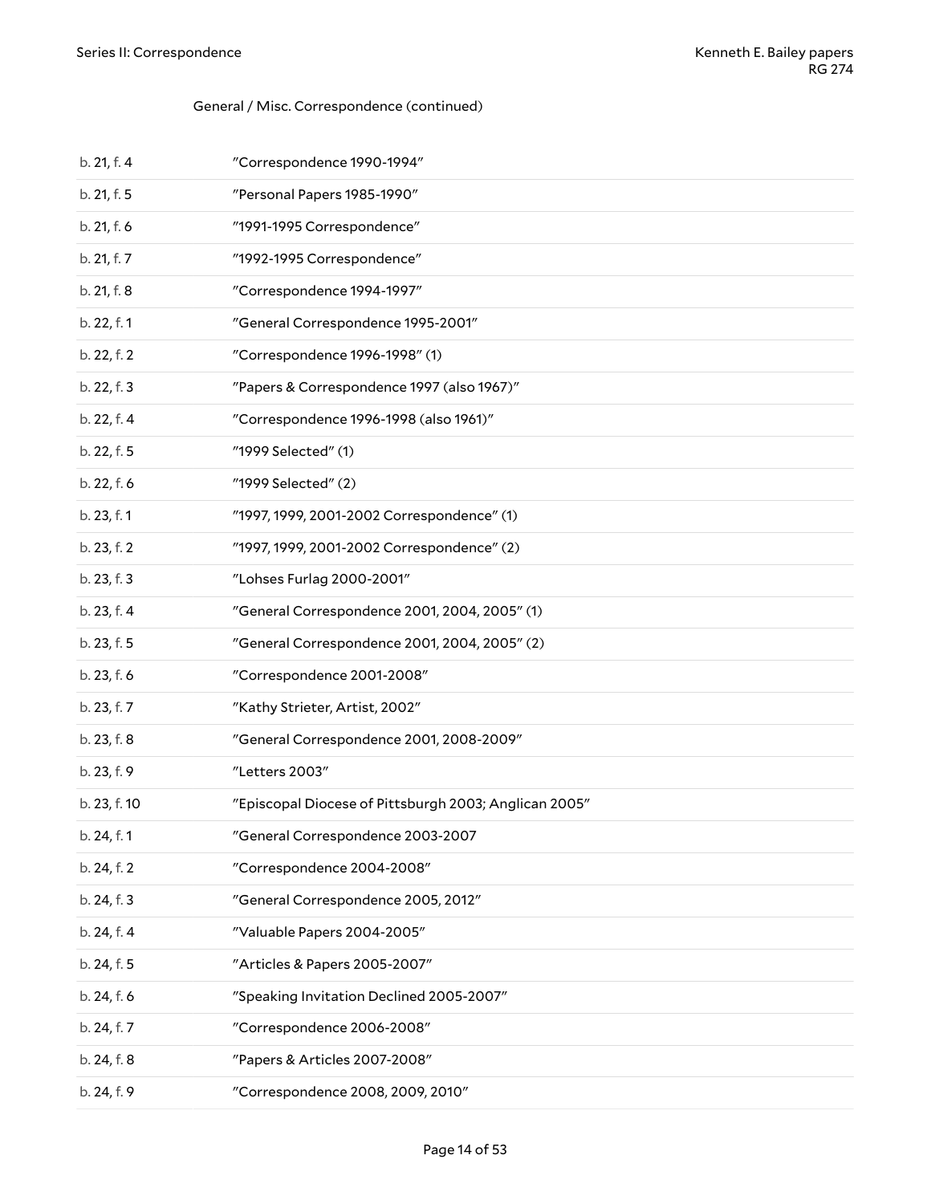General / Misc. Correspondence (continued)

| | |
|---|---|
| b. 21, f. 4 | "Correspondence 1990-1994" |
| b. 21, f. 5 | "Personal Papers 1985-1990" |
| b. 21, f. 6 | "1991-1995 Correspondence" |
| b. 21, f. 7 | "1992-1995 Correspondence" |
| b. 21, f. 8 | "Correspondence 1994-1997" |
| b. 22, f. 1 | "General Correspondence 1995-2001" |
| b. 22, f. 2 | "Correspondence 1996-1998" (1) |
| b. 22, f. 3 | "Papers & Correspondence 1997 (also 1967)" |
| b. 22, f. 4 | "Correspondence 1996-1998 (also 1961)" |
| b. 22, f. 5 | "1999 Selected" (1) |
| b. 22, f. 6 | "1999 Selected" (2) |
| b. 23, f. 1 | "1997, 1999, 2001-2002 Correspondence" (1) |
| b. 23, f. 2 | "1997, 1999, 2001-2002 Correspondence" (2) |
| b. 23, f. 3 | "Lohses Furlag 2000-2001" |
| b. 23, f. 4 | "General Correspondence 2001, 2004, 2005" (1) |
| b. 23, f. 5 | "General Correspondence 2001, 2004, 2005" (2) |
| b. 23, f. 6 | "Correspondence 2001-2008" |
| b. 23, f. 7 | "Kathy Strieter, Artist, 2002" |
| b. 23, f. 8 | "General Correspondence 2001, 2008-2009" |
| b. 23, f. 9 | "Letters 2003" |
| b. 23, f. 10 | "Episcopal Diocese of Pittsburgh 2003; Anglican 2005" |
| b. 24, f. 1 | "General Correspondence 2003-2007 |
| b. 24, f. 2 | "Correspondence 2004-2008" |
| b. 24, f. 3 | "General Correspondence 2005, 2012" |
| b. 24, f. 4 | "Valuable Papers 2004-2005" |
| b. 24, f. 5 | "Articles & Papers 2005-2007" |
| b. 24, f. 6 | "Speaking Invitation Declined 2005-2007" |
| b. 24, f. 7 | "Correspondence 2006-2008" |
| b. 24, f. 8 | "Papers & Articles 2007-2008" |
| b. 24, f. 9 | "Correspondence 2008, 2009, 2010" |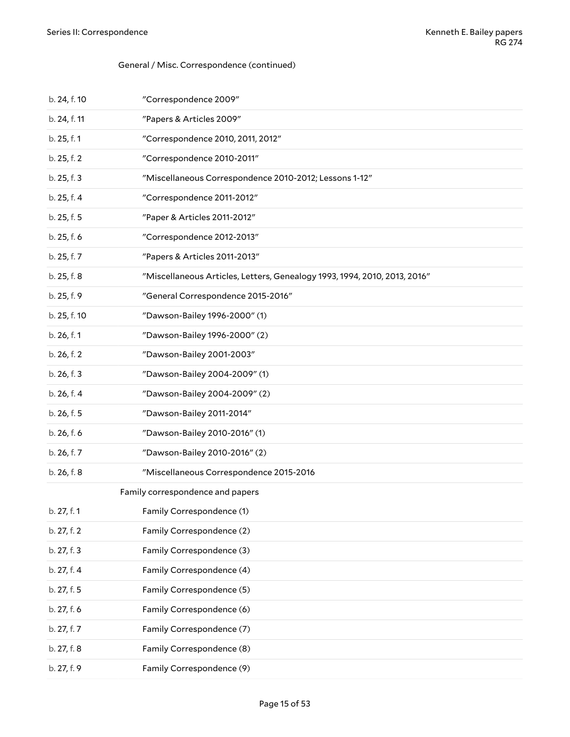General / Misc. Correspondence (continued)

| | |
|---|---|
| b. 24, f. 10 | "Correspondence 2009" |
| b. 24, f. 11 | "Papers & Articles 2009" |
| b. 25, f. 1 | "Correspondence 2010, 2011, 2012" |
| b. 25, f. 2 | "Correspondence 2010-2011" |
| b. 25, f. 3 | "Miscellaneous Correspondence 2010-2012; Lessons 1-12" |
| b. 25, f. 4 | "Correspondence 2011-2012" |
| b. 25, f. 5 | "Paper & Articles 2011-2012" |
| b. 25, f. 6 | "Correspondence 2012-2013" |
| b. 25, f. 7 | "Papers & Articles 2011-2013" |
| b. 25, f. 8 | "Miscellaneous Articles, Letters, Genealogy 1993, 1994, 2010, 2013, 2016" |
| b. 25, f. 9 | "General Correspondence 2015-2016" |
| b. 25, f. 10 | "Dawson-Bailey 1996-2000" (1) |
| b. 26, f. 1 | "Dawson-Bailey 1996-2000" (2) |
| b. 26, f. 2 | "Dawson-Bailey 2001-2003" |
| b. 26, f. 3 | "Dawson-Bailey 2004-2009" (1) |
| b. 26, f. 4 | "Dawson-Bailey 2004-2009" (2) |
| b. 26, f. 5 | "Dawson-Bailey 2011-2014" |
| b. 26, f. 6 | "Dawson-Bailey 2010-2016" (1) |
| b. 26, f. 7 | "Dawson-Bailey 2010-2016" (2) |
| b. 26, f. 8 | "Miscellaneous Correspondence 2015-2016 |

Family correspondence and papers

| | |
|---|---|
| b. 27, f. 1 | Family Correspondence (1) |
| b. 27, f. 2 | Family Correspondence (2) |
| b. 27, f. 3 | Family Correspondence (3) |
| b. 27, f. 4 | Family Correspondence (4) |
| b. 27, f. 5 | Family Correspondence (5) |
| b. 27, f. 6 | Family Correspondence (6) |
| b. 27, f. 7 | Family Correspondence (7) |
| b. 27, f. 8 | Family Correspondence (8) |
| b. 27, f. 9 | Family Correspondence (9) |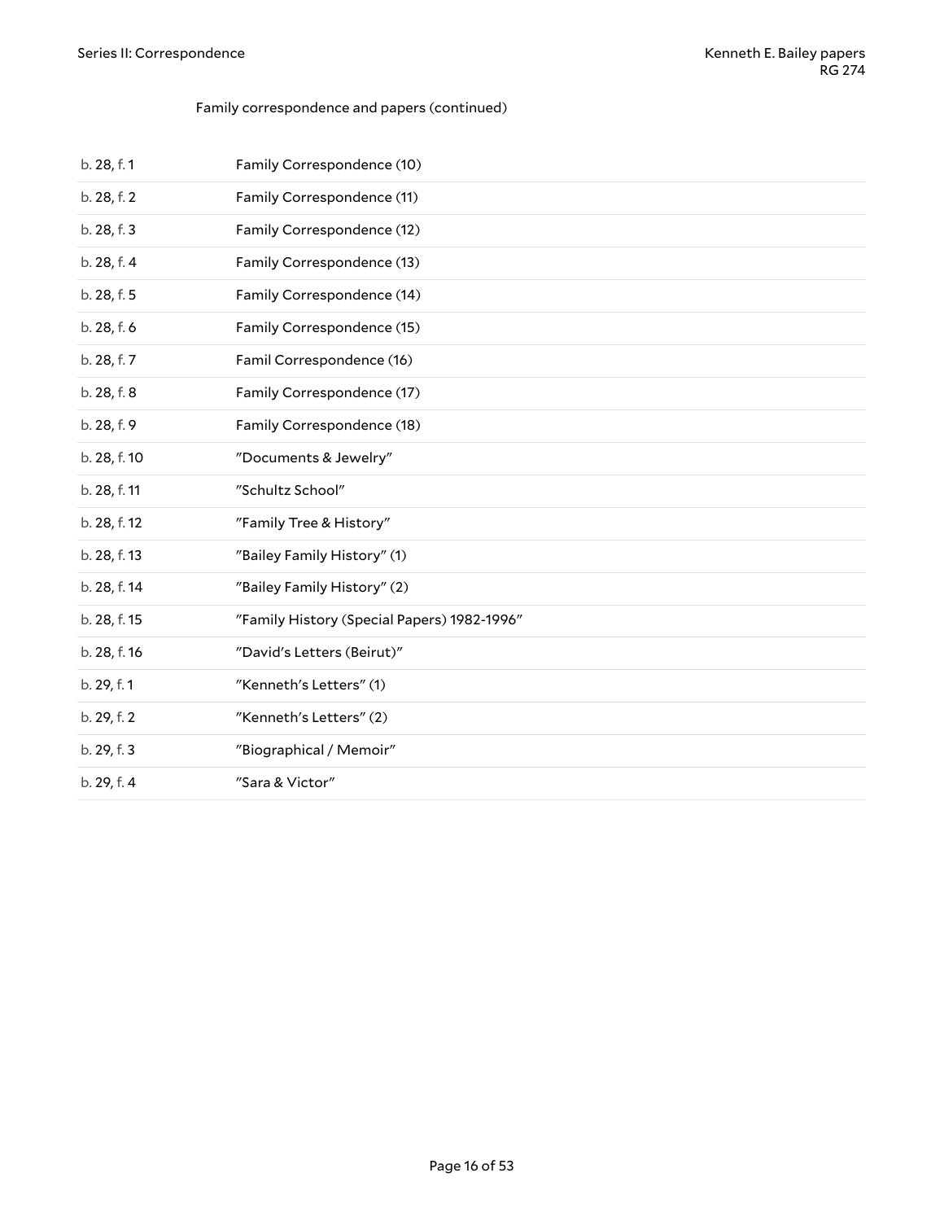Family correspondence and papers (continued)

| | |
|---|---|
| b. 28, f. 1 | Family Correspondence (10) |
| b. 28, f. 2 | Family Correspondence (11) |
| b. 28, f. 3 | Family Correspondence (12) |
| b. 28, f. 4 | Family Correspondence (13) |
| b. 28, f. 5 | Family Correspondence (14) |
| b. 28, f. 6 | Family Correspondence (15) |
| b. 28, f. 7 | Famil Correspondence (16) |
| b. 28, f. 8 | Family Correspondence (17) |
| b. 28, f. 9 | Family Correspondence (18) |
| b. 28, f. 10 | "Documents & Jewelry" |
| b. 28, f. 11 | "Schultz School" |
| b. 28, f. 12 | "Family Tree & History" |
| b. 28, f. 13 | "Bailey Family History" (1) |
| b. 28, f. 14 | "Bailey Family History" (2) |
| b. 28, f. 15 | "Family History (Special Papers) 1982-1996" |
| b. 28, f. 16 | "David's Letters (Beirut)" |
| b. 29, f. 1 | "Kenneth's Letters" (1) |
| b. 29, f. 2 | "Kenneth's Letters" (2) |
| b. 29, f. 3 | "Biographical / Memoir" |
| b. 29, f. 4 | "Sara & Victor" |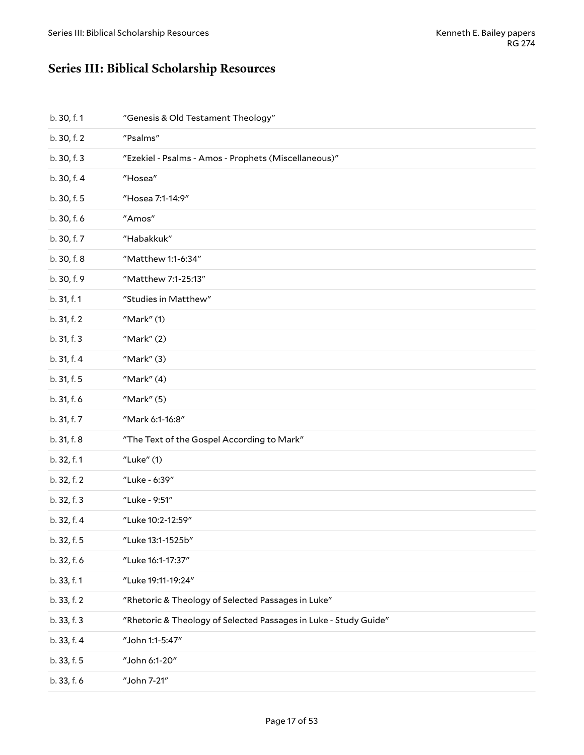# Series III: Biblical Scholarship Resources

| | |
|---|---|
| b. 30, f. 1 | "Genesis & Old Testament Theology" |
| b. 30, f. 2 | "Psalms" |
| b. 30, f. 3 | "Ezekiel - Psalms - Amos - Prophets (Miscellaneous)" |
| b. 30, f. 4 | "Hosea" |
| b. 30, f. 5 | "Hosea 7:1-14:9" |
| b. 30, f. 6 | "Amos" |
| b. 30, f. 7 | "Habakkuk" |
| b. 30, f. 8 | "Matthew 1:1-6:34" |
| b. 30, f. 9 | "Matthew 7:1-25:13" |
| b. 31, f. 1 | "Studies in Matthew" |
| b. 31, f. 2 | "Mark" (1) |
| b. 31, f. 3 | "Mark" (2) |
| b. 31, f. 4 | "Mark" (3) |
| b. 31, f. 5 | "Mark" (4) |
| b. 31, f. 6 | "Mark" (5) |
| b. 31, f. 7 | "Mark 6:1-16:8" |
| b. 31, f. 8 | "The Text of the Gospel According to Mark" |
| b. 32, f. 1 | "Luke" (1) |
| b. 32, f. 2 | "Luke - 6:39" |
| b. 32, f. 3 | "Luke - 9:51" |
| b. 32, f. 4 | "Luke 10:2-12:59" |
| b. 32, f. 5 | "Luke 13:1-1525b" |
| b. 32, f. 6 | "Luke 16:1-17:37" |
| b. 33, f. 1 | "Luke 19:11-19:24" |
| b. 33, f. 2 | "Rhetoric & Theology of Selected Passages in Luke" |
| b. 33, f. 3 | "Rhetoric & Theology of Selected Passages in Luke - Study Guide" |
| b. 33, f. 4 | "John 1:1-5:47" |
| b. 33, f. 5 | "John 6:1-20" |
| b. 33, f. 6 | "John 7-21" |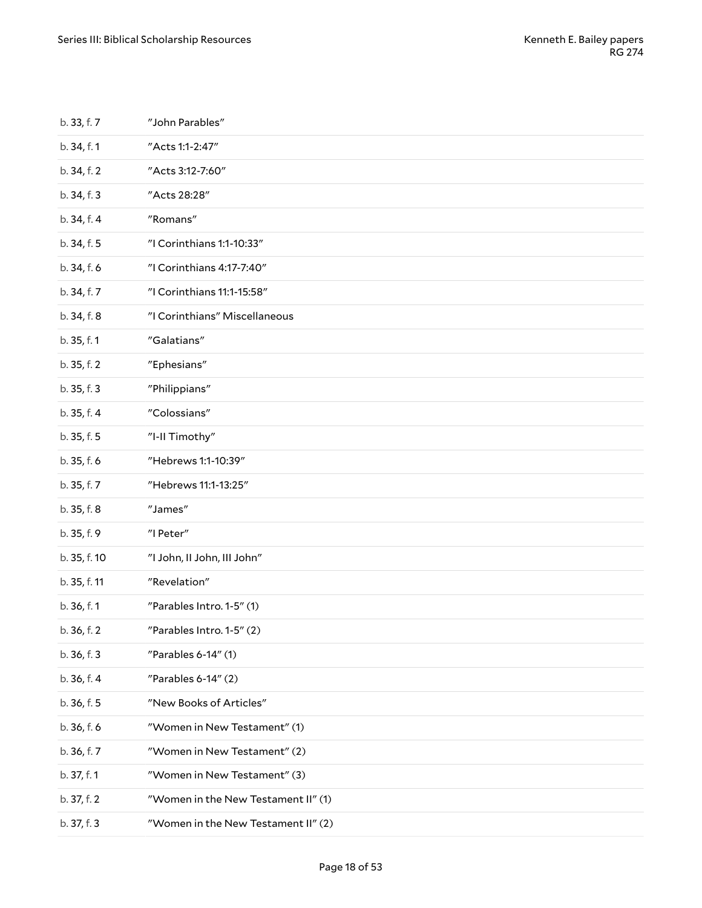| | |
|---|---|
| b. 33, f. 7 | "John Parables" |
| b. 34, f. 1 | "Acts 1:1-2:47" |
| b. 34, f. 2 | "Acts 3:12-7:60" |
| b. 34, f. 3 | "Acts 28:28" |
| b. 34, f. 4 | "Romans" |
| b. 34, f. 5 | "I Corinthians 1:1-10:33" |
| b. 34, f. 6 | "I Corinthians 4:17-7:40" |
| b. 34, f. 7 | "I Corinthians 11:1-15:58" |
| b. 34, f. 8 | "I Corinthians" Miscellaneous |
| b. 35, f. 1 | "Galatians" |
| b. 35, f. 2 | "Ephesians" |
| b. 35, f. 3 | "Philippians" |
| b. 35, f. 4 | "Colossians" |
| b. 35, f. 5 | "I-II Timothy" |
| b. 35, f. 6 | "Hebrews 1:1-10:39" |
| b. 35, f. 7 | "Hebrews 11:1-13:25" |
| b. 35, f. 8 | "James" |
| b. 35, f. 9 | "I Peter" |
| b. 35, f. 10 | "I John, II John, III John" |
| b. 35, f. 11 | "Revelation" |
| b. 36, f. 1 | "Parables Intro. 1-5" (1) |
| b. 36, f. 2 | "Parables Intro. 1-5" (2) |
| b. 36, f. 3 | "Parables 6-14" (1) |
| b. 36, f. 4 | "Parables 6-14" (2) |
| b. 36, f. 5 | "New Books of Articles" |
| b. 36, f. 6 | "Women in New Testament" (1) |
| b. 36, f. 7 | "Women in New Testament" (2) |
| b. 37, f. 1 | "Women in New Testament" (3) |
| b. 37, f. 2 | "Women in the New Testament II" (1) |
| b. 37, f. 3 | "Women in the New Testament II" (2) |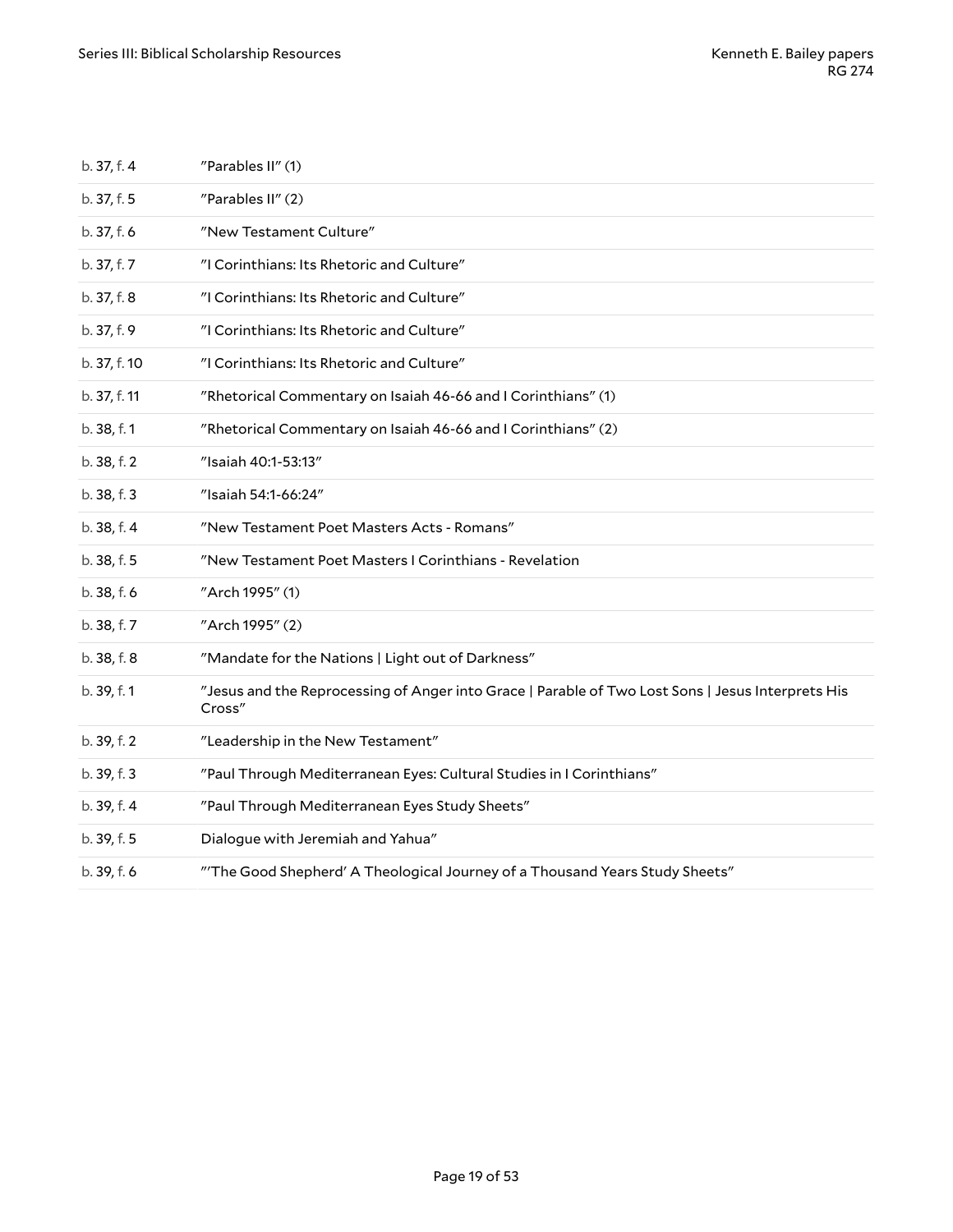| | |
|---|---|
| b. 37, f. 4 | "Parables II" (1) |
| b. 37, f. 5 | "Parables II" (2) |
| b. 37, f. 6 | "New Testament Culture" |
| b. 37, f. 7 | "I Corinthians: Its Rhetoric and Culture" |
| b. 37, f. 8 | "I Corinthians: Its Rhetoric and Culture" |
| b. 37, f. 9 | "I Corinthians: Its Rhetoric and Culture" |
| b. 37, f. 10 | "I Corinthians: Its Rhetoric and Culture" |
| b. 37, f. 11 | "Rhetorical Commentary on Isaiah 46-66 and I Corinthians" (1) |
| b. 38, f. 1 | "Rhetorical Commentary on Isaiah 46-66 and I Corinthians" (2) |
| b. 38, f. 2 | "Isaiah 40:1-53:13" |
| b. 38, f. 3 | "Isaiah 54:1-66:24" |
| b. 38, f. 4 | "New Testament Poet Masters Acts - Romans" |
| b. 38, f. 5 | "New Testament Poet Masters I Corinthians - Revelation |
| b. 38, f. 6 | "Arch 1995" (1) |
| b. 38, f. 7 | "Arch 1995" (2) |
| b. 38, f. 8 | "Mandate for the Nations \| Light out of Darkness" |
| b. 39, f. 1 | "Jesus and the Reprocessing of Anger into Grace \| Parable of Two Lost Sons \| Jesus Interprets His Cross" |
| b. 39, f. 2 | "Leadership in the New Testament" |
| b. 39, f. 3 | "Paul Through Mediterranean Eyes: Cultural Studies in I Corinthians" |
| b. 39, f. 4 | "Paul Through Mediterranean Eyes Study Sheets" |
| b. 39, f. 5 | Dialogue with Jeremiah and Yahua" |
| b. 39, f. 6 | "'The Good Shepherd' A Theological Journey of a Thousand Years Study Sheets" |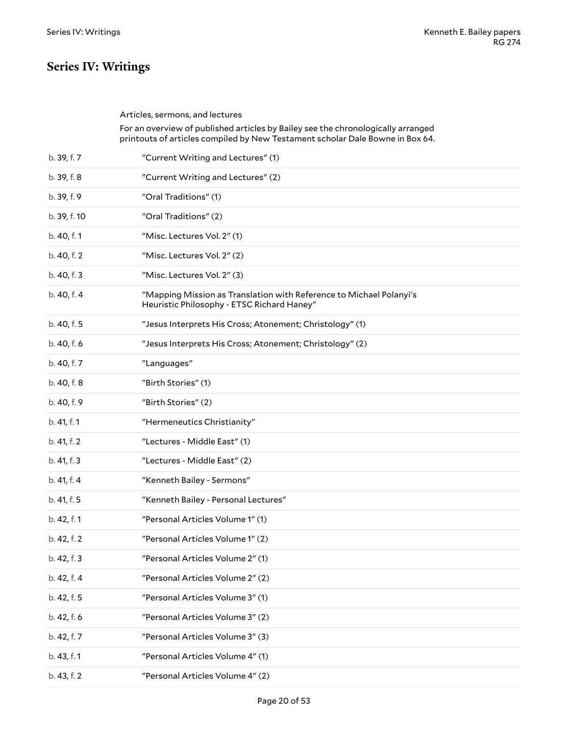# Series IV: Writings

Articles, sermons, and lectures

For an overview of published articles by Bailey see the chronologically arranged printouts of articles compiled by New Testament scholar Dale Bowne in Box 64.

| | |
|---|---|
| b. 39, f. 7 | "Current Writing and Lectures" (1) |
| b. 39, f. 8 | "Current Writing and Lectures" (2) |
| b. 39, f. 9 | "Oral Traditions" (1) |
| b. 39, f. 10 | "Oral Traditions" (2) |
| b. 40, f. 1 | "Misc. Lectures Vol. 2" (1) |
| b. 40, f. 2 | "Misc. Lectures Vol. 2" (2) |
| b. 40, f. 3 | "Misc. Lectures Vol. 2" (3) |
| b. 40, f. 4 | "Mapping Mission as Translation with Reference to Michael Polanyi's Heuristic Philosophy - ETSC Richard Haney" |
| b. 40, f. 5 | "Jesus Interprets His Cross; Atonement; Christology" (1) |
| b. 40, f. 6 | "Jesus Interprets His Cross; Atonement; Christology" (2) |
| b. 40, f. 7 | "Languages" |
| b. 40, f. 8 | "Birth Stories" (1) |
| b. 40, f. 9 | "Birth Stories" (2) |
| b. 41, f. 1 | "Hermeneutics Christianity" |
| b. 41, f. 2 | "Lectures - Middle East" (1) |
| b. 41, f. 3 | "Lectures - Middle East" (2) |
| b. 41, f. 4 | "Kenneth Bailey - Sermons" |
| b. 41, f. 5 | "Kenneth Bailey - Personal Lectures" |
| b. 42, f. 1 | "Personal Articles Volume 1" (1) |
| b. 42, f. 2 | "Personal Articles Volume 1" (2) |
| b. 42, f. 3 | "Personal Articles Volume 2" (1) |
| b. 42, f. 4 | "Personal Articles Volume 2" (2) |
| b. 42, f. 5 | "Personal Articles Volume 3" (1) |
| b. 42, f. 6 | "Personal Articles Volume 3" (2) |
| b. 42, f. 7 | "Personal Articles Volume 3" (3) |
| b. 43, f. 1 | "Personal Articles Volume 4" (1) |
| b. 43, f. 2 | "Personal Articles Volume 4" (2) |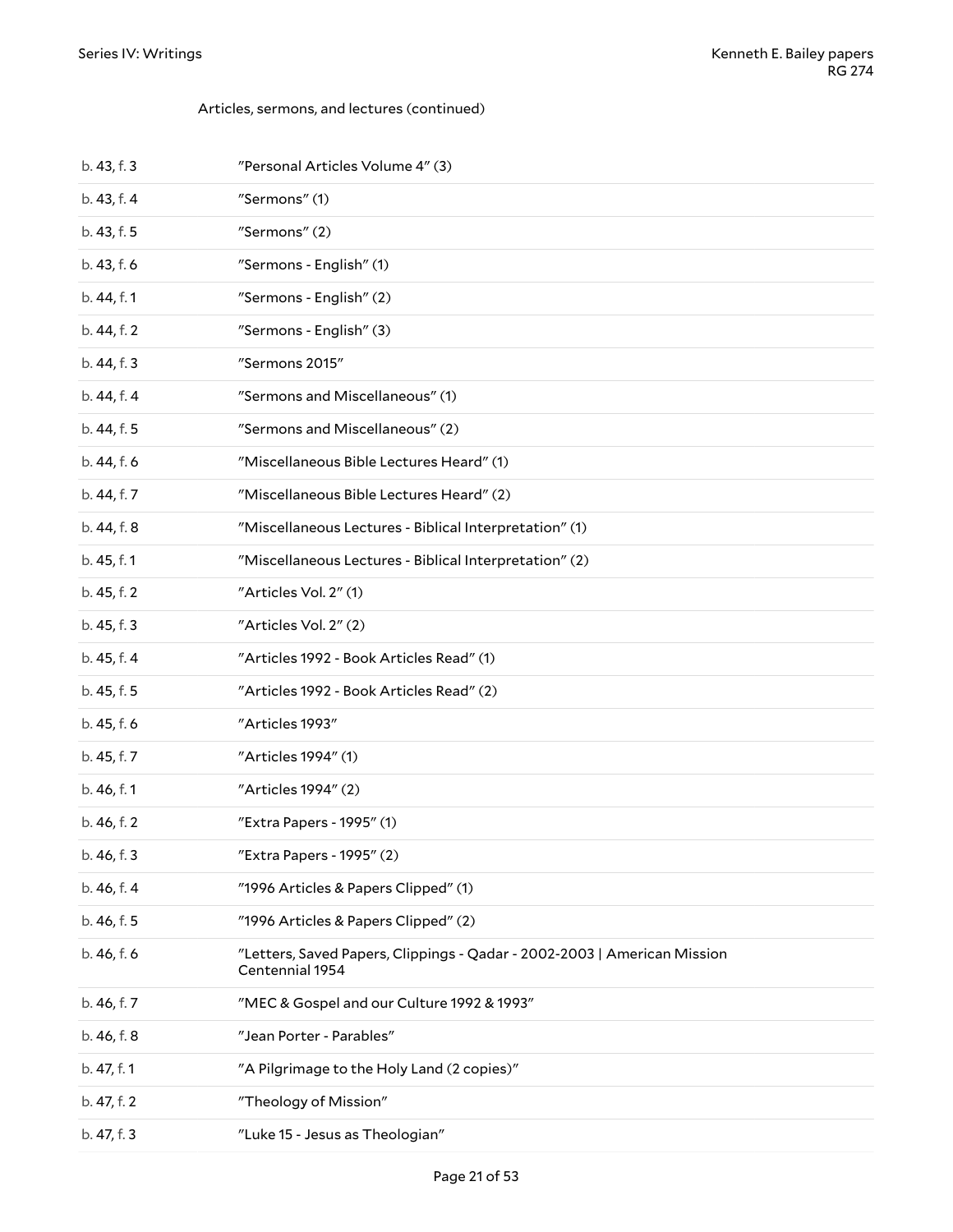Articles, sermons, and lectures (continued)

| | |
|---|---|
| b. 43, f. 3 | "Personal Articles Volume 4" (3) |
| b. 43, f. 4 | "Sermons" (1) |
| b. 43, f. 5 | "Sermons" (2) |
| b. 43, f. 6 | "Sermons - English" (1) |
| b. 44, f. 1 | "Sermons - English" (2) |
| b. 44, f. 2 | "Sermons - English" (3) |
| b. 44, f. 3 | "Sermons 2015" |
| b. 44, f. 4 | "Sermons and Miscellaneous" (1) |
| b. 44, f. 5 | "Sermons and Miscellaneous" (2) |
| b. 44, f. 6 | "Miscellaneous Bible Lectures Heard" (1) |
| b. 44, f. 7 | "Miscellaneous Bible Lectures Heard" (2) |
| b. 44, f. 8 | "Miscellaneous Lectures - Biblical Interpretation" (1) |
| b. 45, f. 1 | "Miscellaneous Lectures - Biblical Interpretation" (2) |
| b. 45, f. 2 | "Articles Vol. 2" (1) |
| b. 45, f. 3 | "Articles Vol. 2" (2) |
| b. 45, f. 4 | "Articles 1992 - Book Articles Read" (1) |
| b. 45, f. 5 | "Articles 1992 - Book Articles Read" (2) |
| b. 45, f. 6 | "Articles 1993" |
| b. 45, f. 7 | "Articles 1994" (1) |
| b. 46, f. 1 | "Articles 1994" (2) |
| b. 46, f. 2 | "Extra Papers - 1995" (1) |
| b. 46, f. 3 | "Extra Papers - 1995" (2) |
| b. 46, f. 4 | "1996 Articles & Papers Clipped" (1) |
| b. 46, f. 5 | "1996 Articles & Papers Clipped" (2) |
| b. 46, f. 6 | "Letters, Saved Papers, Clippings - Qadar - 2002-2003 \| American Mission Centennial 1954 |
| b. 46, f. 7 | "MEC & Gospel and our Culture 1992 & 1993" |
| b. 46, f. 8 | "Jean Porter - Parables" |
| b. 47, f. 1 | "A Pilgrimage to the Holy Land (2 copies)" |
| b. 47, f. 2 | "Theology of Mission" |
| b. 47, f. 3 | "Luke 15 - Jesus as Theologian" |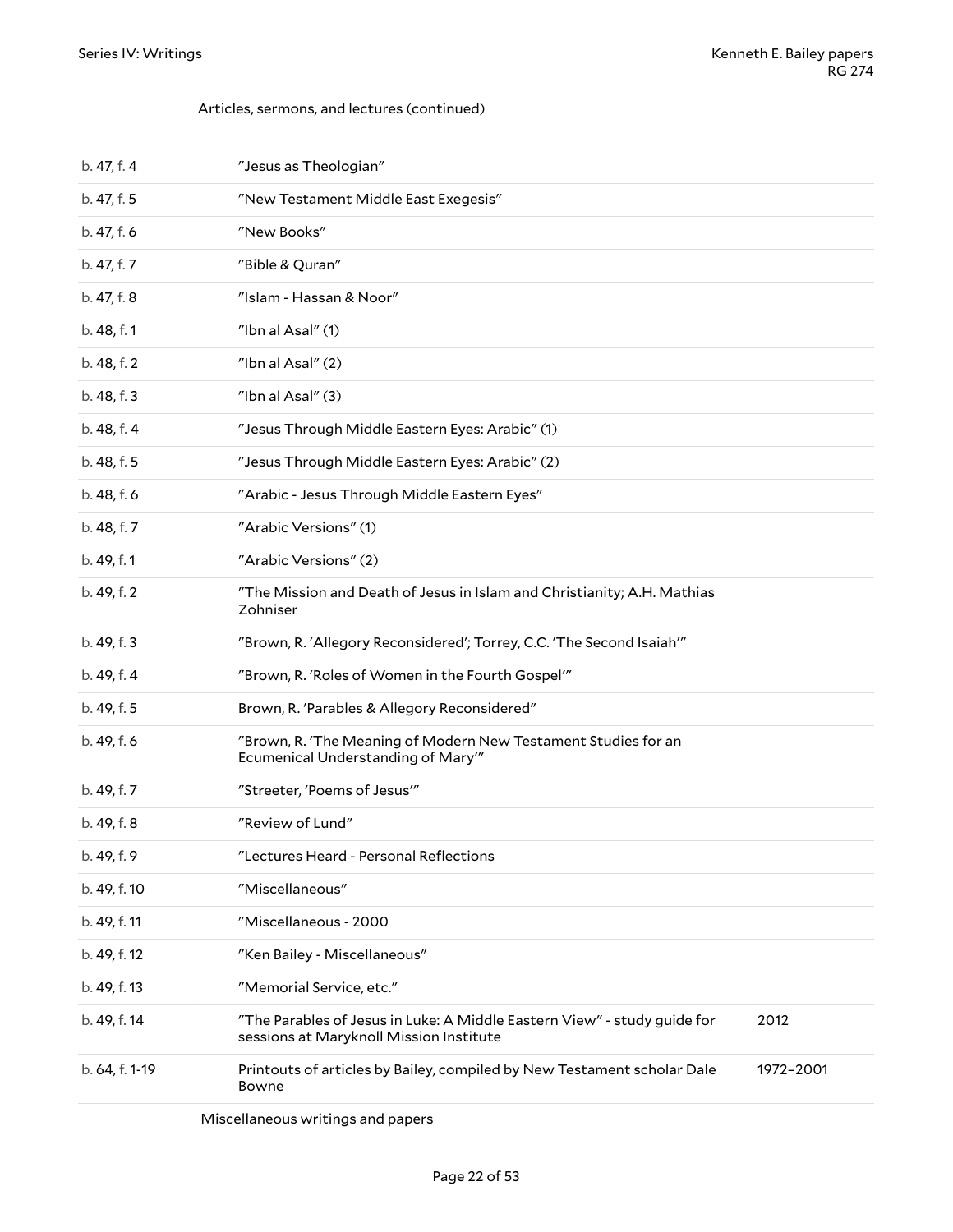Articles, sermons, and lectures (continued)

| | | |
|---|---|---|
| b. 47, f. 4 | "Jesus as Theologian" | |
| b. 47, f. 5 | "New Testament Middle East Exegesis" | |
| b. 47, f. 6 | "New Books" | |
| b. 47, f. 7 | "Bible & Quran" | |
| b. 47, f. 8 | "Islam - Hassan & Noor" | |
| b. 48, f. 1 | "Ibn al Asal" (1) | |
| b. 48, f. 2 | "Ibn al Asal" (2) | |
| b. 48, f. 3 | "Ibn al Asal" (3) | |
| b. 48, f. 4 | "Jesus Through Middle Eastern Eyes: Arabic" (1) | |
| b. 48, f. 5 | "Jesus Through Middle Eastern Eyes: Arabic" (2) | |
| b. 48, f. 6 | "Arabic - Jesus Through Middle Eastern Eyes" | |
| b. 48, f. 7 | "Arabic Versions" (1) | |
| b. 49, f. 1 | "Arabic Versions" (2) | |
| b. 49, f. 2 | "The Mission and Death of Jesus in Islam and Christianity; A.H. Mathias Zohniser | |
| b. 49, f. 3 | "Brown, R. 'Allegory Reconsidered'; Torrey, C.C. 'The Second Isaiah'" | |
| b. 49, f. 4 | "Brown, R. 'Roles of Women in the Fourth Gospel'" | |
| b. 49, f. 5 | Brown, R. 'Parables & Allegory Reconsidered" | |
| b. 49, f. 6 | "Brown, R. 'The Meaning of Modern New Testament Studies for an Ecumenical Understanding of Mary'" | |
| b. 49, f. 7 | "Streeter, 'Poems of Jesus'" | |
| b. 49, f. 8 | "Review of Lund" | |
| b. 49, f. 9 | "Lectures Heard - Personal Reflections | |
| b. 49, f. 10 | "Miscellaneous" | |
| b. 49, f. 11 | "Miscellaneous - 2000 | |
| b. 49, f. 12 | "Ken Bailey - Miscellaneous" | |
| b. 49, f. 13 | "Memorial Service, etc." | |
| b. 49, f. 14 | "The Parables of Jesus in Luke: A Middle Eastern View" - study guide for sessions at Maryknoll Mission Institute | 2012 |
| b. 64, f. 1-19 | Printouts of articles by Bailey, compiled by New Testament scholar Dale Bowne | 1972–2001 |

Miscellaneous writings and papers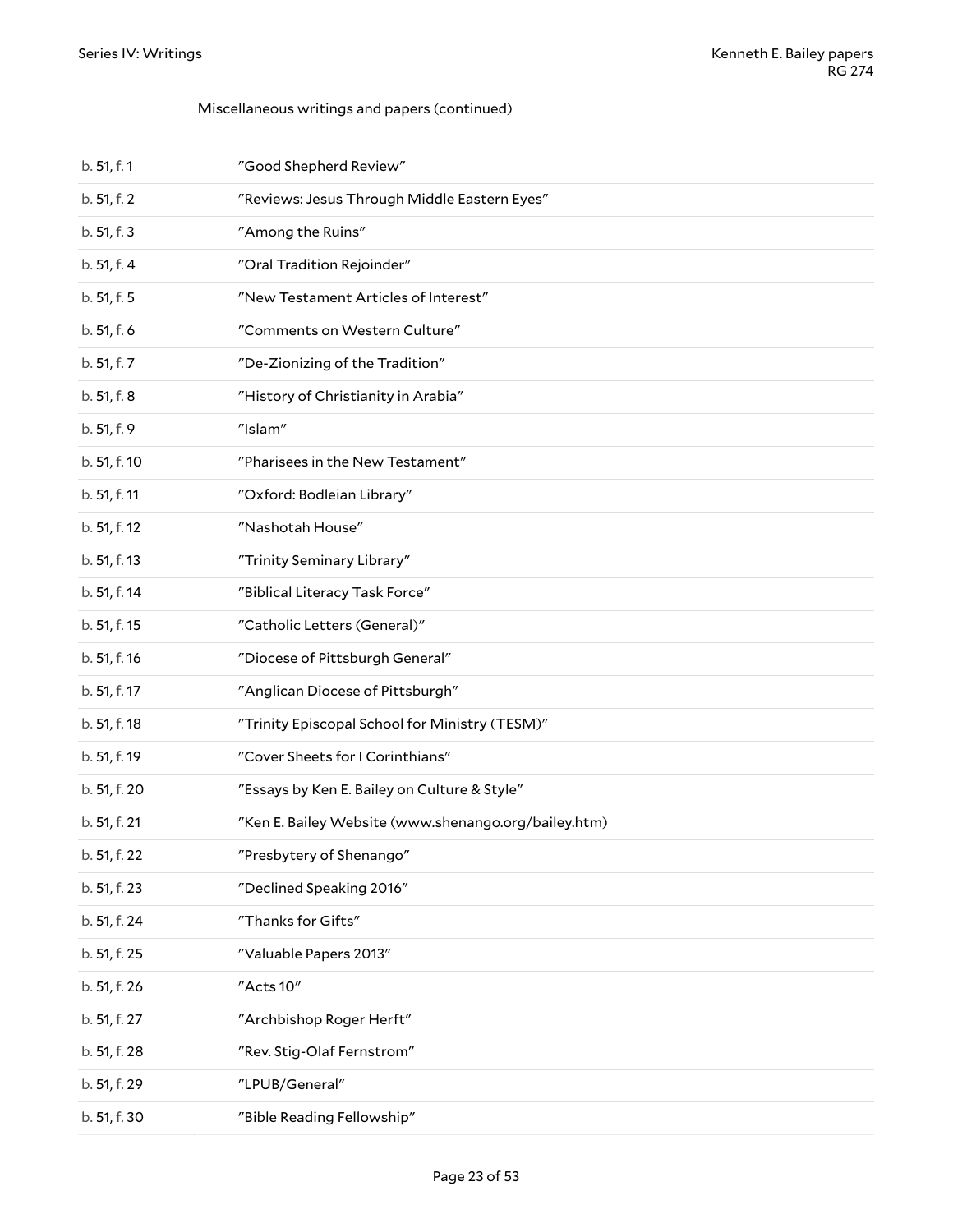Miscellaneous writings and papers (continued)

| | |
|---|---|
| b. 51, f. 1 | "Good Shepherd Review" |
| b. 51, f. 2 | "Reviews: Jesus Through Middle Eastern Eyes" |
| b. 51, f. 3 | "Among the Ruins" |
| b. 51, f. 4 | "Oral Tradition Rejoinder" |
| b. 51, f. 5 | "New Testament Articles of Interest" |
| b. 51, f. 6 | "Comments on Western Culture" |
| b. 51, f. 7 | "De-Zionizing of the Tradition" |
| b. 51, f. 8 | "History of Christianity in Arabia" |
| b. 51, f. 9 | "Islam" |
| b. 51, f. 10 | "Pharisees in the New Testament" |
| b. 51, f. 11 | "Oxford: Bodleian Library" |
| b. 51, f. 12 | "Nashotah House" |
| b. 51, f. 13 | "Trinity Seminary Library" |
| b. 51, f. 14 | "Biblical Literacy Task Force" |
| b. 51, f. 15 | "Catholic Letters (General)" |
| b. 51, f. 16 | "Diocese of Pittsburgh General" |
| b. 51, f. 17 | "Anglican Diocese of Pittsburgh" |
| b. 51, f. 18 | "Trinity Episcopal School for Ministry (TESM)" |
| b. 51, f. 19 | "Cover Sheets for I Corinthians" |
| b. 51, f. 20 | "Essays by Ken E. Bailey on Culture & Style" |
| b. 51, f. 21 | "Ken E. Bailey Website (www.shenango.org/bailey.htm) |
| b. 51, f. 22 | "Presbytery of Shenango" |
| b. 51, f. 23 | "Declined Speaking 2016" |
| b. 51, f. 24 | "Thanks for Gifts" |
| b. 51, f. 25 | "Valuable Papers 2013" |
| b. 51, f. 26 | "Acts 10" |
| b. 51, f. 27 | "Archbishop Roger Herft" |
| b. 51, f. 28 | "Rev. Stig-Olaf Fernstrom" |
| b. 51, f. 29 | "LPUB/General" |
| b. 51, f. 30 | "Bible Reading Fellowship" |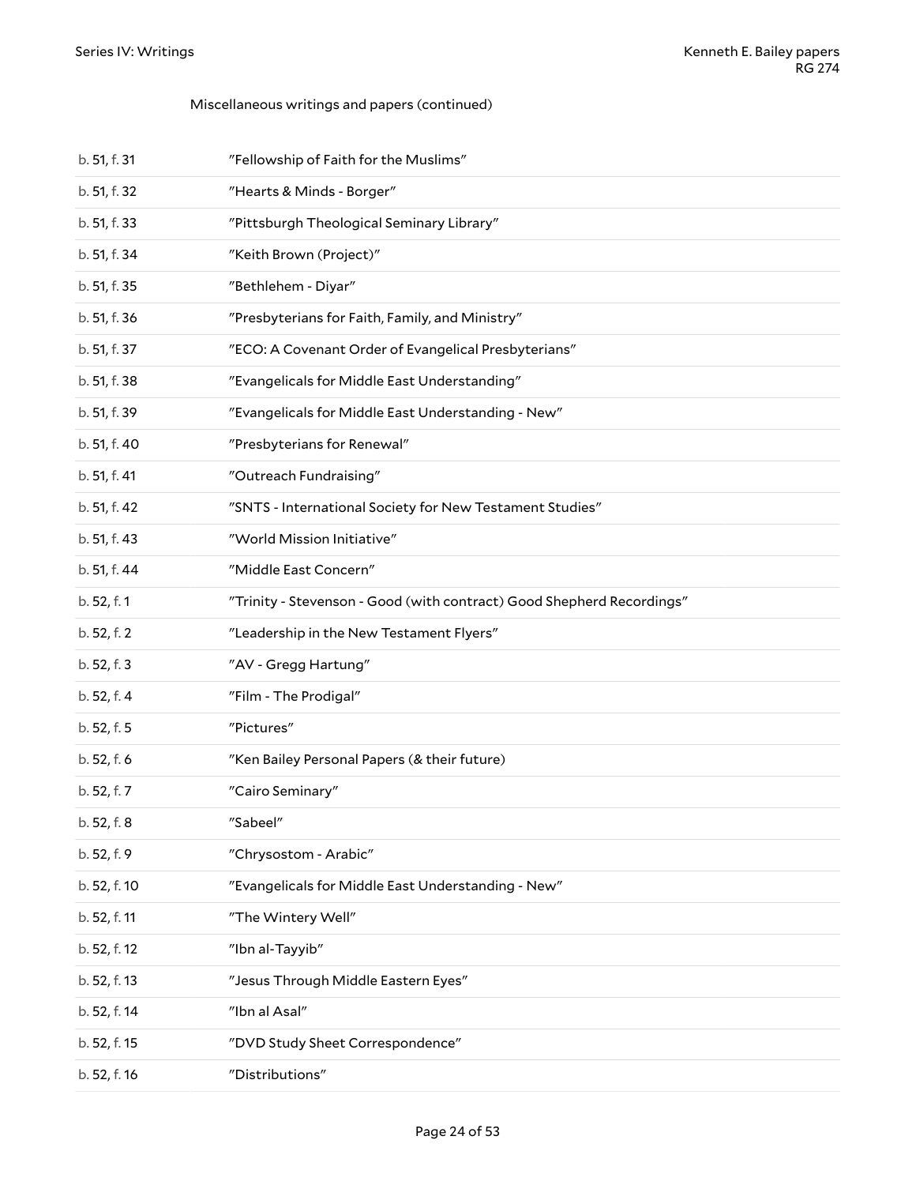Miscellaneous writings and papers (continued)

| | |
|---|---|
| b. 51, f. 31 | "Fellowship of Faith for the Muslims" |
| b. 51, f. 32 | "Hearts & Minds - Borger" |
| b. 51, f. 33 | "Pittsburgh Theological Seminary Library" |
| b. 51, f. 34 | "Keith Brown (Project)" |
| b. 51, f. 35 | "Bethlehem - Diyar" |
| b. 51, f. 36 | "Presbyterians for Faith, Family, and Ministry" |
| b. 51, f. 37 | "ECO: A Covenant Order of Evangelical Presbyterians" |
| b. 51, f. 38 | "Evangelicals for Middle East Understanding" |
| b. 51, f. 39 | "Evangelicals for Middle East Understanding - New" |
| b. 51, f. 40 | "Presbyterians for Renewal" |
| b. 51, f. 41 | "Outreach Fundraising" |
| b. 51, f. 42 | "SNTS - International Society for New Testament Studies" |
| b. 51, f. 43 | "World Mission Initiative" |
| b. 51, f. 44 | "Middle East Concern" |
| b. 52, f. 1 | "Trinity - Stevenson - Good (with contract) Good Shepherd Recordings" |
| b. 52, f. 2 | "Leadership in the New Testament Flyers" |
| b. 52, f. 3 | "AV - Gregg Hartung" |
| b. 52, f. 4 | "Film - The Prodigal" |
| b. 52, f. 5 | "Pictures" |
| b. 52, f. 6 | "Ken Bailey Personal Papers (& their future) |
| b. 52, f. 7 | "Cairo Seminary" |
| b. 52, f. 8 | "Sabeel" |
| b. 52, f. 9 | "Chrysostom - Arabic" |
| b. 52, f. 10 | "Evangelicals for Middle East Understanding - New" |
| b. 52, f. 11 | "The Wintery Well" |
| b. 52, f. 12 | "Ibn al-Tayyib" |
| b. 52, f. 13 | "Jesus Through Middle Eastern Eyes" |
| b. 52, f. 14 | "Ibn al Asal" |
| b. 52, f. 15 | "DVD Study Sheet Correspondence" |
| b. 52, f. 16 | "Distributions" |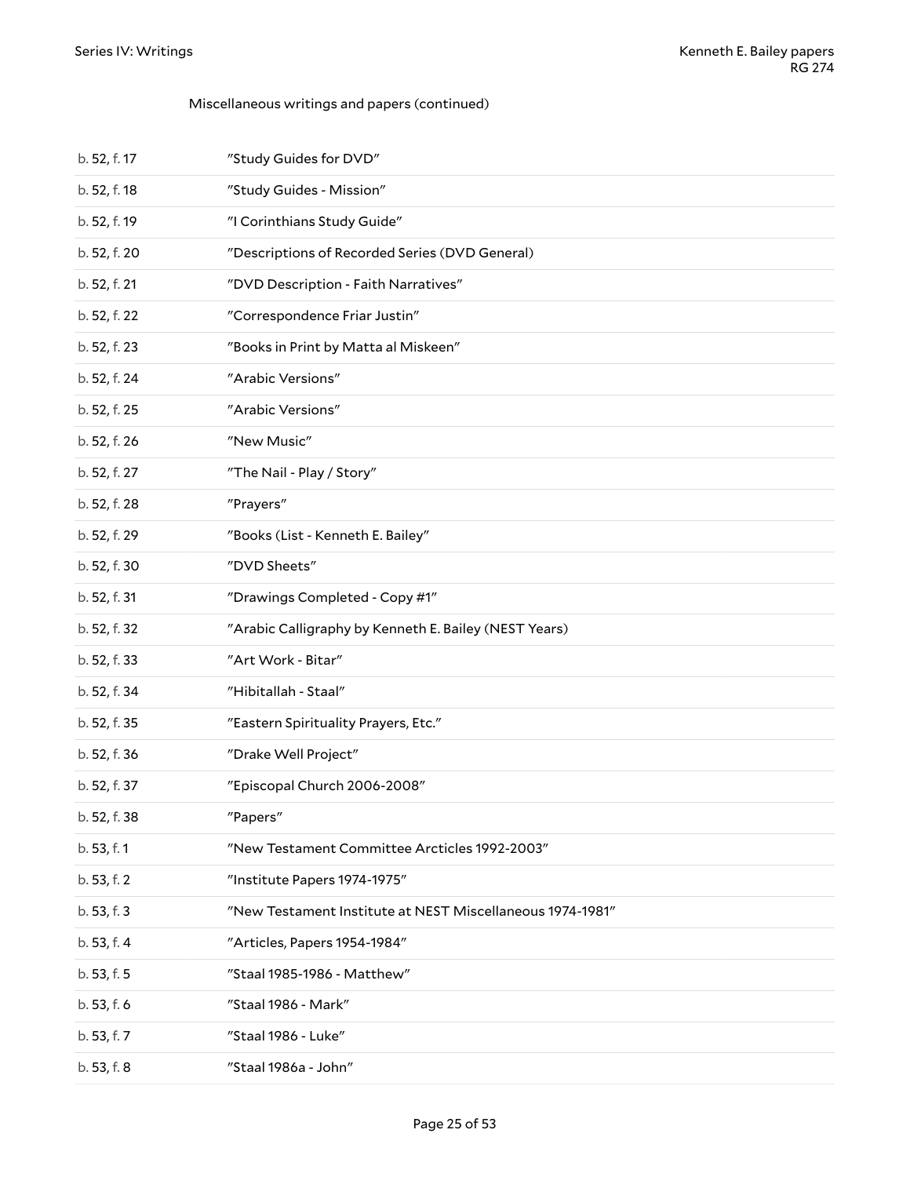Miscellaneous writings and papers (continued)

| | |
|---|---|
| b. 52, f. 17 | "Study Guides for DVD" |
| b. 52, f. 18 | "Study Guides - Mission" |
| b. 52, f. 19 | "I Corinthians Study Guide" |
| b. 52, f. 20 | "Descriptions of Recorded Series (DVD General) |
| b. 52, f. 21 | "DVD Description - Faith Narratives" |
| b. 52, f. 22 | "Correspondence Friar Justin" |
| b. 52, f. 23 | "Books in Print by Matta al Miskeen" |
| b. 52, f. 24 | "Arabic Versions" |
| b. 52, f. 25 | "Arabic Versions" |
| b. 52, f. 26 | "New Music" |
| b. 52, f. 27 | "The Nail - Play / Story" |
| b. 52, f. 28 | "Prayers" |
| b. 52, f. 29 | "Books (List - Kenneth E. Bailey" |
| b. 52, f. 30 | "DVD Sheets" |
| b. 52, f. 31 | "Drawings Completed - Copy #1" |
| b. 52, f. 32 | "Arabic Calligraphy by Kenneth E. Bailey (NEST Years) |
| b. 52, f. 33 | "Art Work - Bitar" |
| b. 52, f. 34 | "Hibitallah - Staal" |
| b. 52, f. 35 | "Eastern Spirituality Prayers, Etc." |
| b. 52, f. 36 | "Drake Well Project" |
| b. 52, f. 37 | "Episcopal Church 2006-2008" |
| b. 52, f. 38 | "Papers" |
| b. 53, f. 1 | "New Testament Committee Arcticles 1992-2003" |
| b. 53, f. 2 | "Institute Papers 1974-1975" |
| b. 53, f. 3 | "New Testament Institute at NEST Miscellaneous 1974-1981" |
| b. 53, f. 4 | "Articles, Papers 1954-1984" |
| b. 53, f. 5 | "Staal 1985-1986 - Matthew" |
| b. 53, f. 6 | "Staal 1986 - Mark" |
| b. 53, f. 7 | "Staal 1986 - Luke" |
| b. 53, f. 8 | "Staal 1986a - John" |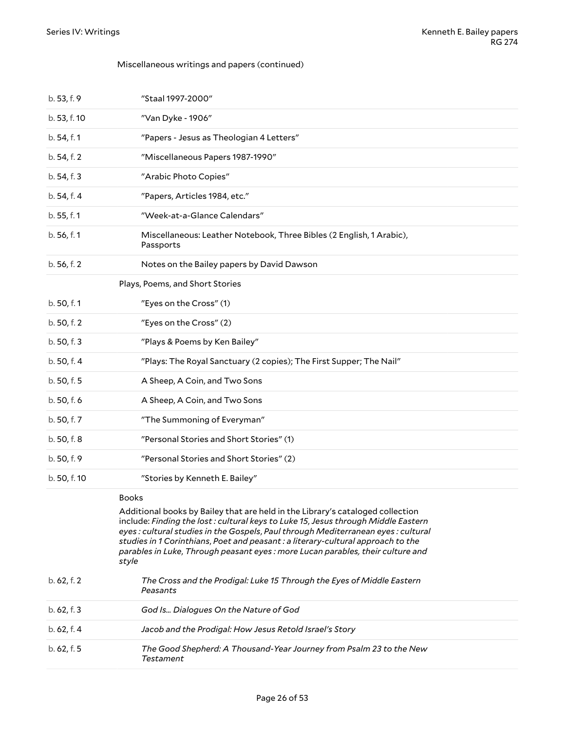Miscellaneous writings and papers (continued)

| | |
|---|---|
| b. 53, f. 9 | "Staal 1997-2000" |
| b. 53, f. 10 | "Van Dyke - 1906" |
| b. 54, f. 1 | "Papers - Jesus as Theologian 4 Letters" |
| b. 54, f. 2 | "Miscellaneous Papers 1987-1990" |
| b. 54, f. 3 | "Arabic Photo Copies" |
| b. 54, f. 4 | "Papers, Articles 1984, etc." |
| b. 55, f. 1 | "Week-at-a-Glance Calendars" |
| b. 56, f. 1 | Miscellaneous: Leather Notebook, Three Bibles (2 English, 1 Arabic), Passports |
| b. 56, f. 2 | Notes on the Bailey papers by David Dawson |

Plays, Poems, and Short Stories

| | |
|---|---|
| b. 50, f. 1 | "Eyes on the Cross" (1) |
| b. 50, f. 2 | "Eyes on the Cross" (2) |
| b. 50, f. 3 | "Plays & Poems by Ken Bailey" |
| b. 50, f. 4 | "Plays: The Royal Sanctuary (2 copies); The First Supper; The Nail" |
| b. 50, f. 5 | A Sheep, A Coin, and Two Sons |
| b. 50, f. 6 | A Sheep, A Coin, and Two Sons |
| b. 50, f. 7 | "The Summoning of Everyman" |
| b. 50, f. 8 | "Personal Stories and Short Stories" (1) |
| b. 50, f. 9 | "Personal Stories and Short Stories" (2) |
| b. 50, f. 10 | "Stories by Kenneth E. Bailey" |

Books

Additional books by Bailey that are held in the Library's cataloged collection include: *Finding the lost : cultural keys to Luke 15*, *Jesus through Middle Eastern eyes : cultural studies in the Gospels*, *Paul through Mediterranean eyes : cultural studies in 1 Corinthians*, *Poet and peasant : a literary-cultural approach to the parables in Luke*, *Through peasant eyes : more Lucan parables, their culture and style*

| | |
|---|---|
| b. 62, f. 2 | *The Cross and the Prodigal: Luke 15 Through the Eyes of Middle Eastern Peasants* |
| b. 62, f. 3 | *God Is... Dialogues On the Nature of God* |
| b. 62, f. 4 | *Jacob and the Prodigal: How Jesus Retold Israel's Story* |
| b. 62, f. 5 | *The Good Shepherd: A Thousand-Year Journey from Psalm 23 to the New Testament* |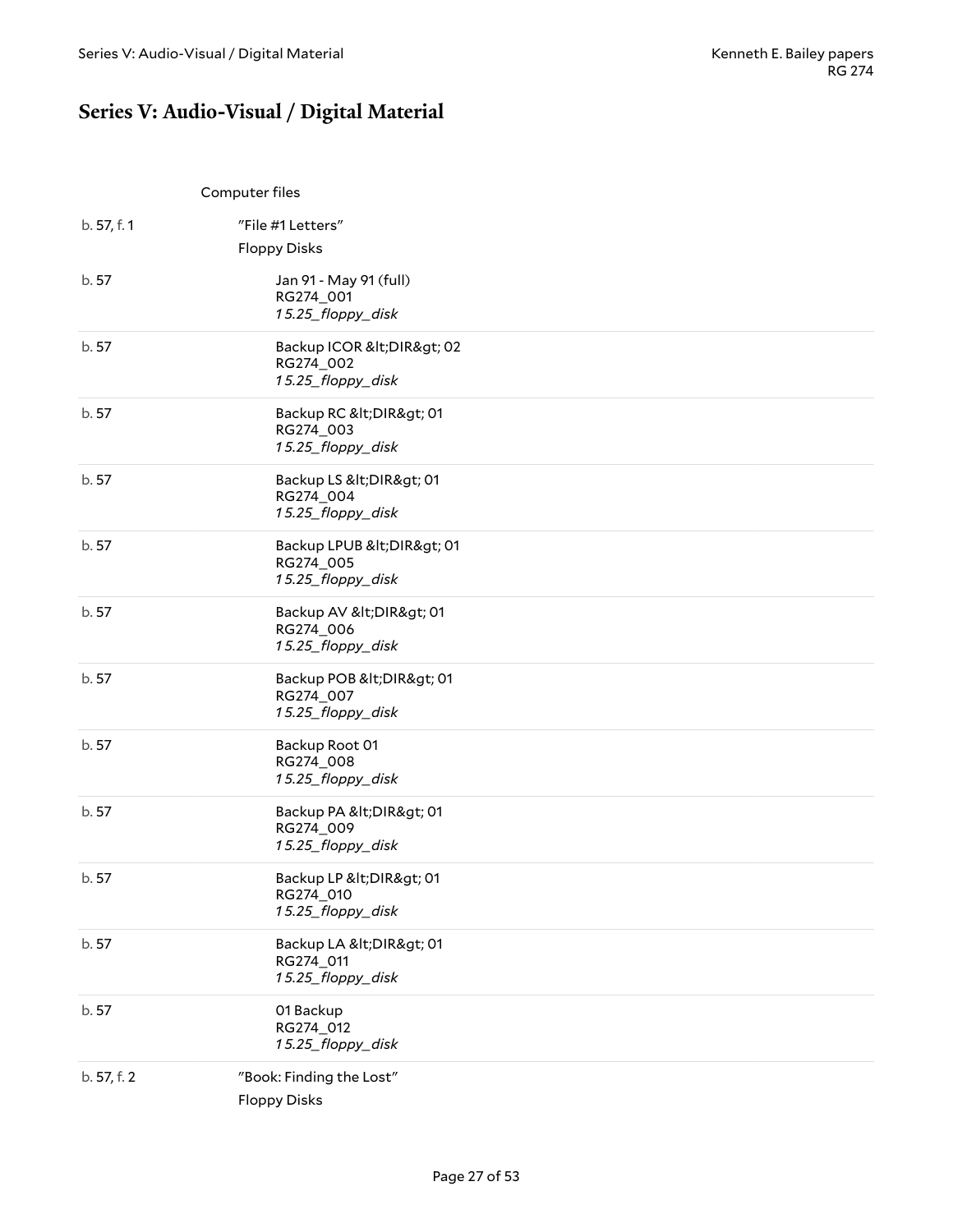# Series V: Audio-Visual / Digital Material

Computer files

| | |
|---|---|
| b. 57, f. 1 | "File #1 Letters"<br>Floppy Disks |
| b. 57 | Jan 91 - May 91 (full)<br>RG274_001<br>*1 5.25_floppy_disk* |
| b. 57 | Backup ICOR &lt;DIR&gt; 02<br>RG274_002<br>*1 5.25_floppy_disk* |
| b. 57 | Backup RC &lt;DIR&gt; 01<br>RG274_003<br>*1 5.25_floppy_disk* |
| b. 57 | Backup LS &lt;DIR&gt; 01<br>RG274_004<br>*1 5.25_floppy_disk* |
| b. 57 | Backup LPUB &lt;DIR&gt; 01<br>RG274_005<br>*1 5.25_floppy_disk* |
| b. 57 | Backup AV &lt;DIR&gt; 01<br>RG274_006<br>*1 5.25_floppy_disk* |
| b. 57 | Backup POB &lt;DIR&gt; 01<br>RG274_007<br>*1 5.25_floppy_disk* |
| b. 57 | Backup Root 01<br>RG274_008<br>*1 5.25_floppy_disk* |
| b. 57 | Backup PA &lt;DIR&gt; 01<br>RG274_009<br>*1 5.25_floppy_disk* |
| b. 57 | Backup LP &lt;DIR&gt; 01<br>RG274_010<br>*1 5.25_floppy_disk* |
| b. 57 | Backup LA &lt;DIR&gt; 01<br>RG274_011<br>*1 5.25_floppy_disk* |
| b. 57 | 01 Backup<br>RG274_012<br>*1 5.25_floppy_disk* |
| b. 57, f. 2 | "Book: Finding the Lost"<br>Floppy Disks |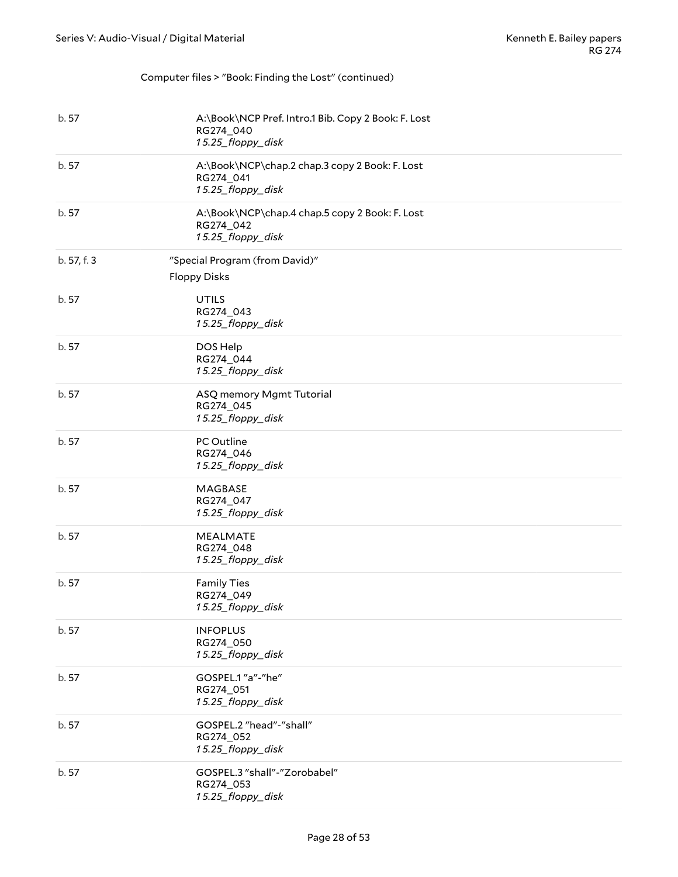Computer files > "Book: Finding the Lost" (continued)

| | |
|---|---|
| b. 57 | A:\Book\NCP Pref. Intro.1 Bib. Copy 2 Book: F. Lost<br>RG274_040<br>*1 5.25_floppy_disk* |
| b. 57 | A:\Book\NCP\chap.2 chap.3 copy 2 Book: F. Lost<br>RG274_041<br>*1 5.25_floppy_disk* |
| b. 57 | A:\Book\NCP\chap.4 chap.5 copy 2 Book: F. Lost<br>RG274_042<br>*1 5.25_floppy_disk* |
| b. 57, f. 3 | "Special Program (from David)"<br>Floppy Disks |
| b. 57 | UTILS<br>RG274_043<br>*1 5.25_floppy_disk* |
| b. 57 | DOS Help<br>RG274_044<br>*1 5.25_floppy_disk* |
| b. 57 | ASQ memory Mgmt Tutorial<br>RG274_045<br>*1 5.25_floppy_disk* |
| b. 57 | PC Outline<br>RG274_046<br>*1 5.25_floppy_disk* |
| b. 57 | MAGBASE<br>RG274_047<br>*1 5.25_floppy_disk* |
| b. 57 | MEALMATE<br>RG274_048<br>*1 5.25_floppy_disk* |
| b. 57 | Family Ties<br>RG274_049<br>*1 5.25_floppy_disk* |
| b. 57 | INFOPLUS<br>RG274_050<br>*1 5.25_floppy_disk* |
| b. 57 | GOSPEL.1 "a"-"he"<br>RG274_051<br>*1 5.25_floppy_disk* |
| b. 57 | GOSPEL.2 "head"-"shall"<br>RG274_052<br>*1 5.25_floppy_disk* |
| b. 57 | GOSPEL.3 "shall"-"Zorobabel"<br>RG274_053<br>*1 5.25_floppy_disk* |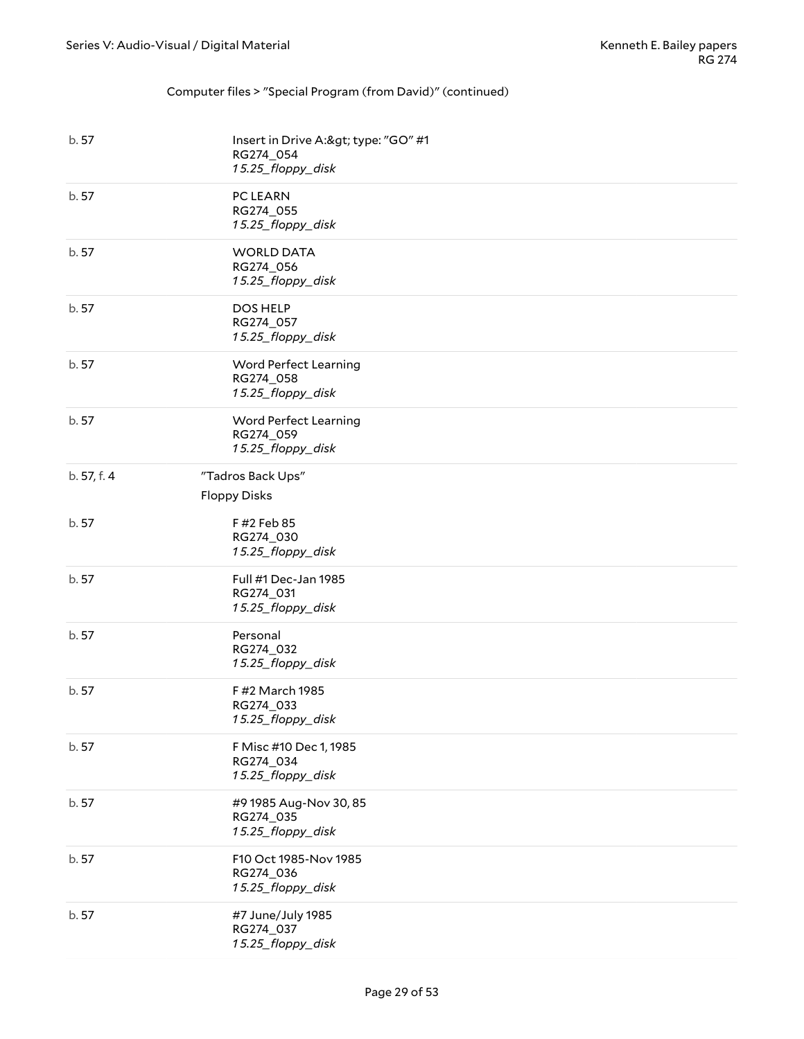Computer files > "Special Program (from David)" (continued)

b. 57 Insert in Drive A:&gt; type: "GO" #1
RG274_054
*1 5.25_floppy_disk*

b. 57 PC LEARN
RG274_055
*1 5.25_floppy_disk*

b. 57 WORLD DATA
RG274_056
*1 5.25_floppy_disk*

b. 57 DOS HELP
RG274_057
*1 5.25_floppy_disk*

b. 57 Word Perfect Learning
RG274_058
*1 5.25_floppy_disk*

b. 57 Word Perfect Learning
RG274_059
*1 5.25_floppy_disk*

b. 57, f. 4 "Tadros Back Ups"
Floppy Disks

b. 57 F #2 Feb 85
RG274_030
*1 5.25_floppy_disk*

b. 57 Full #1 Dec-Jan 1985
RG274_031
*1 5.25_floppy_disk*

b. 57 Personal
RG274_032
*1 5.25_floppy_disk*

b. 57 F #2 March 1985
RG274_033
*1 5.25_floppy_disk*

b. 57 F Misc #10 Dec 1, 1985
RG274_034
*1 5.25_floppy_disk*

b. 57 #9 1985 Aug-Nov 30, 85
RG274_035
*1 5.25_floppy_disk*

b. 57 F10 Oct 1985-Nov 1985
RG274_036
*1 5.25_floppy_disk*

b. 57 #7 June/July 1985
RG274_037
*1 5.25_floppy_disk*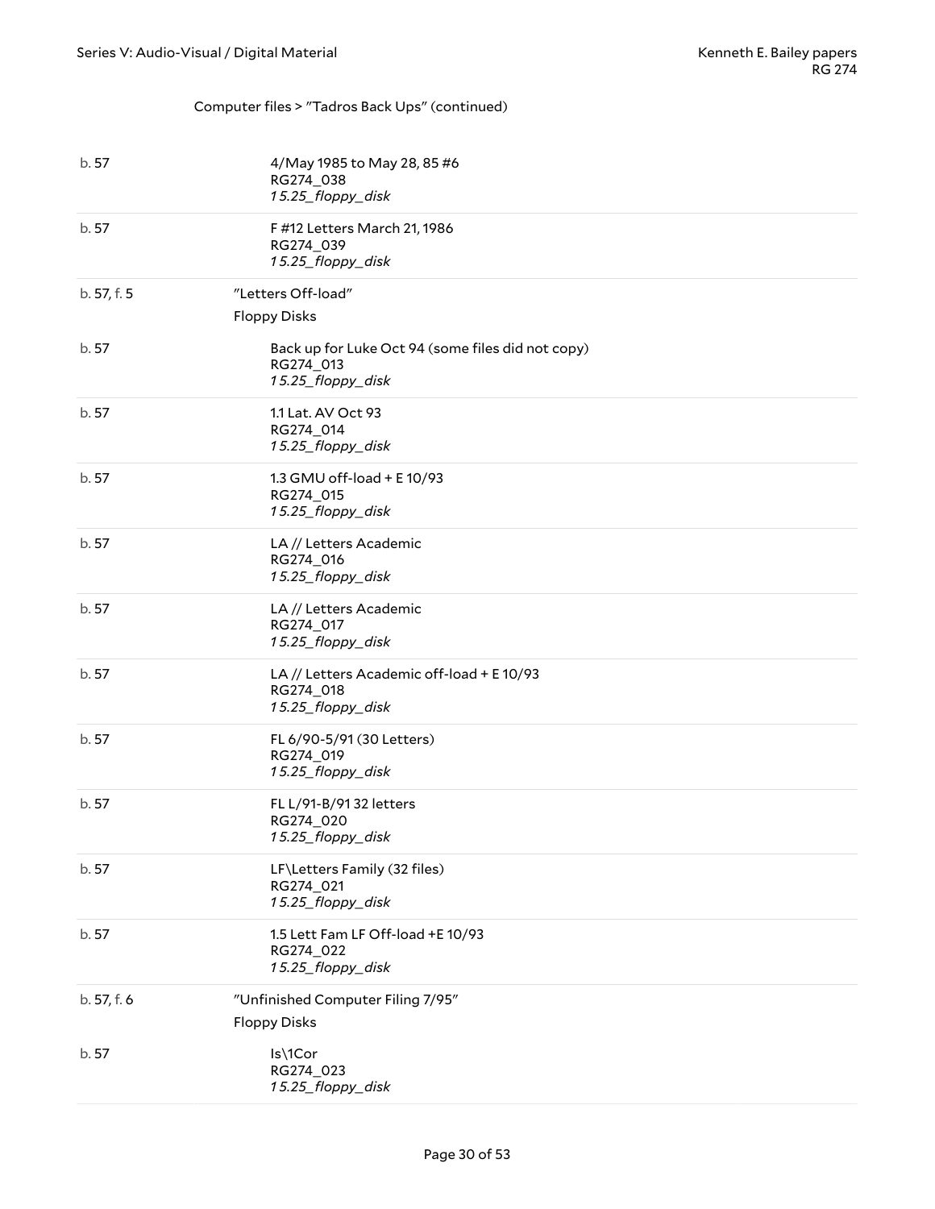Computer files > "Tadros Back Ups" (continued)

| | |
|---|---|
| b. 57 | 4/May 1985 to May 28, 85 #6<br>RG274_038<br>*1 5.25_floppy_disk* |
| b. 57 | F #12 Letters March 21, 1986<br>RG274_039<br>*1 5.25_floppy_disk* |
| b. 57, f. 5 | "Letters Off-load"<br>Floppy Disks |
| b. 57 | Back up for Luke Oct 94 (some files did not copy)<br>RG274_013<br>*1 5.25_floppy_disk* |
| b. 57 | 1.1 Lat. AV Oct 93<br>RG274_014<br>*1 5.25_floppy_disk* |
| b. 57 | 1.3 GMU off-load + E 10/93<br>RG274_015<br>*1 5.25_floppy_disk* |
| b. 57 | LA // Letters Academic<br>RG274_016<br>*1 5.25_floppy_disk* |
| b. 57 | LA // Letters Academic<br>RG274_017<br>*1 5.25_floppy_disk* |
| b. 57 | LA // Letters Academic off-load + E 10/93<br>RG274_018<br>*1 5.25_floppy_disk* |
| b. 57 | FL 6/90-5/91 (30 Letters)<br>RG274_019<br>*1 5.25_floppy_disk* |
| b. 57 | FL L/91-B/91 32 letters<br>RG274_020<br>*1 5.25_floppy_disk* |
| b. 57 | LF\Letters Family (32 files)<br>RG274_021<br>*1 5.25_floppy_disk* |
| b. 57 | 1.5 Lett Fam LF Off-load +E 10/93<br>RG274_022<br>*1 5.25_floppy_disk* |
| b. 57, f. 6 | "Unfinished Computer Filing 7/95"<br>Floppy Disks |
| b. 57 | Is\1Cor<br>RG274_023<br>*1 5.25_floppy_disk* |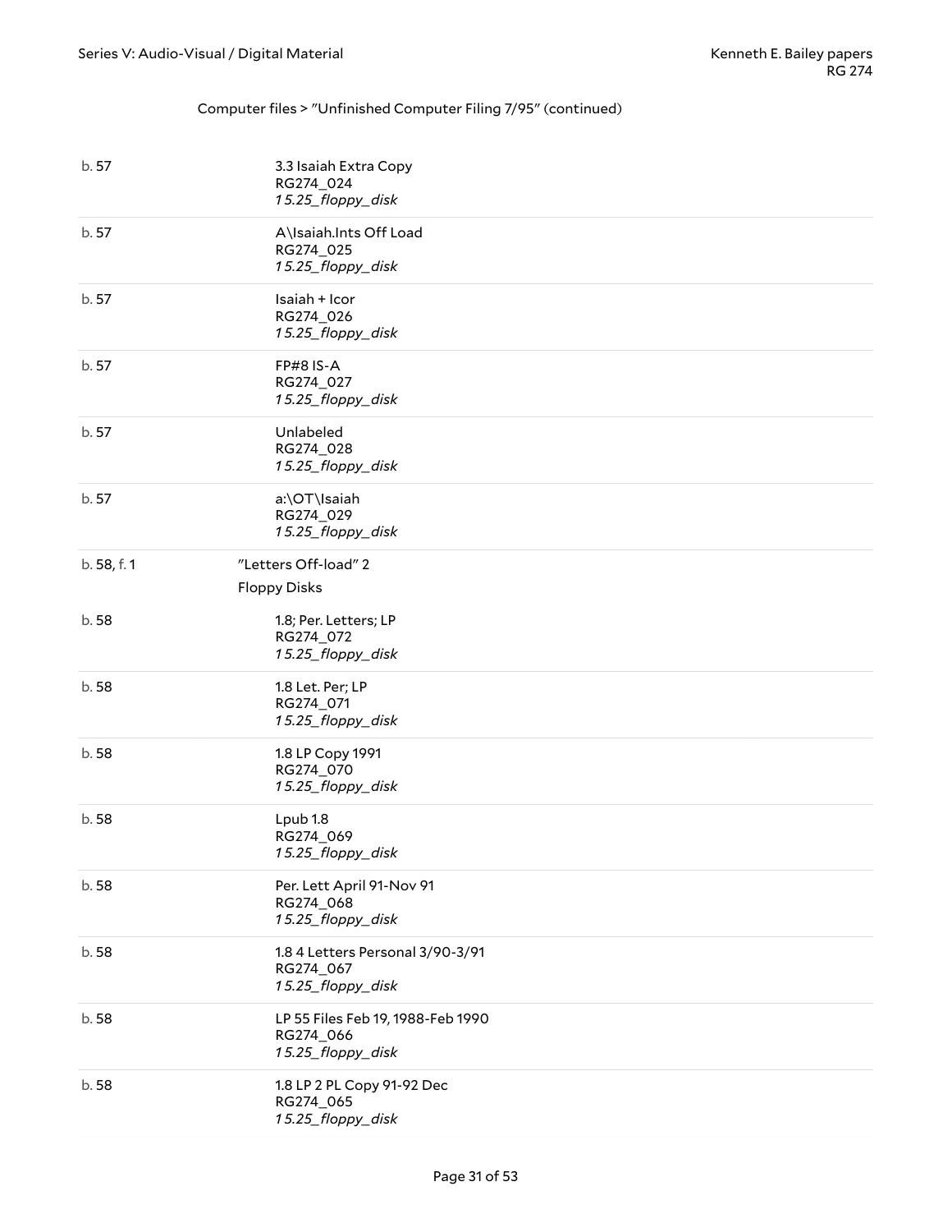Computer files > "Unfinished Computer Filing 7/95" (continued)

| | |
|---|---|
| b. 57 | 3.3 Isaiah Extra Copy<br>RG274_024<br>*1 5.25_floppy_disk* |
| b. 57 | A\Isaiah.Ints Off Load<br>RG274_025<br>*1 5.25_floppy_disk* |
| b. 57 | Isaiah + Icor<br>RG274_026<br>*1 5.25_floppy_disk* |
| b. 57 | FP#8 IS-A<br>RG274_027<br>*1 5.25_floppy_disk* |
| b. 57 | Unlabeled<br>RG274_028<br>*1 5.25_floppy_disk* |
| b. 57 | a:\OT\Isaiah<br>RG274_029<br>*1 5.25_floppy_disk* |
| b. 58, f. 1 | "Letters Off-load" 2 |
| | Floppy Disks |
| b. 58 | 1.8; Per. Letters; LP<br>RG274_072<br>*1 5.25_floppy_disk* |
| b. 58 | 1.8 Let. Per; LP<br>RG274_071<br>*1 5.25_floppy_disk* |
| b. 58 | 1.8 LP Copy 1991<br>RG274_070<br>*1 5.25_floppy_disk* |
| b. 58 | Lpub 1.8<br>RG274_069<br>*1 5.25_floppy_disk* |
| b. 58 | Per. Lett April 91-Nov 91<br>RG274_068<br>*1 5.25_floppy_disk* |
| b. 58 | 1.8 4 Letters Personal 3/90-3/91<br>RG274_067<br>*1 5.25_floppy_disk* |
| b. 58 | LP 55 Files Feb 19, 1988-Feb 1990<br>RG274_066<br>*1 5.25_floppy_disk* |
| b. 58 | 1.8 LP 2 PL Copy 91-92 Dec<br>RG274_065<br>*1 5.25_floppy_disk* |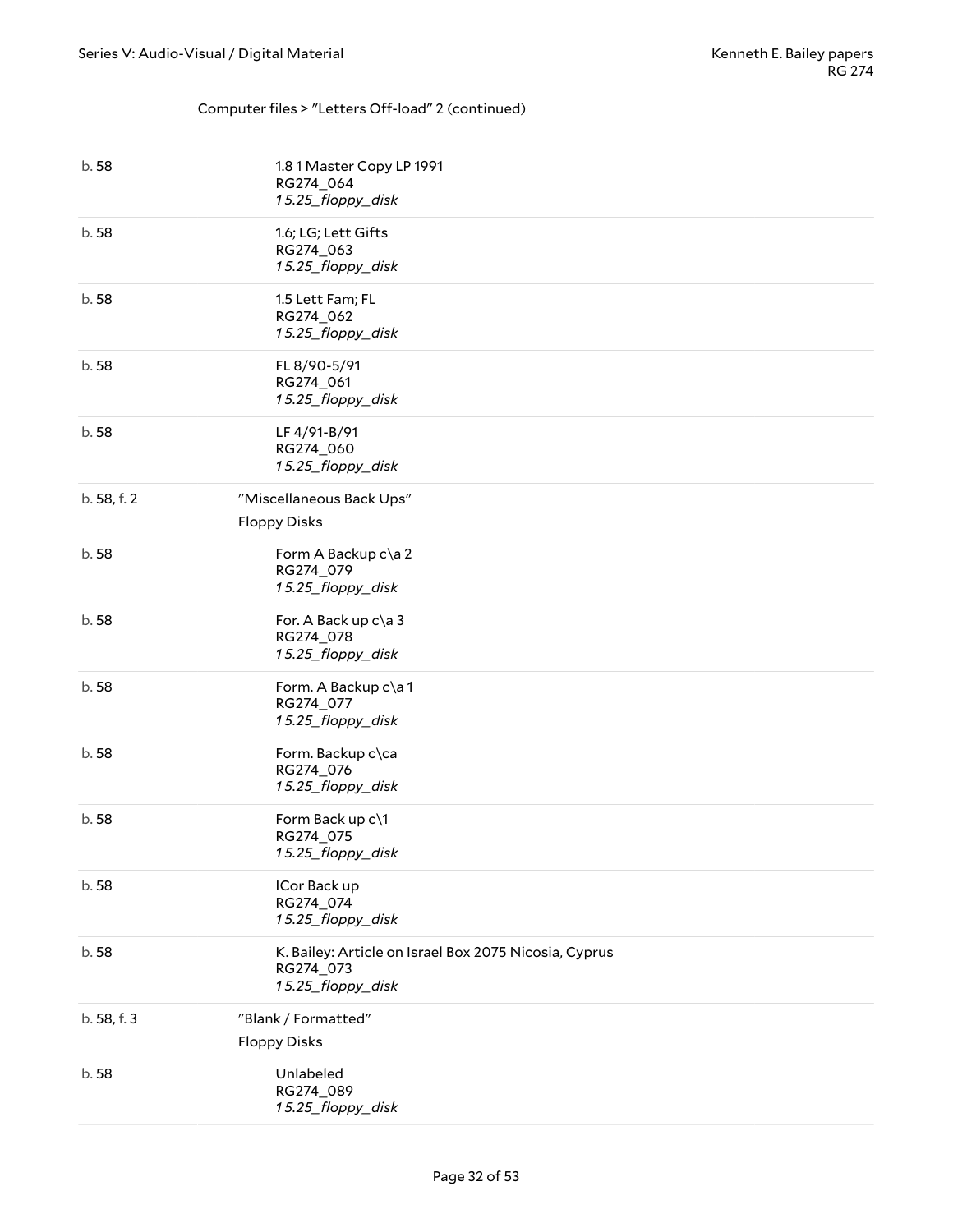Computer files > "Letters Off-load" 2 (continued)

| | |
|---|---|
| b. 58 | 1.8 1 Master Copy LP 1991<br>RG274_064<br>*1 5.25_floppy_disk* |
| b. 58 | 1.6; LG; Lett Gifts<br>RG274_063<br>*1 5.25_floppy_disk* |
| b. 58 | 1.5 Lett Fam; FL<br>RG274_062<br>*1 5.25_floppy_disk* |
| b. 58 | FL 8/90-5/91<br>RG274_061<br>*1 5.25_floppy_disk* |
| b. 58 | LF 4/91-B/91<br>RG274_060<br>*1 5.25_floppy_disk* |
| b. 58, f. 2 | "Miscellaneous Back Ups"<br>Floppy Disks |
| b. 58 | Form A Backup c\a 2<br>RG274_079<br>*1 5.25_floppy_disk* |
| b. 58 | For. A Back up c\a 3<br>RG274_078<br>*1 5.25_floppy_disk* |
| b. 58 | Form. A Backup c\a 1<br>RG274_077<br>*1 5.25_floppy_disk* |
| b. 58 | Form. Backup c\ca<br>RG274_076<br>*1 5.25_floppy_disk* |
| b. 58 | Form Back up c\1<br>RG274_075<br>*1 5.25_floppy_disk* |
| b. 58 | ICor Back up<br>RG274_074<br>*1 5.25_floppy_disk* |
| b. 58 | K. Bailey: Article on Israel Box 2075 Nicosia, Cyprus<br>RG274_073<br>*1 5.25_floppy_disk* |
| b. 58, f. 3 | "Blank / Formatted"<br>Floppy Disks |
| b. 58 | Unlabeled<br>RG274_089<br>*1 5.25_floppy_disk* |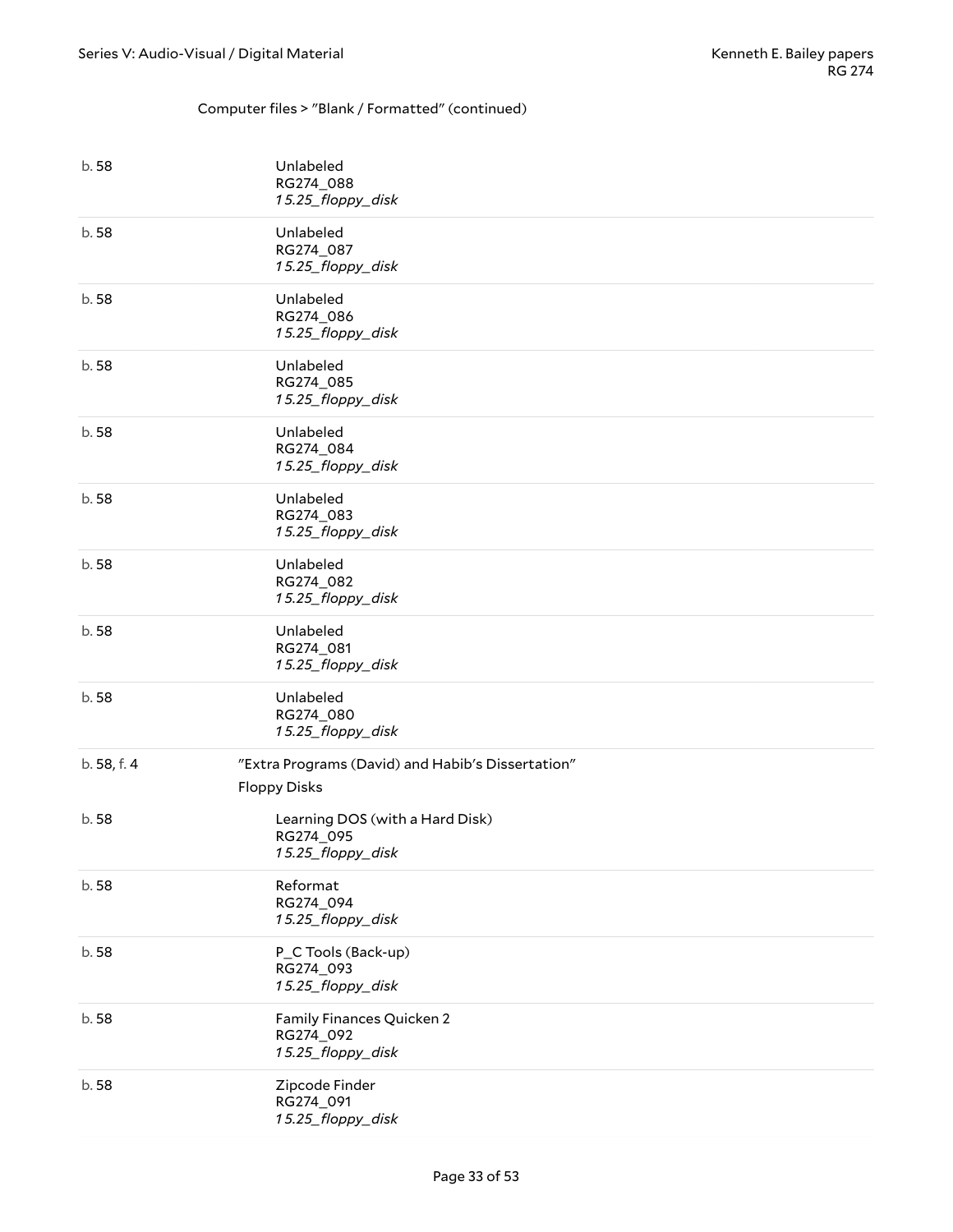Computer files > "Blank / Formatted" (continued)

| | |
|---|---|
| b. 58 | Unlabeled<br>RG274_088<br>*1 5.25_floppy_disk* |
| b. 58 | Unlabeled<br>RG274_087<br>*1 5.25_floppy_disk* |
| b. 58 | Unlabeled<br>RG274_086<br>*1 5.25_floppy_disk* |
| b. 58 | Unlabeled<br>RG274_085<br>*1 5.25_floppy_disk* |
| b. 58 | Unlabeled<br>RG274_084<br>*1 5.25_floppy_disk* |
| b. 58 | Unlabeled<br>RG274_083<br>*1 5.25_floppy_disk* |
| b. 58 | Unlabeled<br>RG274_082<br>*1 5.25_floppy_disk* |
| b. 58 | Unlabeled<br>RG274_081<br>*1 5.25_floppy_disk* |
| b. 58 | Unlabeled<br>RG274_080<br>*1 5.25_floppy_disk* |
| b. 58, f. 4 | "Extra Programs (David) and Habib's Dissertation"<br>Floppy Disks |
| b. 58 | Learning DOS (with a Hard Disk)<br>RG274_095<br>*1 5.25_floppy_disk* |
| b. 58 | Reformat<br>RG274_094<br>*1 5.25_floppy_disk* |
| b. 58 | P_C Tools (Back-up)<br>RG274_093<br>*1 5.25_floppy_disk* |
| b. 58 | Family Finances Quicken 2<br>RG274_092<br>*1 5.25_floppy_disk* |
| b. 58 | Zipcode Finder<br>RG274_091<br>*1 5.25_floppy_disk* |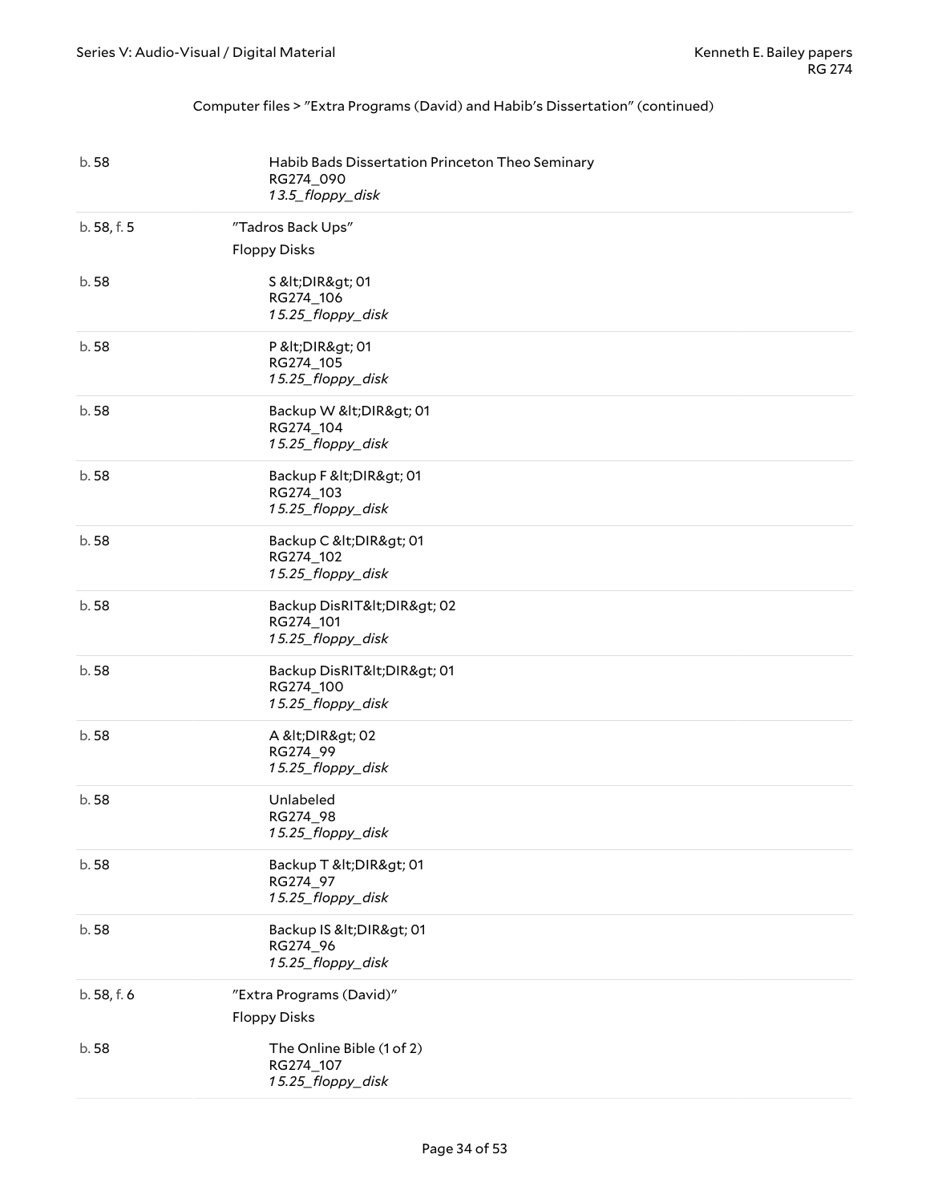Computer files > "Extra Programs (David) and Habib's Dissertation" (continued)

| | |
|---|---|
| b. 58 | Habib Bads Dissertation Princeton Theo Seminary<br>RG274_090<br>*13.5_floppy_disk* |
| b. 58, f. 5 | "Tadros Back Ups"<br>Floppy Disks |
| b. 58 | S &lt;DIR&gt; 01<br>RG274_106<br>*15.25_floppy_disk* |
| b. 58 | P &lt;DIR&gt; 01<br>RG274_105<br>*15.25_floppy_disk* |
| b. 58 | Backup W &lt;DIR&gt; 01<br>RG274_104<br>*15.25_floppy_disk* |
| b. 58 | Backup F &lt;DIR&gt; 01<br>RG274_103<br>*15.25_floppy_disk* |
| b. 58 | Backup C &lt;DIR&gt; 01<br>RG274_102<br>*15.25_floppy_disk* |
| b. 58 | Backup DisRIT&lt;DIR&gt; 02<br>RG274_101<br>*15.25_floppy_disk* |
| b. 58 | Backup DisRIT&lt;DIR&gt; 01<br>RG274_100<br>*15.25_floppy_disk* |
| b. 58 | A &lt;DIR&gt; 02<br>RG274_99<br>*15.25_floppy_disk* |
| b. 58 | Unlabeled<br>RG274_98<br>*15.25_floppy_disk* |
| b. 58 | Backup T &lt;DIR&gt; 01<br>RG274_97<br>*15.25_floppy_disk* |
| b. 58 | Backup IS &lt;DIR&gt; 01<br>RG274_96<br>*15.25_floppy_disk* |
| b. 58, f. 6 | "Extra Programs (David)"<br>Floppy Disks |
| b. 58 | The Online Bible (1 of 2)<br>RG274_107<br>*15.25_floppy_disk* |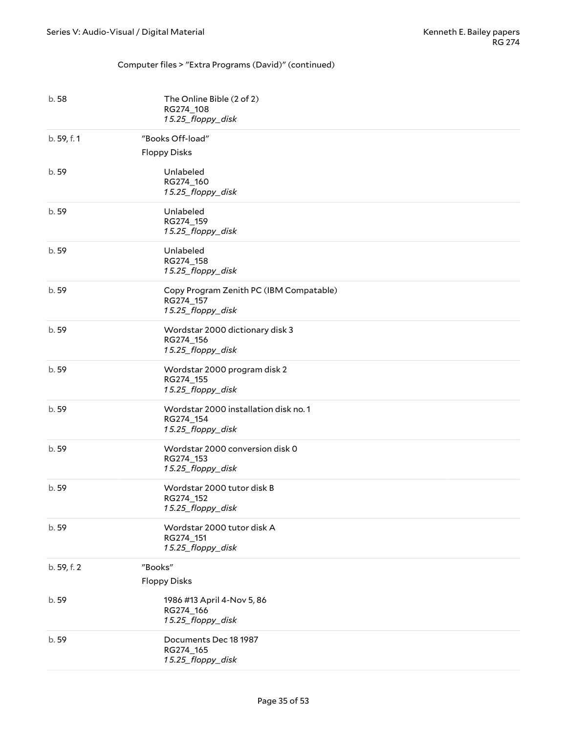Computer files > "Extra Programs (David)" (continued)

| | |
|---|---|
| b. 58 | The Online Bible (2 of 2)<br>RG274_108<br>*1 5.25_floppy_disk* |
| b. 59, f. 1 | "Books Off-load"<br>Floppy Disks |
| b. 59 | Unlabeled<br>RG274_160<br>*1 5.25_floppy_disk* |
| b. 59 | Unlabeled<br>RG274_159<br>*1 5.25_floppy_disk* |
| b. 59 | Unlabeled<br>RG274_158<br>*1 5.25_floppy_disk* |
| b. 59 | Copy Program Zenith PC (IBM Compatable)<br>RG274_157<br>*1 5.25_floppy_disk* |
| b. 59 | Wordstar 2000 dictionary disk 3<br>RG274_156<br>*1 5.25_floppy_disk* |
| b. 59 | Wordstar 2000 program disk 2<br>RG274_155<br>*1 5.25_floppy_disk* |
| b. 59 | Wordstar 2000 installation disk no. 1<br>RG274_154<br>*1 5.25_floppy_disk* |
| b. 59 | Wordstar 2000 conversion disk 0<br>RG274_153<br>*1 5.25_floppy_disk* |
| b. 59 | Wordstar 2000 tutor disk B<br>RG274_152<br>*1 5.25_floppy_disk* |
| b. 59 | Wordstar 2000 tutor disk A<br>RG274_151<br>*1 5.25_floppy_disk* |
| b. 59, f. 2 | "Books"<br>Floppy Disks |
| b. 59 | 1986 #13 April 4-Nov 5, 86<br>RG274_166<br>*1 5.25_floppy_disk* |
| b. 59 | Documents Dec 18 1987<br>RG274_165<br>*1 5.25_floppy_disk* |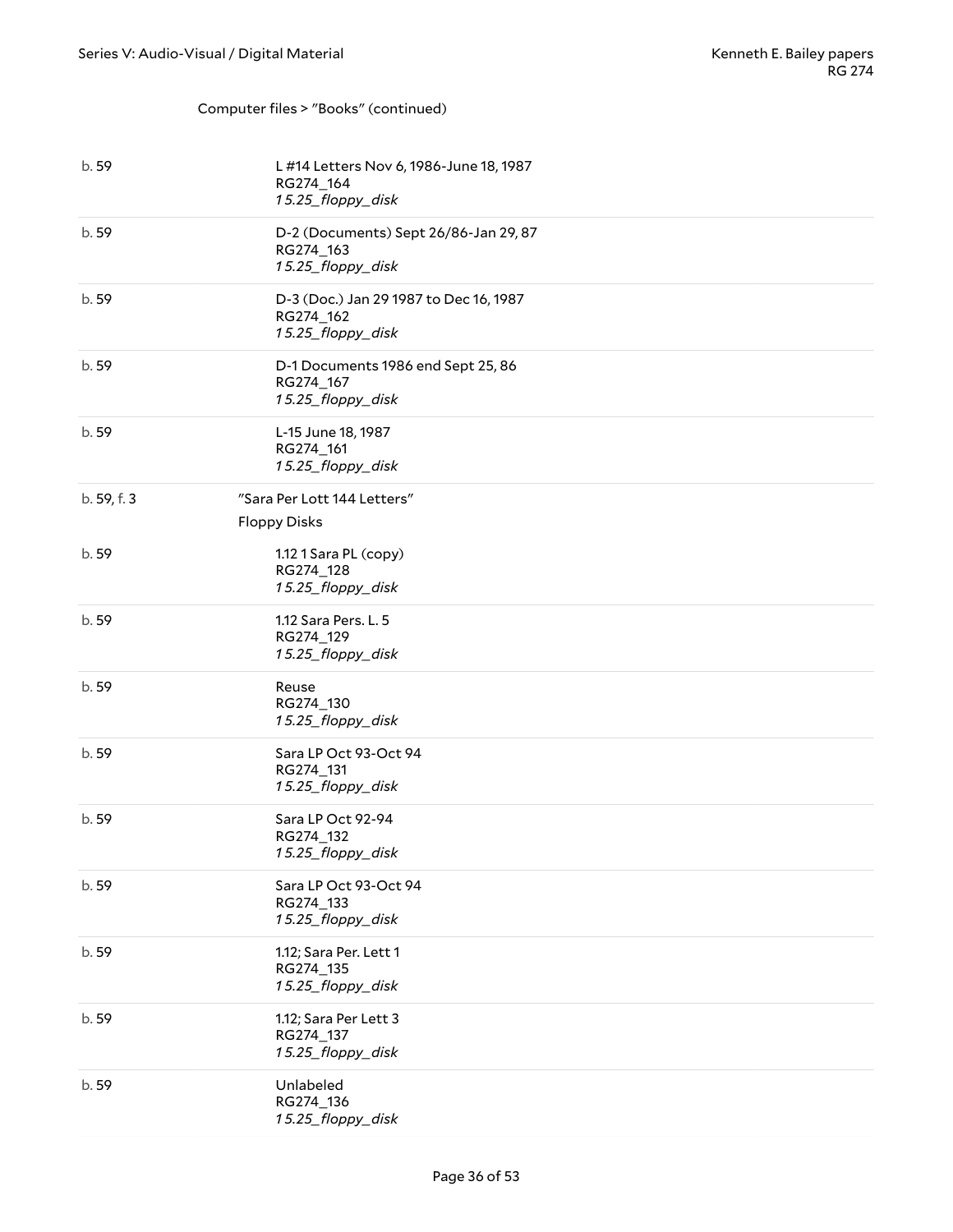Computer files > "Books" (continued)

| | |
|---|---|
| b. 59 | L #14 Letters Nov 6, 1986-June 18, 1987<br>RG274_164<br>*1 5.25_floppy_disk* |
| b. 59 | D-2 (Documents) Sept 26/86-Jan 29, 87<br>RG274_163<br>*1 5.25_floppy_disk* |
| b. 59 | D-3 (Doc.) Jan 29 1987 to Dec 16, 1987<br>RG274_162<br>*1 5.25_floppy_disk* |
| b. 59 | D-1 Documents 1986 end Sept 25, 86<br>RG274_167<br>*1 5.25_floppy_disk* |
| b. 59 | L-15 June 18, 1987<br>RG274_161<br>*1 5.25_floppy_disk* |
| b. 59, f. 3 | "Sara Per Lott 144 Letters"<br>Floppy Disks |
| b. 59 | 1.12 1 Sara PL (copy)<br>RG274_128<br>*1 5.25_floppy_disk* |
| b. 59 | 1.12 Sara Pers. L. 5<br>RG274_129<br>*1 5.25_floppy_disk* |
| b. 59 | Reuse<br>RG274_130<br>*1 5.25_floppy_disk* |
| b. 59 | Sara LP Oct 93-Oct 94<br>RG274_131<br>*1 5.25_floppy_disk* |
| b. 59 | Sara LP Oct 92-94<br>RG274_132<br>*1 5.25_floppy_disk* |
| b. 59 | Sara LP Oct 93-Oct 94<br>RG274_133<br>*1 5.25_floppy_disk* |
| b. 59 | 1.12; Sara Per. Lett 1<br>RG274_135<br>*1 5.25_floppy_disk* |
| b. 59 | 1.12; Sara Per Lett 3<br>RG274_137<br>*1 5.25_floppy_disk* |
| b. 59 | Unlabeled<br>RG274_136<br>*1 5.25_floppy_disk* |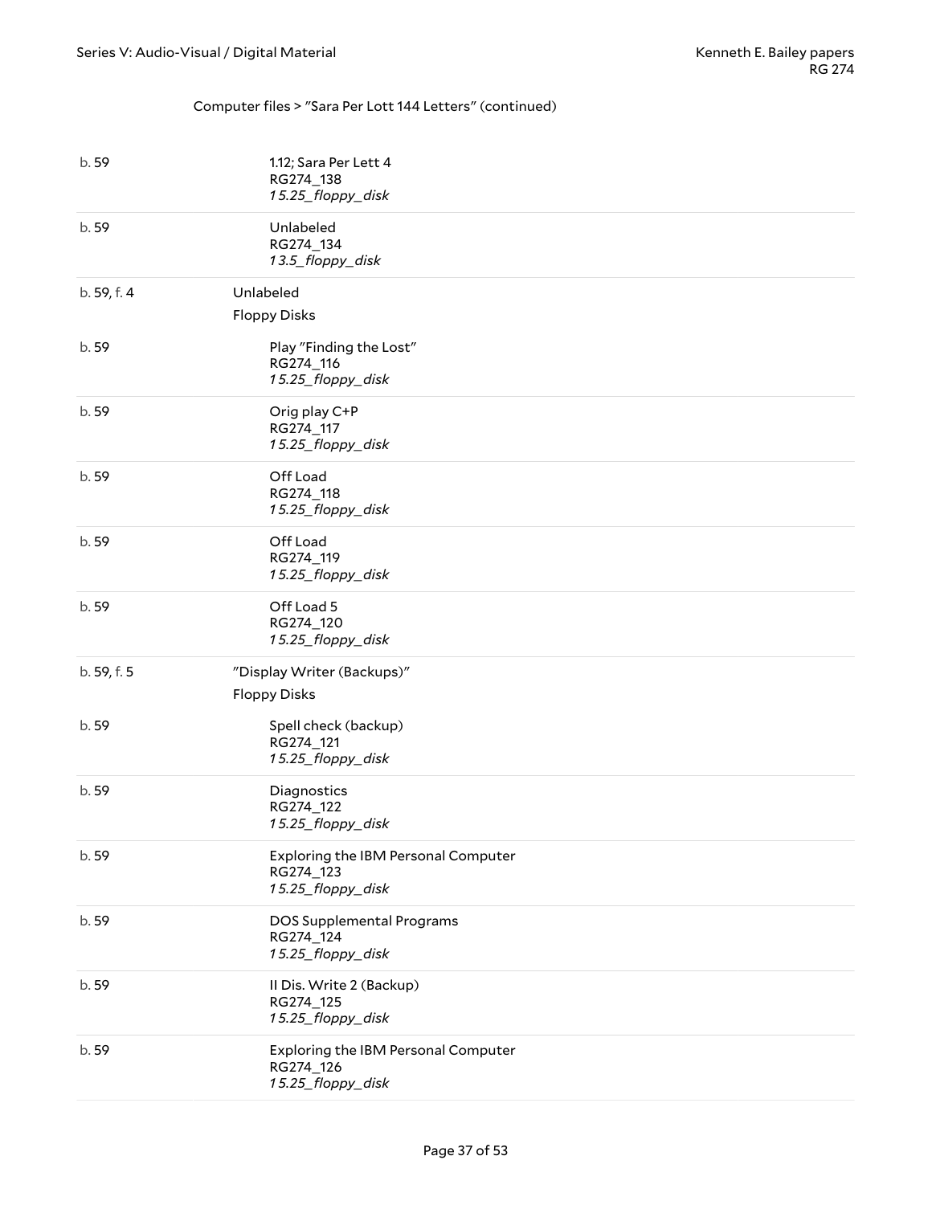Computer files > "Sara Per Lott 144 Letters" (continued)

| | |
|---|---|
| b. 59 | 1.12; Sara Per Lett 4<br>RG274_138<br>*1 5.25_floppy_disk* |
| b. 59 | Unlabeled<br>RG274_134<br>*1 3.5_floppy_disk* |
| b. 59, f. 4 | Unlabeled<br>Floppy Disks |
| b. 59 | Play "Finding the Lost"<br>RG274_116<br>*1 5.25_floppy_disk* |
| b. 59 | Orig play C+P<br>RG274_117<br>*1 5.25_floppy_disk* |
| b. 59 | Off Load<br>RG274_118<br>*1 5.25_floppy_disk* |
| b. 59 | Off Load<br>RG274_119<br>*1 5.25_floppy_disk* |
| b. 59 | Off Load 5<br>RG274_120<br>*1 5.25_floppy_disk* |
| b. 59, f. 5 | "Display Writer (Backups)"<br>Floppy Disks |
| b. 59 | Spell check (backup)<br>RG274_121<br>*1 5.25_floppy_disk* |
| b. 59 | Diagnostics<br>RG274_122<br>*1 5.25_floppy_disk* |
| b. 59 | Exploring the IBM Personal Computer<br>RG274_123<br>*1 5.25_floppy_disk* |
| b. 59 | DOS Supplemental Programs<br>RG274_124<br>*1 5.25_floppy_disk* |
| b. 59 | II Dis. Write 2 (Backup)<br>RG274_125<br>*1 5.25_floppy_disk* |
| b. 59 | Exploring the IBM Personal Computer<br>RG274_126<br>*1 5.25_floppy_disk* |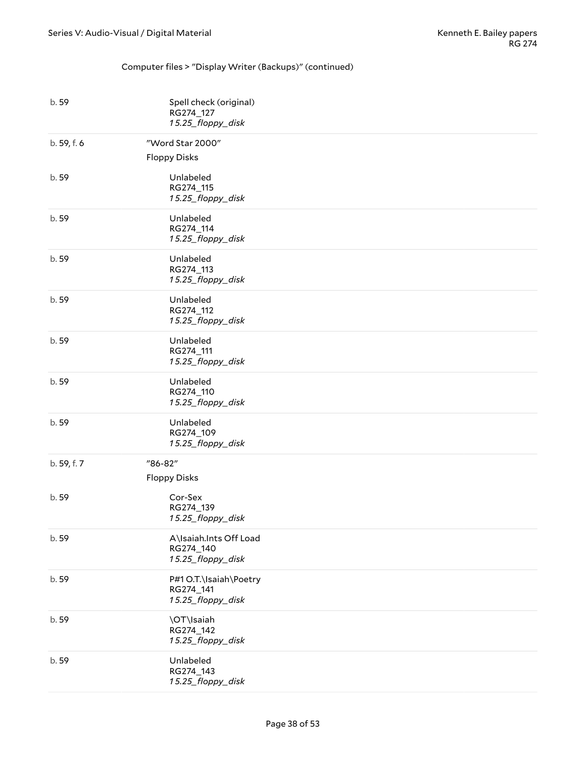Computer files > "Display Writer (Backups)" (continued)

| | |
|---|---|
| b. 59 | Spell check (original)<br>RG274_127<br>*1 5.25_floppy_disk* |
| b. 59, f. 6 | "Word Star 2000"<br>Floppy Disks |
| b. 59 | Unlabeled<br>RG274_115<br>*1 5.25_floppy_disk* |
| b. 59 | Unlabeled<br>RG274_114<br>*1 5.25_floppy_disk* |
| b. 59 | Unlabeled<br>RG274_113<br>*1 5.25_floppy_disk* |
| b. 59 | Unlabeled<br>RG274_112<br>*1 5.25_floppy_disk* |
| b. 59 | Unlabeled<br>RG274_111<br>*1 5.25_floppy_disk* |
| b. 59 | Unlabeled<br>RG274_110<br>*1 5.25_floppy_disk* |
| b. 59 | Unlabeled<br>RG274_109<br>*1 5.25_floppy_disk* |
| b. 59, f. 7 | "86-82"<br>Floppy Disks |
| b. 59 | Cor-Sex<br>RG274_139<br>*1 5.25_floppy_disk* |
| b. 59 | A\Isaiah.Ints Off Load<br>RG274_140<br>*1 5.25_floppy_disk* |
| b. 59 | P#1 O.T.\Isaiah\Poetry<br>RG274_141<br>*1 5.25_floppy_disk* |
| b. 59 | \OT\Isaiah<br>RG274_142<br>*1 5.25_floppy_disk* |
| b. 59 | Unlabeled<br>RG274_143<br>*1 5.25_floppy_disk* |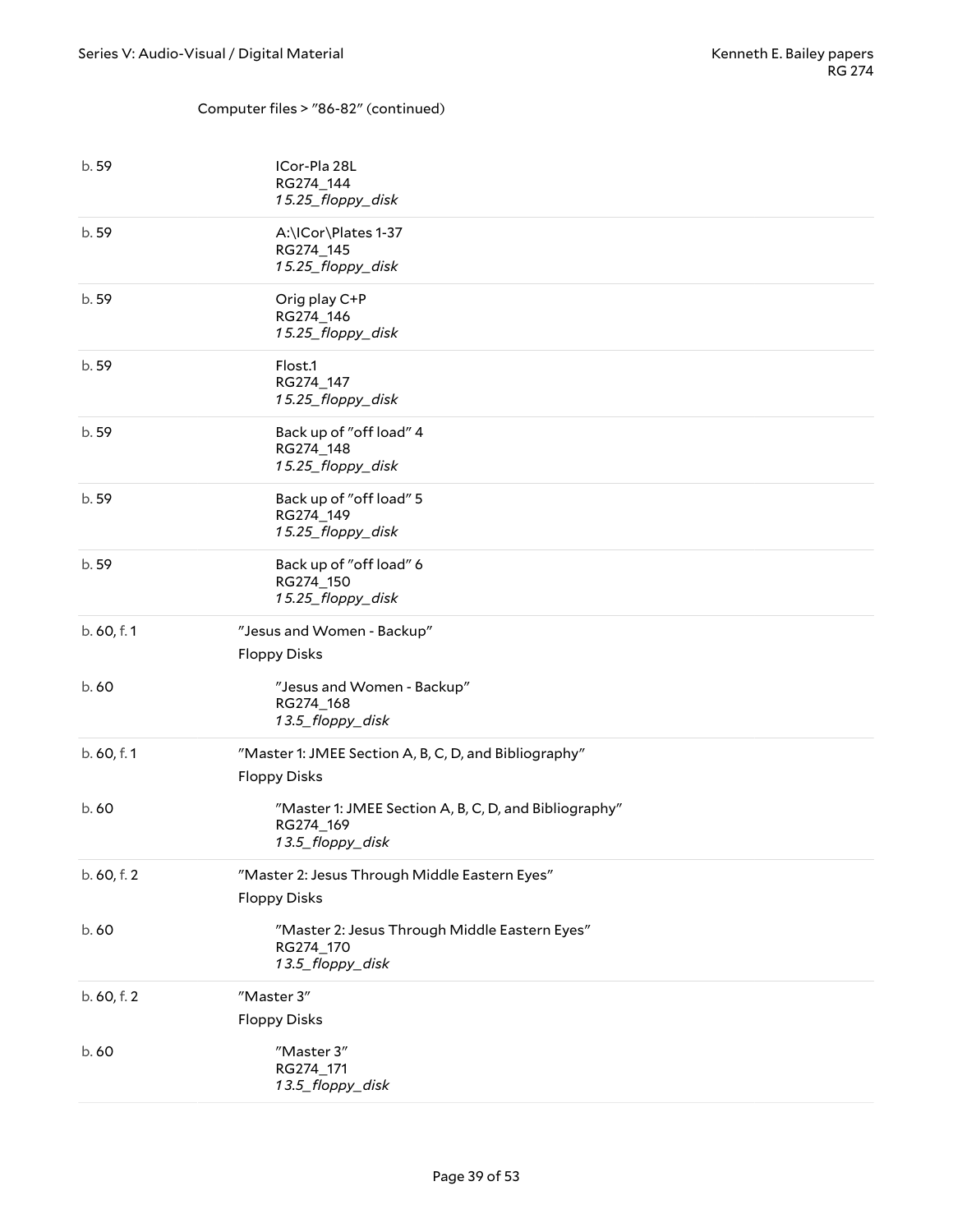Computer files > "86-82" (continued)

| | |
|---|---|
| b. 59 | ICor-Pla 28L<br>RG274_144<br>*1 5.25_floppy_disk* |
| b. 59 | A:\ICor\Plates 1-37<br>RG274_145<br>*1 5.25_floppy_disk* |
| b. 59 | Orig play C+P<br>RG274_146<br>*1 5.25_floppy_disk* |
| b. 59 | Flost.1<br>RG274_147<br>*1 5.25_floppy_disk* |
| b. 59 | Back up of "off load" 4<br>RG274_148<br>*1 5.25_floppy_disk* |
| b. 59 | Back up of "off load" 5<br>RG274_149<br>*1 5.25_floppy_disk* |
| b. 59 | Back up of "off load" 6<br>RG274_150<br>*1 5.25_floppy_disk* |
| b. 60, f. 1 | "Jesus and Women - Backup"<br>Floppy Disks |
| b. 60 | "Jesus and Women - Backup"<br>RG274_168<br>*1 3.5_floppy_disk* |
| b. 60, f. 1 | "Master 1: JMEE Section A, B, C, D, and Bibliography"<br>Floppy Disks |
| b. 60 | "Master 1: JMEE Section A, B, C, D, and Bibliography"<br>RG274_169<br>*1 3.5_floppy_disk* |
| b. 60, f. 2 | "Master 2: Jesus Through Middle Eastern Eyes"<br>Floppy Disks |
| b. 60 | "Master 2: Jesus Through Middle Eastern Eyes"<br>RG274_170<br>*1 3.5_floppy_disk* |
| b. 60, f. 2 | "Master 3"<br>Floppy Disks |
| b. 60 | "Master 3"<br>RG274_171<br>*1 3.5_floppy_disk* |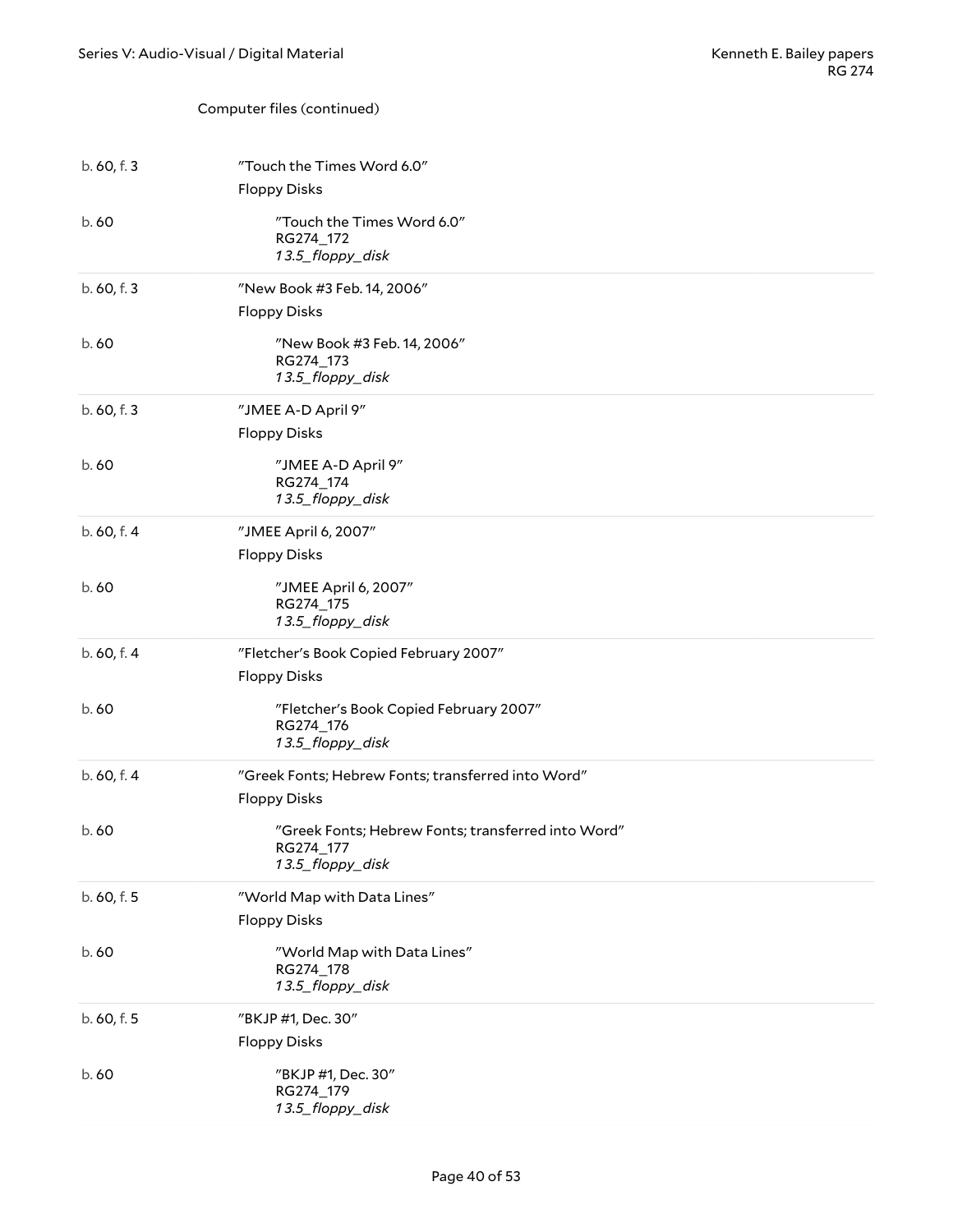Computer files (continued)

| | |
|---|---|
| b. 60, f. 3 | "Touch the Times Word 6.0"<br>Floppy Disks |
| b. 60 | "Touch the Times Word 6.0"<br>RG274_172<br>*1 3.5_floppy_disk* |
| b. 60, f. 3 | "New Book #3 Feb. 14, 2006"<br>Floppy Disks |
| b. 60 | "New Book #3 Feb. 14, 2006"<br>RG274_173<br>*1 3.5_floppy_disk* |
| b. 60, f. 3 | "JMEE A-D April 9"<br>Floppy Disks |
| b. 60 | "JMEE A-D April 9"<br>RG274_174<br>*1 3.5_floppy_disk* |
| b. 60, f. 4 | "JMEE April 6, 2007"<br>Floppy Disks |
| b. 60 | "JMEE April 6, 2007"<br>RG274_175<br>*1 3.5_floppy_disk* |
| b. 60, f. 4 | "Fletcher's Book Copied February 2007"<br>Floppy Disks |
| b. 60 | "Fletcher's Book Copied February 2007"<br>RG274_176<br>*1 3.5_floppy_disk* |
| b. 60, f. 4 | "Greek Fonts; Hebrew Fonts; transferred into Word"<br>Floppy Disks |
| b. 60 | "Greek Fonts; Hebrew Fonts; transferred into Word"<br>RG274_177<br>*1 3.5_floppy_disk* |
| b. 60, f. 5 | "World Map with Data Lines"<br>Floppy Disks |
| b. 60 | "World Map with Data Lines"<br>RG274_178<br>*1 3.5_floppy_disk* |
| b. 60, f. 5 | "BKJP #1, Dec. 30"<br>Floppy Disks |
| b. 60 | "BKJP #1, Dec. 30"<br>RG274_179<br>*1 3.5_floppy_disk* |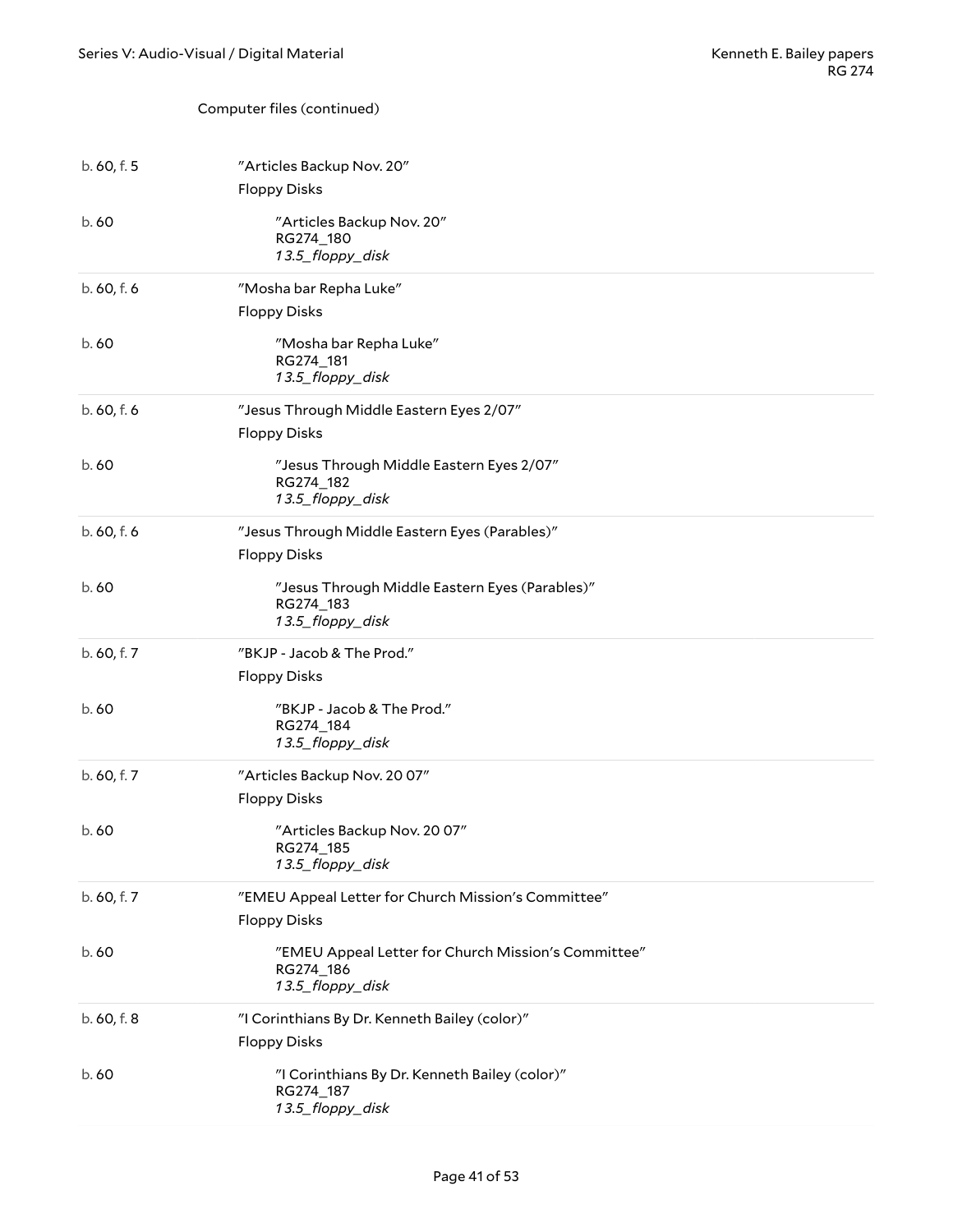Computer files (continued)

| | |
|---|---|
| b. 60, f. 5 | "Articles Backup Nov. 20"<br>Floppy Disks |
| b. 60 | "Articles Backup Nov. 20"<br>RG274_180<br>*13.5_floppy_disk* |
| b. 60, f. 6 | "Mosha bar Repha Luke"<br>Floppy Disks |
| b. 60 | "Mosha bar Repha Luke"<br>RG274_181<br>*13.5_floppy_disk* |
| b. 60, f. 6 | "Jesus Through Middle Eastern Eyes 2/07"<br>Floppy Disks |
| b. 60 | "Jesus Through Middle Eastern Eyes 2/07"<br>RG274_182<br>*13.5_floppy_disk* |
| b. 60, f. 6 | "Jesus Through Middle Eastern Eyes (Parables)"<br>Floppy Disks |
| b. 60 | "Jesus Through Middle Eastern Eyes (Parables)"<br>RG274_183<br>*13.5_floppy_disk* |
| b. 60, f. 7 | "BKJP - Jacob & The Prod."<br>Floppy Disks |
| b. 60 | "BKJP - Jacob & The Prod."<br>RG274_184<br>*13.5_floppy_disk* |
| b. 60, f. 7 | "Articles Backup Nov. 20 07"<br>Floppy Disks |
| b. 60 | "Articles Backup Nov. 20 07"<br>RG274_185<br>*13.5_floppy_disk* |
| b. 60, f. 7 | "EMEU Appeal Letter for Church Mission's Committee"<br>Floppy Disks |
| b. 60 | "EMEU Appeal Letter for Church Mission's Committee"<br>RG274_186<br>*13.5_floppy_disk* |
| b. 60, f. 8 | "I Corinthians By Dr. Kenneth Bailey (color)"<br>Floppy Disks |
| b. 60 | "I Corinthians By Dr. Kenneth Bailey (color)"<br>RG274_187<br>*13.5_floppy_disk* |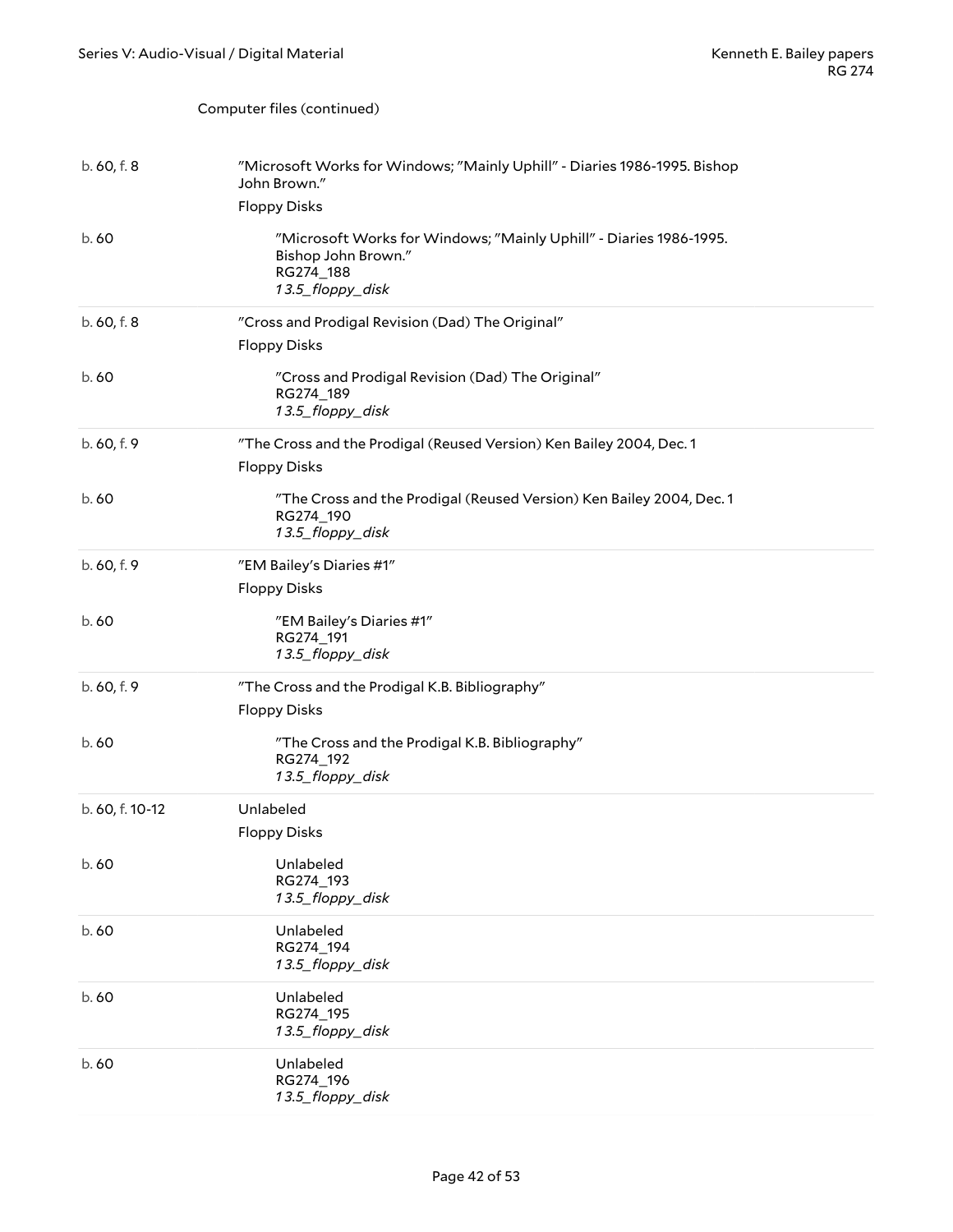Computer files (continued)

| | |
|---|---|
| b. 60, f. 8 | "Microsoft Works for Windows; "Mainly Uphill" - Diaries 1986-1995. Bishop John Brown." Floppy Disks |
| b. 60 | "Microsoft Works for Windows; "Mainly Uphill" - Diaries 1986-1995. Bishop John Brown." RG274_188 *13.5_floppy_disk* |
| b. 60, f. 8 | "Cross and Prodigal Revision (Dad) The Original" Floppy Disks |
| b. 60 | "Cross and Prodigal Revision (Dad) The Original" RG274_189 *13.5_floppy_disk* |
| b. 60, f. 9 | "The Cross and the Prodigal (Reused Version) Ken Bailey 2004, Dec. 1 Floppy Disks |
| b. 60 | "The Cross and the Prodigal (Reused Version) Ken Bailey 2004, Dec. 1 RG274_190 *13.5_floppy_disk* |
| b. 60, f. 9 | "EM Bailey's Diaries #1" Floppy Disks |
| b. 60 | "EM Bailey's Diaries #1" RG274_191 *13.5_floppy_disk* |
| b. 60, f. 9 | "The Cross and the Prodigal K.B. Bibliography" Floppy Disks |
| b. 60 | "The Cross and the Prodigal K.B. Bibliography" RG274_192 *13.5_floppy_disk* |
| b. 60, f. 10-12 | Unlabeled Floppy Disks |
| b. 60 | Unlabeled RG274_193 *13.5_floppy_disk* |
| b. 60 | Unlabeled RG274_194 *13.5_floppy_disk* |
| b. 60 | Unlabeled RG274_195 *13.5_floppy_disk* |
| b. 60 | Unlabeled RG274_196 *13.5_floppy_disk* |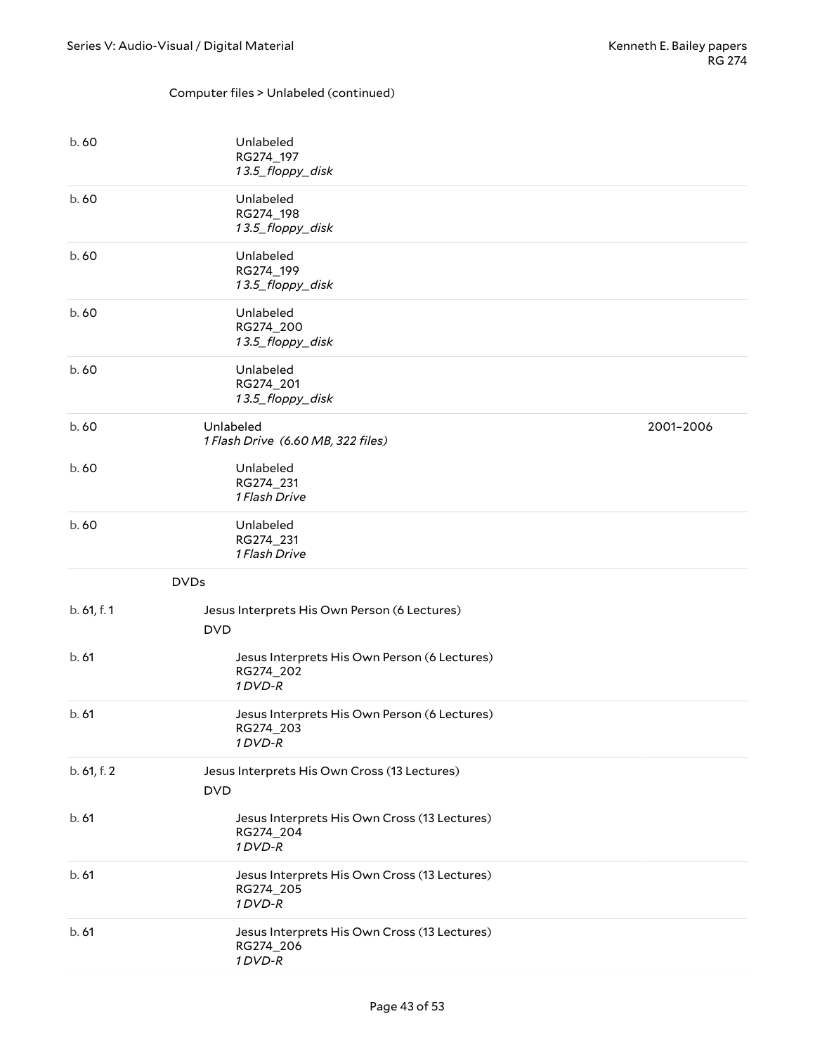Computer files > Unlabeled (continued)

| | | |
|---|---|---|
| b. 60 | Unlabeled<br>RG274_197<br>*1 3.5_floppy_disk* | |
| b. 60 | Unlabeled<br>RG274_198<br>*1 3.5_floppy_disk* | |
| b. 60 | Unlabeled<br>RG274_199<br>*1 3.5_floppy_disk* | |
| b. 60 | Unlabeled<br>RG274_200<br>*1 3.5_floppy_disk* | |
| b. 60 | Unlabeled<br>RG274_201<br>*1 3.5_floppy_disk* | |
| b. 60 | Unlabeled<br>*1 Flash Drive (6.60 MB, 322 files)* | 2001–2006 |
| b. 60 | Unlabeled<br>RG274_231<br>*1 Flash Drive* | |
| b. 60 | Unlabeled<br>RG274_231<br>*1 Flash Drive* | |

DVDs

| | | |
|---|---|---|
| b. 61, f. 1 | Jesus Interprets His Own Person (6 Lectures)<br>DVD | |
| b. 61 | Jesus Interprets His Own Person (6 Lectures)<br>RG274_202<br>*1 DVD-R* | |
| b. 61 | Jesus Interprets His Own Person (6 Lectures)<br>RG274_203<br>*1 DVD-R* | |
| b. 61, f. 2 | Jesus Interprets His Own Cross (13 Lectures)<br>DVD | |
| b. 61 | Jesus Interprets His Own Cross (13 Lectures)<br>RG274_204<br>*1 DVD-R* | |
| b. 61 | Jesus Interprets His Own Cross (13 Lectures)<br>RG274_205<br>*1 DVD-R* | |
| b. 61 | Jesus Interprets His Own Cross (13 Lectures)<br>RG274_206<br>*1 DVD-R* | |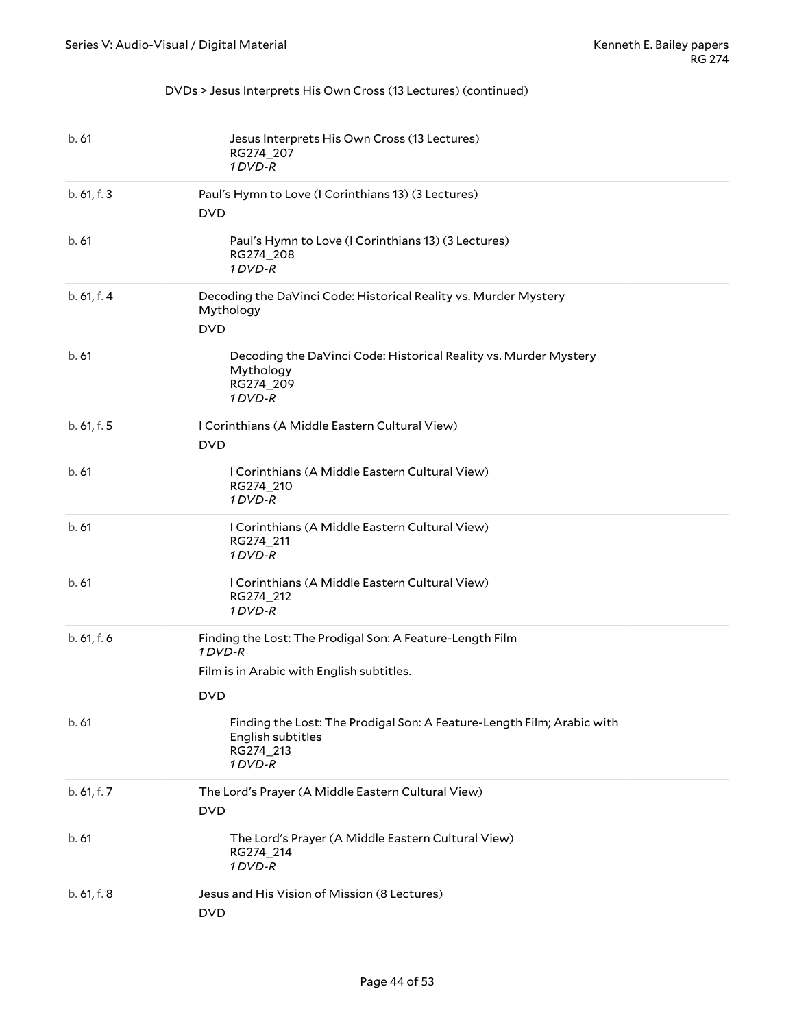DVDs > Jesus Interprets His Own Cross (13 Lectures) (continued)

| | |
|---|---|
| b. 61 | Jesus Interprets His Own Cross (13 Lectures)<br>RG274_207<br>*1 DVD-R* |
| b. 61, f. 3 | Paul's Hymn to Love (I Corinthians 13) (3 Lectures)<br>DVD |
| b. 61 | Paul's Hymn to Love (I Corinthians 13) (3 Lectures)<br>RG274_208<br>*1 DVD-R* |
| b. 61, f. 4 | Decoding the DaVinci Code: Historical Reality vs. Murder Mystery Mythology<br>DVD |
| b. 61 | Decoding the DaVinci Code: Historical Reality vs. Murder Mystery Mythology<br>RG274_209<br>*1 DVD-R* |
| b. 61, f. 5 | I Corinthians (A Middle Eastern Cultural View)<br>DVD |
| b. 61 | I Corinthians (A Middle Eastern Cultural View)<br>RG274_210<br>*1 DVD-R* |
| b. 61 | I Corinthians (A Middle Eastern Cultural View)<br>RG274_211<br>*1 DVD-R* |
| b. 61 | I Corinthians (A Middle Eastern Cultural View)<br>RG274_212<br>*1 DVD-R* |
| b. 61, f. 6 | Finding the Lost: The Prodigal Son: A Feature-Length Film<br>*1 DVD-R*<br>Film is in Arabic with English subtitles.<br>DVD |
| b. 61 | Finding the Lost: The Prodigal Son: A Feature-Length Film; Arabic with English subtitles<br>RG274_213<br>*1 DVD-R* |
| b. 61, f. 7 | The Lord's Prayer (A Middle Eastern Cultural View)<br>DVD |
| b. 61 | The Lord's Prayer (A Middle Eastern Cultural View)<br>RG274_214<br>*1 DVD-R* |
| b. 61, f. 8 | Jesus and His Vision of Mission (8 Lectures)<br>DVD |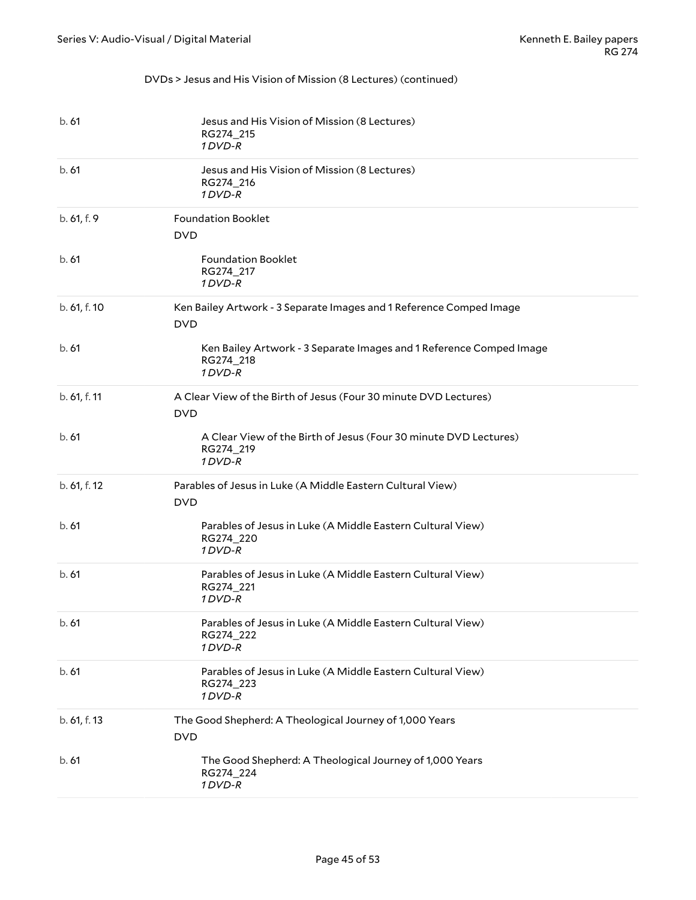DVDs > Jesus and His Vision of Mission (8 Lectures) (continued)

| | |
|---|---|
| b. 61 | Jesus and His Vision of Mission (8 Lectures)<br>RG274_215<br>*1 DVD-R* |
| b. 61 | Jesus and His Vision of Mission (8 Lectures)<br>RG274_216<br>*1 DVD-R* |
| b. 61, f. 9 | Foundation Booklet<br>DVD |
| b. 61 | Foundation Booklet<br>RG274_217<br>*1 DVD-R* |
| b. 61, f. 10 | Ken Bailey Artwork - 3 Separate Images and 1 Reference Comped Image<br>DVD |
| b. 61 | Ken Bailey Artwork - 3 Separate Images and 1 Reference Comped Image<br>RG274_218<br>*1 DVD-R* |
| b. 61, f. 11 | A Clear View of the Birth of Jesus (Four 30 minute DVD Lectures)<br>DVD |
| b. 61 | A Clear View of the Birth of Jesus (Four 30 minute DVD Lectures)<br>RG274_219<br>*1 DVD-R* |
| b. 61, f. 12 | Parables of Jesus in Luke (A Middle Eastern Cultural View)<br>DVD |
| b. 61 | Parables of Jesus in Luke (A Middle Eastern Cultural View)<br>RG274_220<br>*1 DVD-R* |
| b. 61 | Parables of Jesus in Luke (A Middle Eastern Cultural View)<br>RG274_221<br>*1 DVD-R* |
| b. 61 | Parables of Jesus in Luke (A Middle Eastern Cultural View)<br>RG274_222<br>*1 DVD-R* |
| b. 61 | Parables of Jesus in Luke (A Middle Eastern Cultural View)<br>RG274_223<br>*1 DVD-R* |
| b. 61, f. 13 | The Good Shepherd: A Theological Journey of 1,000 Years<br>DVD |
| b. 61 | The Good Shepherd: A Theological Journey of 1,000 Years<br>RG274_224<br>*1 DVD-R* |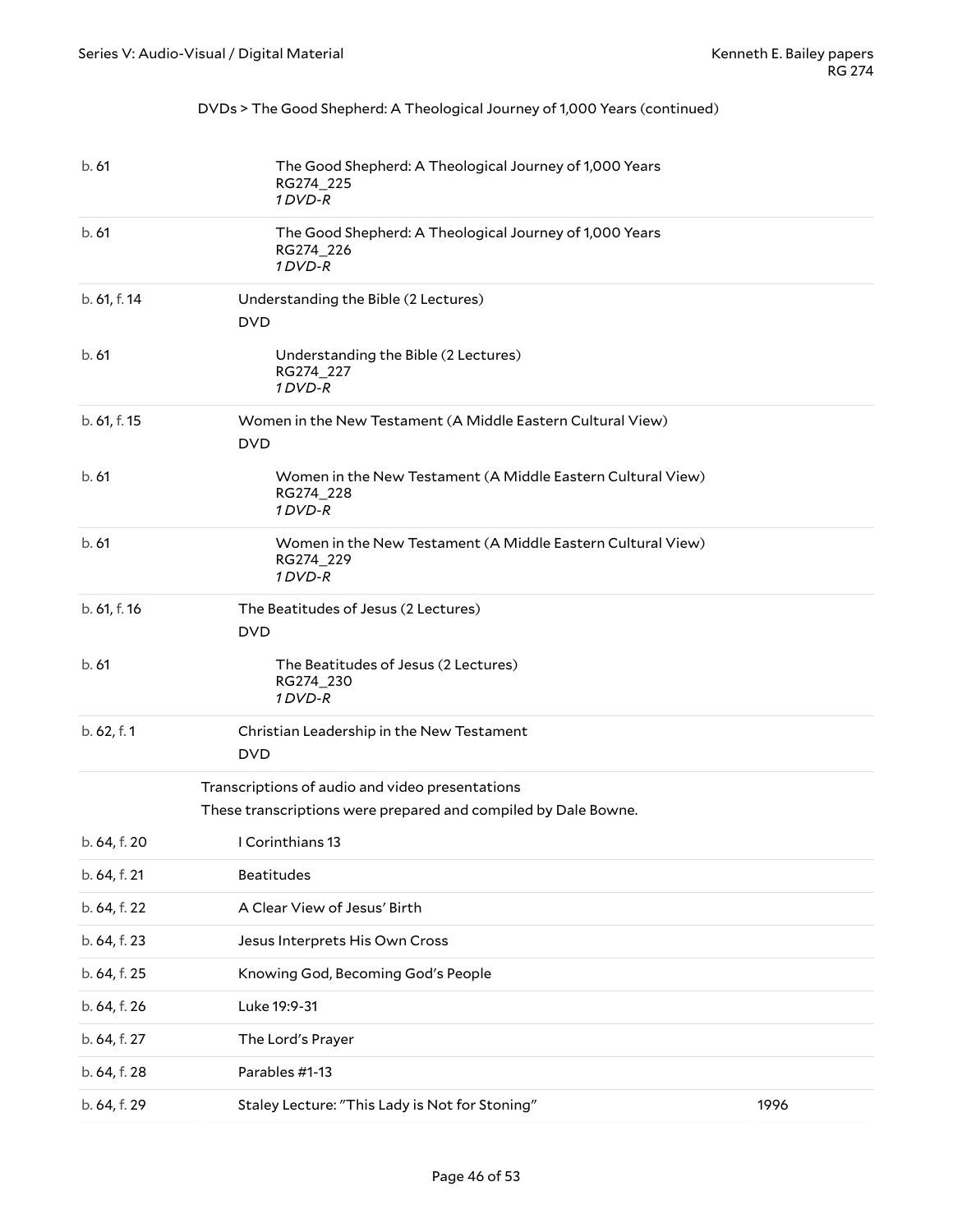DVDs > The Good Shepherd: A Theological Journey of 1,000 Years (continued)

| | | |
|---|---|---|
| b. 61 | The Good Shepherd: A Theological Journey of 1,000 Years<br>RG274_225<br>*1 DVD-R* | |
| b. 61 | The Good Shepherd: A Theological Journey of 1,000 Years<br>RG274_226<br>*1 DVD-R* | |
| b. 61, f. 14 | Understanding the Bible (2 Lectures)<br>DVD | |
| b. 61 | Understanding the Bible (2 Lectures)<br>RG274_227<br>*1 DVD-R* | |
| b. 61, f. 15 | Women in the New Testament (A Middle Eastern Cultural View)<br>DVD | |
| b. 61 | Women in the New Testament (A Middle Eastern Cultural View)<br>RG274_228<br>*1 DVD-R* | |
| b. 61 | Women in the New Testament (A Middle Eastern Cultural View)<br>RG274_229<br>*1 DVD-R* | |
| b. 61, f. 16 | The Beatitudes of Jesus (2 Lectures)<br>DVD | |
| b. 61 | The Beatitudes of Jesus (2 Lectures)<br>RG274_230<br>*1 DVD-R* | |
| b. 62, f. 1 | Christian Leadership in the New Testament<br>DVD | |

Transcriptions of audio and video presentations

These transcriptions were prepared and compiled by Dale Bowne.

| | | |
|---|---|---|
| b. 64, f. 20 | I Corinthians 13 | |
| b. 64, f. 21 | Beatitudes | |
| b. 64, f. 22 | A Clear View of Jesus' Birth | |
| b. 64, f. 23 | Jesus Interprets His Own Cross | |
| b. 64, f. 25 | Knowing God, Becoming God's People | |
| b. 64, f. 26 | Luke 19:9-31 | |
| b. 64, f. 27 | The Lord's Prayer | |
| b. 64, f. 28 | Parables #1-13 | |
| b. 64, f. 29 | Staley Lecture: "This Lady is Not for Stoning" | 1996 |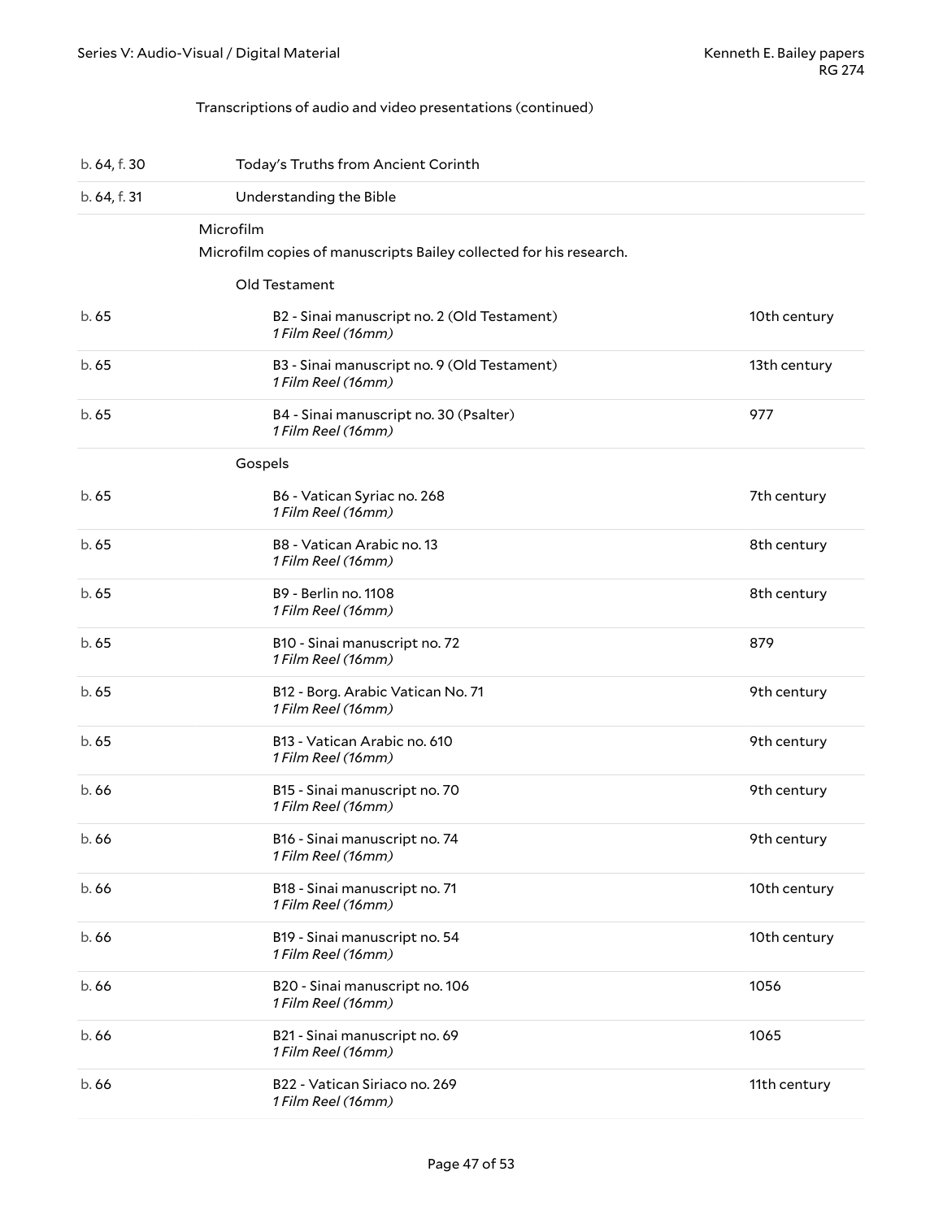Transcriptions of audio and video presentations (continued)

| | | |
|---|---|---|
| b. 64, f. 30 | Today's Truths from Ancient Corinth | |
| b. 64, f. 31 | Understanding the Bible | |

Microfilm

Microfilm copies of manuscripts Bailey collected for his research.

Old Testament

| | | |
|---|---|---|
| b. 65 | B2 - Sinai manuscript no. 2 (Old Testament)<br>*1 Film Reel (16mm)* | 10th century |
| b. 65 | B3 - Sinai manuscript no. 9 (Old Testament)<br>*1 Film Reel (16mm)* | 13th century |
| b. 65 | B4 - Sinai manuscript no. 30 (Psalter)<br>*1 Film Reel (16mm)* | 977 |

Gospels

| | | |
|---|---|---|
| b. 65 | B6 - Vatican Syriac no. 268<br>*1 Film Reel (16mm)* | 7th century |
| b. 65 | B8 - Vatican Arabic no. 13<br>*1 Film Reel (16mm)* | 8th century |
| b. 65 | B9 - Berlin no. 1108<br>*1 Film Reel (16mm)* | 8th century |
| b. 65 | B10 - Sinai manuscript no. 72<br>*1 Film Reel (16mm)* | 879 |
| b. 65 | B12 - Borg. Arabic Vatican No. 71<br>*1 Film Reel (16mm)* | 9th century |
| b. 65 | B13 - Vatican Arabic no. 610<br>*1 Film Reel (16mm)* | 9th century |
| b. 66 | B15 - Sinai manuscript no. 70<br>*1 Film Reel (16mm)* | 9th century |
| b. 66 | B16 - Sinai manuscript no. 74<br>*1 Film Reel (16mm)* | 9th century |
| b. 66 | B18 - Sinai manuscript no. 71<br>*1 Film Reel (16mm)* | 10th century |
| b. 66 | B19 - Sinai manuscript no. 54<br>*1 Film Reel (16mm)* | 10th century |
| b. 66 | B20 - Sinai manuscript no. 106<br>*1 Film Reel (16mm)* | 1056 |
| b. 66 | B21 - Sinai manuscript no. 69<br>*1 Film Reel (16mm)* | 1065 |
| b. 66 | B22 - Vatican Siriaco no. 269<br>*1 Film Reel (16mm)* | 11th century |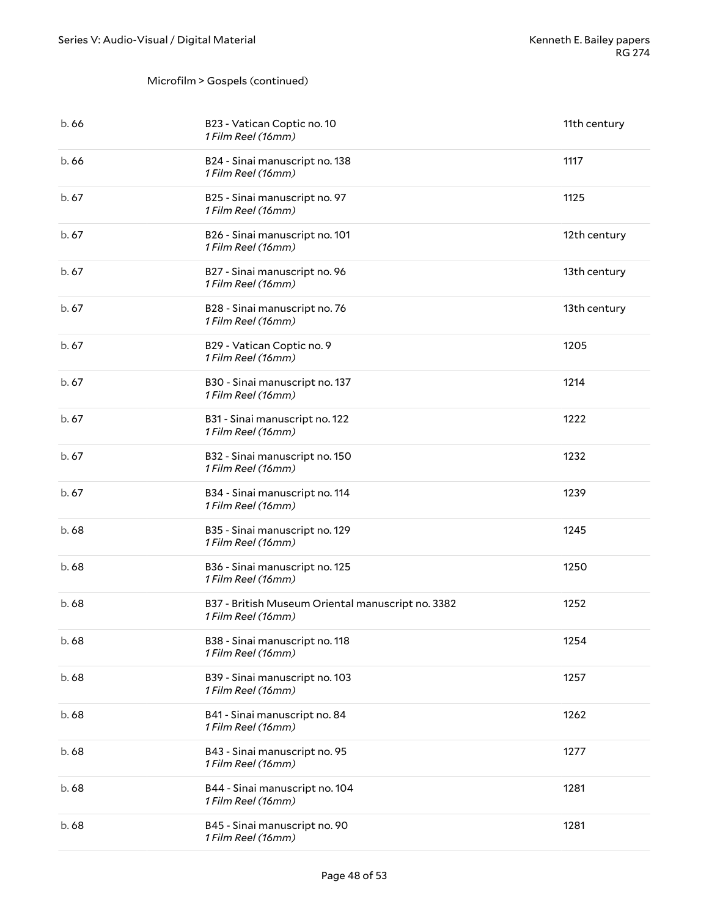Microfilm > Gospels (continued)

| | | |
|---|---|---|
| b. 66 | B23 - Vatican Coptic no. 10<br>*1 Film Reel (16mm)* | 11th century |
| b. 66 | B24 - Sinai manuscript no. 138<br>*1 Film Reel (16mm)* | 1117 |
| b. 67 | B25 - Sinai manuscript no. 97<br>*1 Film Reel (16mm)* | 1125 |
| b. 67 | B26 - Sinai manuscript no. 101<br>*1 Film Reel (16mm)* | 12th century |
| b. 67 | B27 - Sinai manuscript no. 96<br>*1 Film Reel (16mm)* | 13th century |
| b. 67 | B28 - Sinai manuscript no. 76<br>*1 Film Reel (16mm)* | 13th century |
| b. 67 | B29 - Vatican Coptic no. 9<br>*1 Film Reel (16mm)* | 1205 |
| b. 67 | B30 - Sinai manuscript no. 137<br>*1 Film Reel (16mm)* | 1214 |
| b. 67 | B31 - Sinai manuscript no. 122<br>*1 Film Reel (16mm)* | 1222 |
| b. 67 | B32 - Sinai manuscript no. 150<br>*1 Film Reel (16mm)* | 1232 |
| b. 67 | B34 - Sinai manuscript no. 114<br>*1 Film Reel (16mm)* | 1239 |
| b. 68 | B35 - Sinai manuscript no. 129<br>*1 Film Reel (16mm)* | 1245 |
| b. 68 | B36 - Sinai manuscript no. 125<br>*1 Film Reel (16mm)* | 1250 |
| b. 68 | B37 - British Museum Oriental manuscript no. 3382<br>*1 Film Reel (16mm)* | 1252 |
| b. 68 | B38 - Sinai manuscript no. 118<br>*1 Film Reel (16mm)* | 1254 |
| b. 68 | B39 - Sinai manuscript no. 103<br>*1 Film Reel (16mm)* | 1257 |
| b. 68 | B41 - Sinai manuscript no. 84<br>*1 Film Reel (16mm)* | 1262 |
| b. 68 | B43 - Sinai manuscript no. 95<br>*1 Film Reel (16mm)* | 1277 |
| b. 68 | B44 - Sinai manuscript no. 104<br>*1 Film Reel (16mm)* | 1281 |
| b. 68 | B45 - Sinai manuscript no. 90<br>*1 Film Reel (16mm)* | 1281 |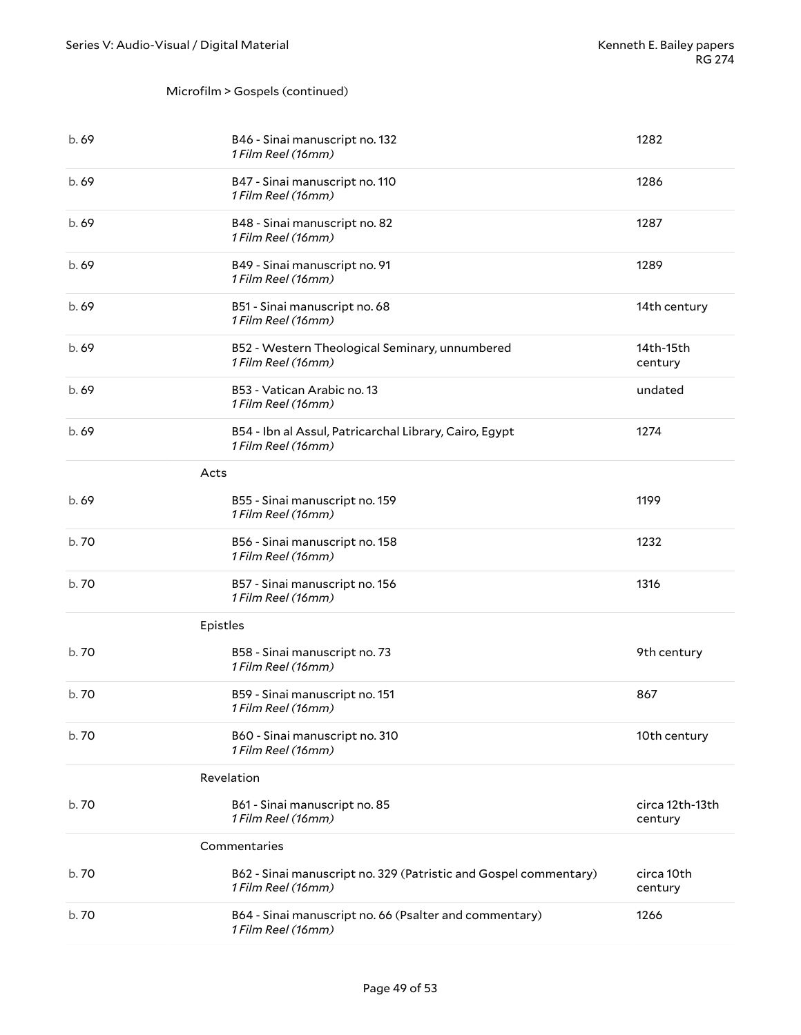Microfilm > Gospels (continued)

| | | |
|---|---|---|
| b. 69 | B46 - Sinai manuscript no. 132<br>*1 Film Reel (16mm)* | 1282 |
| b. 69 | B47 - Sinai manuscript no. 110<br>*1 Film Reel (16mm)* | 1286 |
| b. 69 | B48 - Sinai manuscript no. 82<br>*1 Film Reel (16mm)* | 1287 |
| b. 69 | B49 - Sinai manuscript no. 91<br>*1 Film Reel (16mm)* | 1289 |
| b. 69 | B51 - Sinai manuscript no. 68<br>*1 Film Reel (16mm)* | 14th century |
| b. 69 | B52 - Western Theological Seminary, unnumbered<br>*1 Film Reel (16mm)* | 14th-15th century |
| b. 69 | B53 - Vatican Arabic no. 13<br>*1 Film Reel (16mm)* | undated |
| b. 69 | B54 - Ibn al Assul, Patricarchal Library, Cairo, Egypt<br>*1 Film Reel (16mm)* | 1274 |

Acts

| | | |
|---|---|---|
| b. 69 | B55 - Sinai manuscript no. 159<br>*1 Film Reel (16mm)* | 1199 |
| b. 70 | B56 - Sinai manuscript no. 158<br>*1 Film Reel (16mm)* | 1232 |
| b. 70 | B57 - Sinai manuscript no. 156<br>*1 Film Reel (16mm)* | 1316 |

Epistles

| | | |
|---|---|---|
| b. 70 | B58 - Sinai manuscript no. 73<br>*1 Film Reel (16mm)* | 9th century |
| b. 70 | B59 - Sinai manuscript no. 151<br>*1 Film Reel (16mm)* | 867 |
| b. 70 | B60 - Sinai manuscript no. 310<br>*1 Film Reel (16mm)* | 10th century |

Revelation

| | | |
|---|---|---|
| b. 70 | B61 - Sinai manuscript no. 85<br>*1 Film Reel (16mm)* | circa 12th-13th century |

Commentaries

| | | |
|---|---|---|
| b. 70 | B62 - Sinai manuscript no. 329 (Patristic and Gospel commentary)<br>*1 Film Reel (16mm)* | circa 10th century |
| b. 70 | B64 - Sinai manuscript no. 66 (Psalter and commentary)<br>*1 Film Reel (16mm)* | 1266 |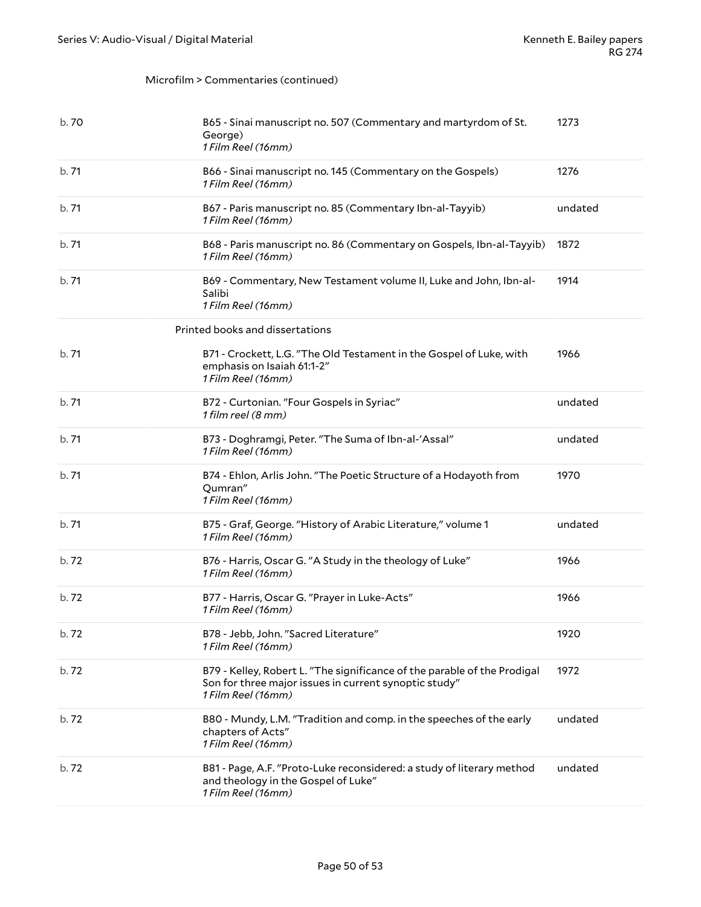Microfilm > Commentaries (continued)

| | | |
|---|---|---|
| b. 70 | B65 - Sinai manuscript no. 507 (Commentary and martyrdom of St. George)<br>*1 Film Reel (16mm)* | 1273 |
| b. 71 | B66 - Sinai manuscript no. 145 (Commentary on the Gospels)<br>*1 Film Reel (16mm)* | 1276 |
| b. 71 | B67 - Paris manuscript no. 85 (Commentary Ibn-al-Tayyib)<br>*1 Film Reel (16mm)* | undated |
| b. 71 | B68 - Paris manuscript no. 86 (Commentary on Gospels, Ibn-al-Tayyib)<br>*1 Film Reel (16mm)* | 1872 |
| b. 71 | B69 - Commentary, New Testament volume II, Luke and John, Ibn-al-Salibi<br>*1 Film Reel (16mm)* | 1914 |
| | Printed books and dissertations | |
| b. 71 | B71 - Crockett, L.G. "The Old Testament in the Gospel of Luke, with emphasis on Isaiah 61:1-2"<br>*1 Film Reel (16mm)* | 1966 |
| b. 71 | B72 - Curtonian. "Four Gospels in Syriac"<br>*1 film reel (8 mm)* | undated |
| b. 71 | B73 - Doghramgi, Peter. "The Suma of Ibn-al-'Assal"<br>*1 Film Reel (16mm)* | undated |
| b. 71 | B74 - Ehlon, Arlis John. "The Poetic Structure of a Hodayoth from Qumran"<br>*1 Film Reel (16mm)* | 1970 |
| b. 71 | B75 - Graf, George. "History of Arabic Literature," volume 1<br>*1 Film Reel (16mm)* | undated |
| b. 72 | B76 - Harris, Oscar G. "A Study in the theology of Luke"<br>*1 Film Reel (16mm)* | 1966 |
| b. 72 | B77 - Harris, Oscar G. "Prayer in Luke-Acts"<br>*1 Film Reel (16mm)* | 1966 |
| b. 72 | B78 - Jebb, John. "Sacred Literature"<br>*1 Film Reel (16mm)* | 1920 |
| b. 72 | B79 - Kelley, Robert L. "The significance of the parable of the Prodigal Son for three major issues in current synoptic study"<br>*1 Film Reel (16mm)* | 1972 |
| b. 72 | B80 - Mundy, L.M. "Tradition and comp. in the speeches of the early chapters of Acts"<br>*1 Film Reel (16mm)* | undated |
| b. 72 | B81 - Page, A.F. "Proto-Luke reconsidered: a study of literary method and theology in the Gospel of Luke"<br>*1 Film Reel (16mm)* | undated |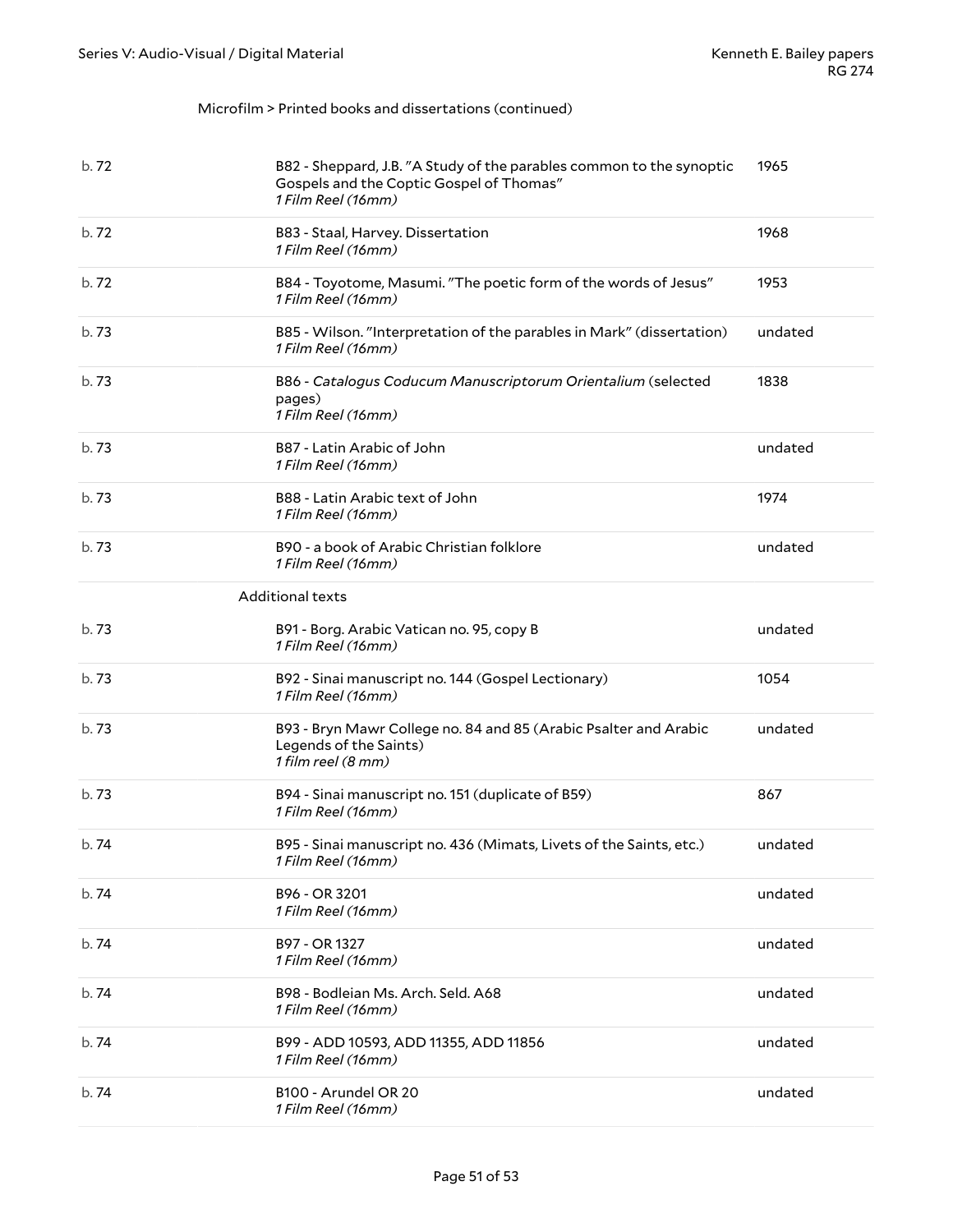Microfilm > Printed books and dissertations (continued)

| | | |
|---|---|---|
| b. 72 | B82 - Sheppard, J.B. "A Study of the parables common to the synoptic Gospels and the Coptic Gospel of Thomas"<br>*1 Film Reel (16mm)* | 1965 |
| b. 72 | B83 - Staal, Harvey. Dissertation<br>*1 Film Reel (16mm)* | 1968 |
| b. 72 | B84 - Toyotome, Masumi. "The poetic form of the words of Jesus"<br>*1 Film Reel (16mm)* | 1953 |
| b. 73 | B85 - Wilson. "Interpretation of the parables in Mark" (dissertation)<br>*1 Film Reel (16mm)* | undated |
| b. 73 | B86 - *Catalogus Coducum Manuscriptorum Orientalium* (selected pages)<br>*1 Film Reel (16mm)* | 1838 |
| b. 73 | B87 - Latin Arabic of John<br>*1 Film Reel (16mm)* | undated |
| b. 73 | B88 - Latin Arabic text of John<br>*1 Film Reel (16mm)* | 1974 |
| b. 73 | B90 - a book of Arabic Christian folklore<br>*1 Film Reel (16mm)* | undated |

Additional texts

| | | |
|---|---|---|
| b. 73 | B91 - Borg. Arabic Vatican no. 95, copy B<br>*1 Film Reel (16mm)* | undated |
| b. 73 | B92 - Sinai manuscript no. 144 (Gospel Lectionary)<br>*1 Film Reel (16mm)* | 1054 |
| b. 73 | B93 - Bryn Mawr College no. 84 and 85 (Arabic Psalter and Arabic Legends of the Saints)<br>*1 film reel (8 mm)* | undated |
| b. 73 | B94 - Sinai manuscript no. 151 (duplicate of B59)<br>*1 Film Reel (16mm)* | 867 |
| b. 74 | B95 - Sinai manuscript no. 436 (Mimats, Livets of the Saints, etc.)<br>*1 Film Reel (16mm)* | undated |
| b. 74 | B96 - OR 3201<br>*1 Film Reel (16mm)* | undated |
| b. 74 | B97 - OR 1327<br>*1 Film Reel (16mm)* | undated |
| b. 74 | B98 - Bodleian Ms. Arch. Seld. A68<br>*1 Film Reel (16mm)* | undated |
| b. 74 | B99 - ADD 10593, ADD 11355, ADD 11856<br>*1 Film Reel (16mm)* | undated |
| b. 74 | B100 - Arundel OR 20<br>*1 Film Reel (16mm)* | undated |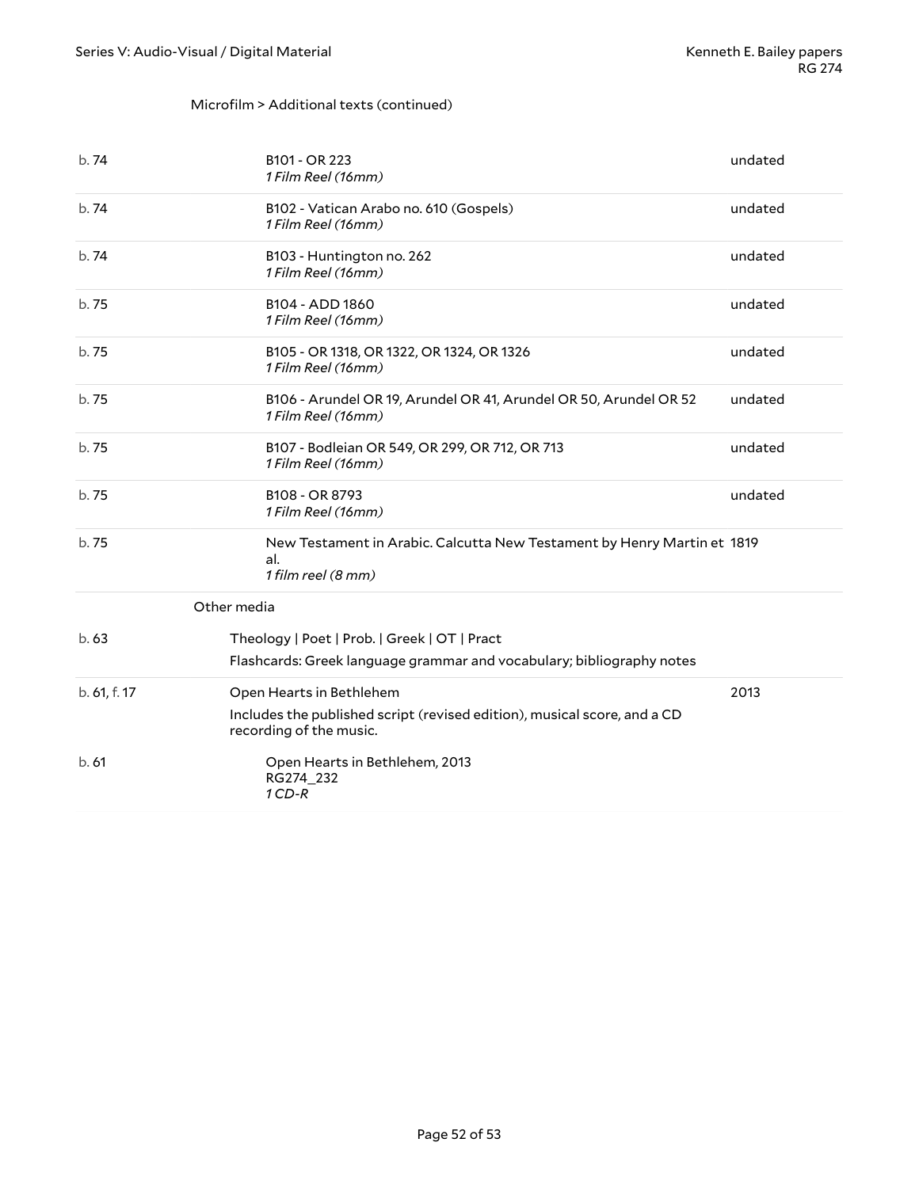Microfilm > Additional texts (continued)

| | | |
|---|---|---|
| b. 74 | B101 - OR 223<br>*1 Film Reel (16mm)* | undated |
| b. 74 | B102 - Vatican Arabo no. 610 (Gospels)<br>*1 Film Reel (16mm)* | undated |
| b. 74 | B103 - Huntington no. 262<br>*1 Film Reel (16mm)* | undated |
| b. 75 | B104 - ADD 1860<br>*1 Film Reel (16mm)* | undated |
| b. 75 | B105 - OR 1318, OR 1322, OR 1324, OR 1326<br>*1 Film Reel (16mm)* | undated |
| b. 75 | B106 - Arundel OR 19, Arundel OR 41, Arundel OR 50, Arundel OR 52<br>*1 Film Reel (16mm)* | undated |
| b. 75 | B107 - Bodleian OR 549, OR 299, OR 712, OR 713<br>*1 Film Reel (16mm)* | undated |
| b. 75 | B108 - OR 8793<br>*1 Film Reel (16mm)* | undated |
| b. 75 | New Testament in Arabic. Calcutta New Testament by Henry Martin et al.<br>*1 film reel (8 mm)* | 1819 |

Other media

| | | |
|---|---|---|
| b. 63 | Theology \| Poet \| Prob. \| Greek \| OT \| Pract<br>Flashcards: Greek language grammar and vocabulary; bibliography notes | |
| b. 61, f. 17 | Open Hearts in Bethlehem<br>Includes the published script (revised edition), musical score, and a CD recording of the music. | 2013 |
| b. 61 | Open Hearts in Bethlehem, 2013<br>RG274_232<br>*1 CD-R* | |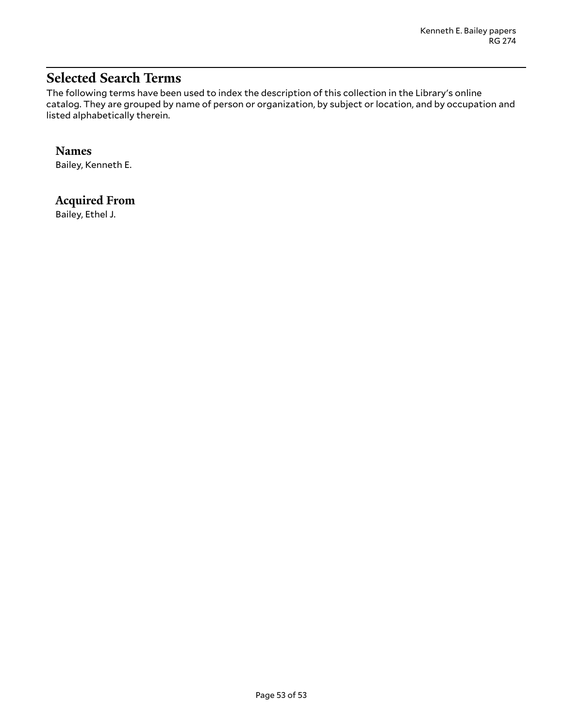## Selected Search Terms

The following terms have been used to index the description of this collection in the Library's online catalog. They are grouped by name of person or organization, by subject or location, and by occupation and listed alphabetically therein.

### Names

Bailey, Kenneth E.

### Acquired From

Bailey, Ethel J.